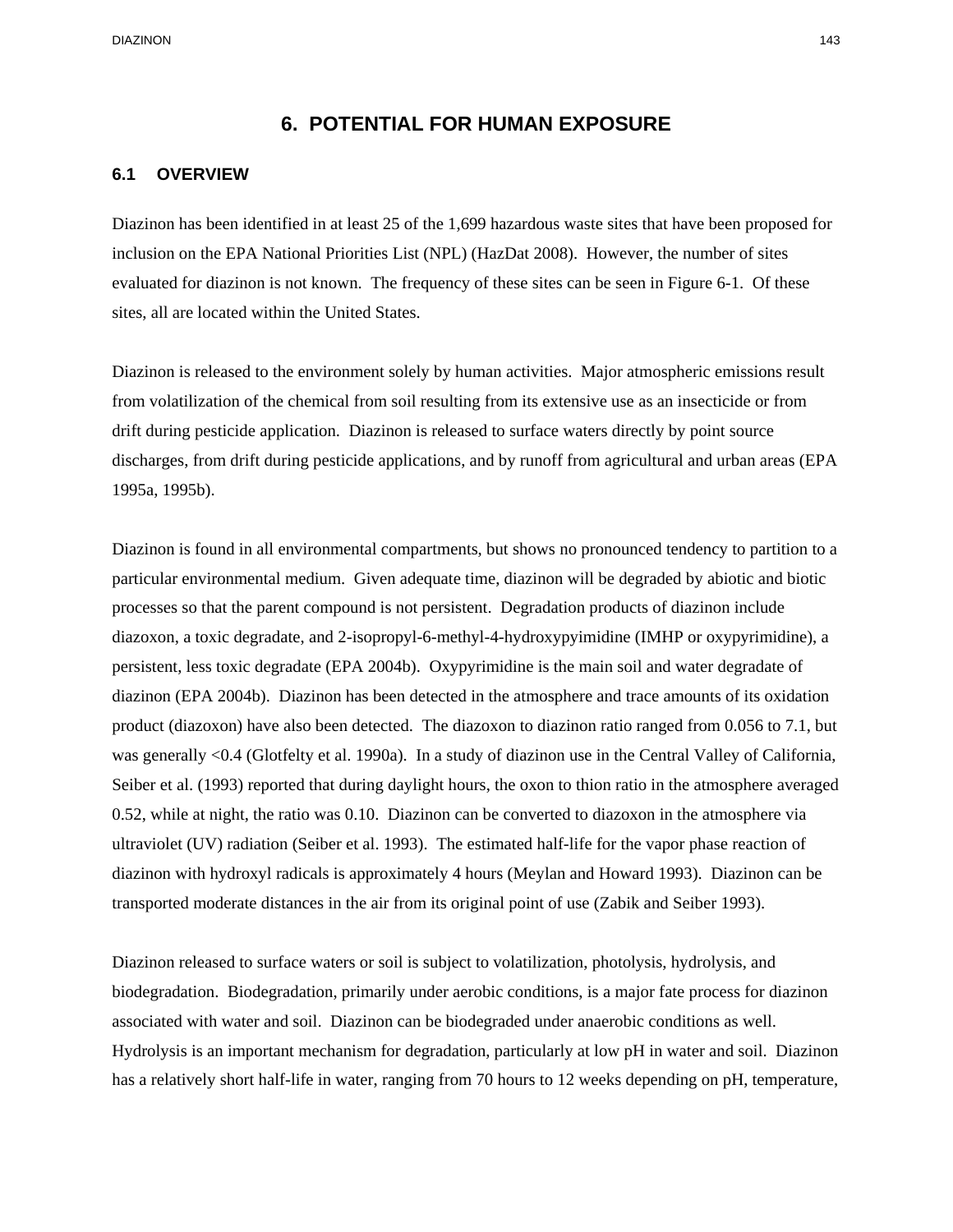# 6. POTENTIAL FOR HUMAN EXPOSURE

## 6.1 OVERVIEW

Diazinon has been identified in at least 25 of the 1,699 hazardous waste sites that have been proposed for inclusion on the EPA National Priorities List (NPL) (HazDat 2008). However, the number of sites evaluated for diazinon is not known. The frequency of these sites can be seen in Figure 6-1. Of these sites, all are located within the United States.

Diazinon is released to the environment solely by human activities. Major atmospheric emissions result from volatilization of the chemical from soil resulting from its extensive use as an insecticide or from drift during pesticide application. Diazinon is released to surface waters directly by point source discharges, from drift during pesticide applications, and by runoff from agricultural and urban areas (EPA 1995a, 1995b).

Diazinon is found in all environmental compartments, but shows no pronounced tendency to partition to a particular environmental medium. Given adequate time, diazinon will be degraded by abiotic and biotic processes so that the parent compound is not persistent. Degradation products of diazinon include diazoxon, a toxic degradate, and 2-isopropyl-6-methyl-4-hydroxypyimidine (IMHP or oxypyrimidine), a persistent, less toxic degradate (EPA 2004b). Oxypyrimidine is the main soil and water degradate of diazinon (EPA 2004b). Diazinon has been detected in the atmosphere and trace amounts of its oxidation product (diazoxon) have also been detected. The diazoxon to diazinon ratio ranged from 0.056 to 7.1, but was generally <0.4 (Glotfelty et al. 1990a). In a study of diazinon use in the Central Valley of California, Seiber et al. (1993) reported that during daylight hours, the oxon to thion ratio in the atmosphere averaged 0.52, while at night, the ratio was 0.10. Diazinon can be converted to diazoxon in the atmosphere via ultraviolet (UV) radiation (Seiber et al. 1993). The estimated half-life for the vapor phase reaction of diazinon with hydroxyl radicals is approximately 4 hours (Meylan and Howard 1993). Diazinon can be transported moderate distances in the air from its original point of use (Zabik and Seiber 1993).

Diazinon released to surface waters or soil is subject to volatilization, photolysis, hydrolysis, and biodegradation. Biodegradation, primarily under aerobic conditions, is a major fate process for diazinon associated with water and soil. Diazinon can be biodegraded under anaerobic conditions as well. Hydrolysis is an important mechanism for degradation, particularly at low pH in water and soil. Diazinon has a relatively short half-life in water, ranging from 70 hours to 12 weeks depending on pH, temperature,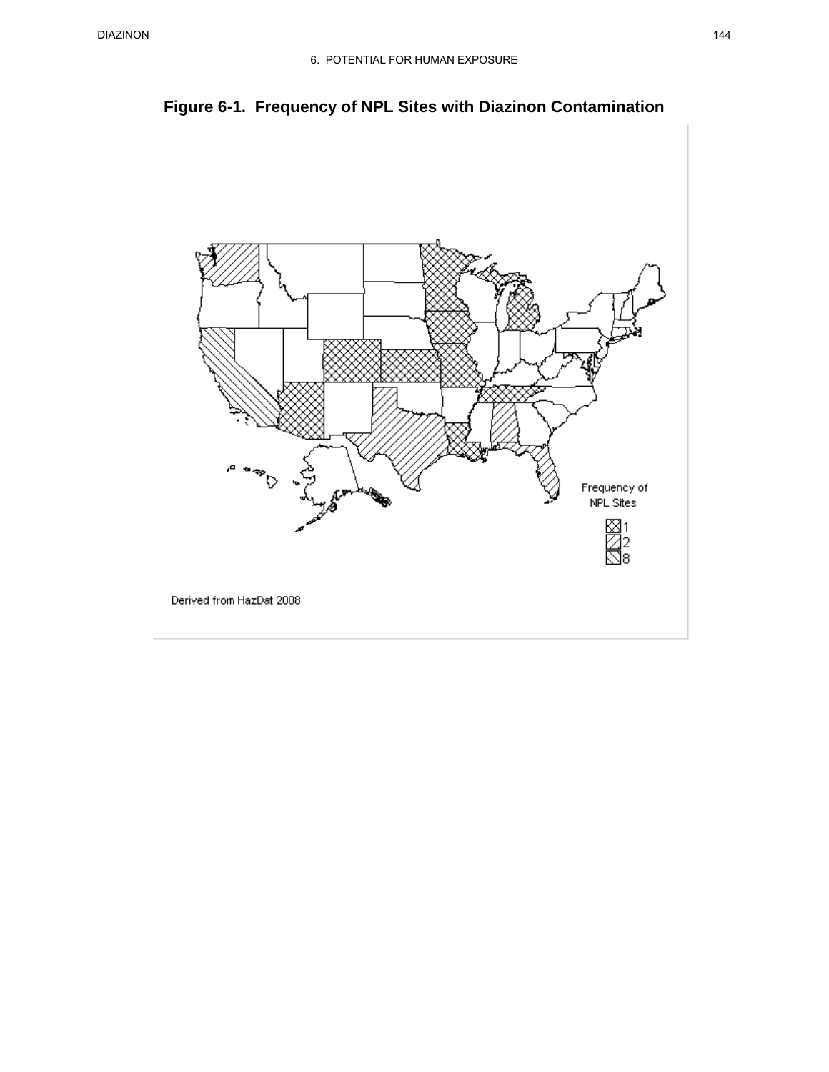**Figure 6-1. Frequency of NPL Sites with Diazinon Contamination**

Frequency of NPL Sites

1

2

8

Derived from HazDat 2008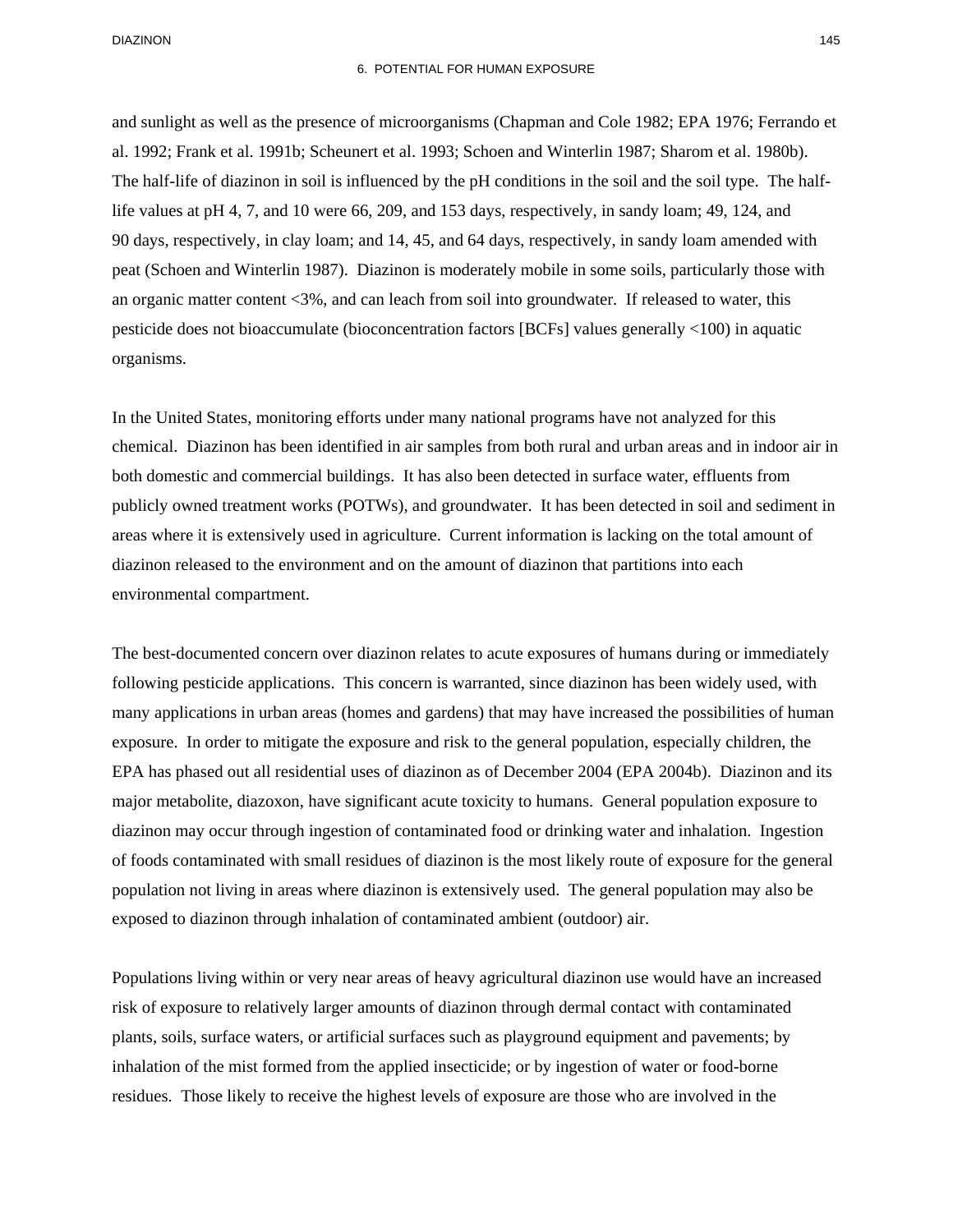and sunlight as well as the presence of microorganisms (Chapman and Cole 1982; EPA 1976; Ferrando et al. 1992; Frank et al. 1991b; Scheunert et al. 1993; Schoen and Winterlin 1987; Sharom et al. 1980b). The half-life of diazinon in soil is influenced by the pH conditions in the soil and the soil type. The half-life values at pH 4, 7, and 10 were 66, 209, and 153 days, respectively, in sandy loam; 49, 124, and 90 days, respectively, in clay loam; and 14, 45, and 64 days, respectively, in sandy loam amended with peat (Schoen and Winterlin 1987). Diazinon is moderately mobile in some soils, particularly those with an organic matter content <3%, and can leach from soil into groundwater. If released to water, this pesticide does not bioaccumulate (bioconcentration factors [BCFs] values generally <100) in aquatic organisms.

In the United States, monitoring efforts under many national programs have not analyzed for this chemical. Diazinon has been identified in air samples from both rural and urban areas and in indoor air in both domestic and commercial buildings. It has also been detected in surface water, effluents from publicly owned treatment works (POTWs), and groundwater. It has been detected in soil and sediment in areas where it is extensively used in agriculture. Current information is lacking on the total amount of diazinon released to the environment and on the amount of diazinon that partitions into each environmental compartment.

The best-documented concern over diazinon relates to acute exposures of humans during or immediately following pesticide applications. This concern is warranted, since diazinon has been widely used, with many applications in urban areas (homes and gardens) that may have increased the possibilities of human exposure. In order to mitigate the exposure and risk to the general population, especially children, the EPA has phased out all residential uses of diazinon as of December 2004 (EPA 2004b). Diazinon and its major metabolite, diazoxon, have significant acute toxicity to humans. General population exposure to diazinon may occur through ingestion of contaminated food or drinking water and inhalation. Ingestion of foods contaminated with small residues of diazinon is the most likely route of exposure for the general population not living in areas where diazinon is extensively used. The general population may also be exposed to diazinon through inhalation of contaminated ambient (outdoor) air.

Populations living within or very near areas of heavy agricultural diazinon use would have an increased risk of exposure to relatively larger amounts of diazinon through dermal contact with contaminated plants, soils, surface waters, or artificial surfaces such as playground equipment and pavements; by inhalation of the mist formed from the applied insecticide; or by ingestion of water or food-borne residues. Those likely to receive the highest levels of exposure are those who are involved in the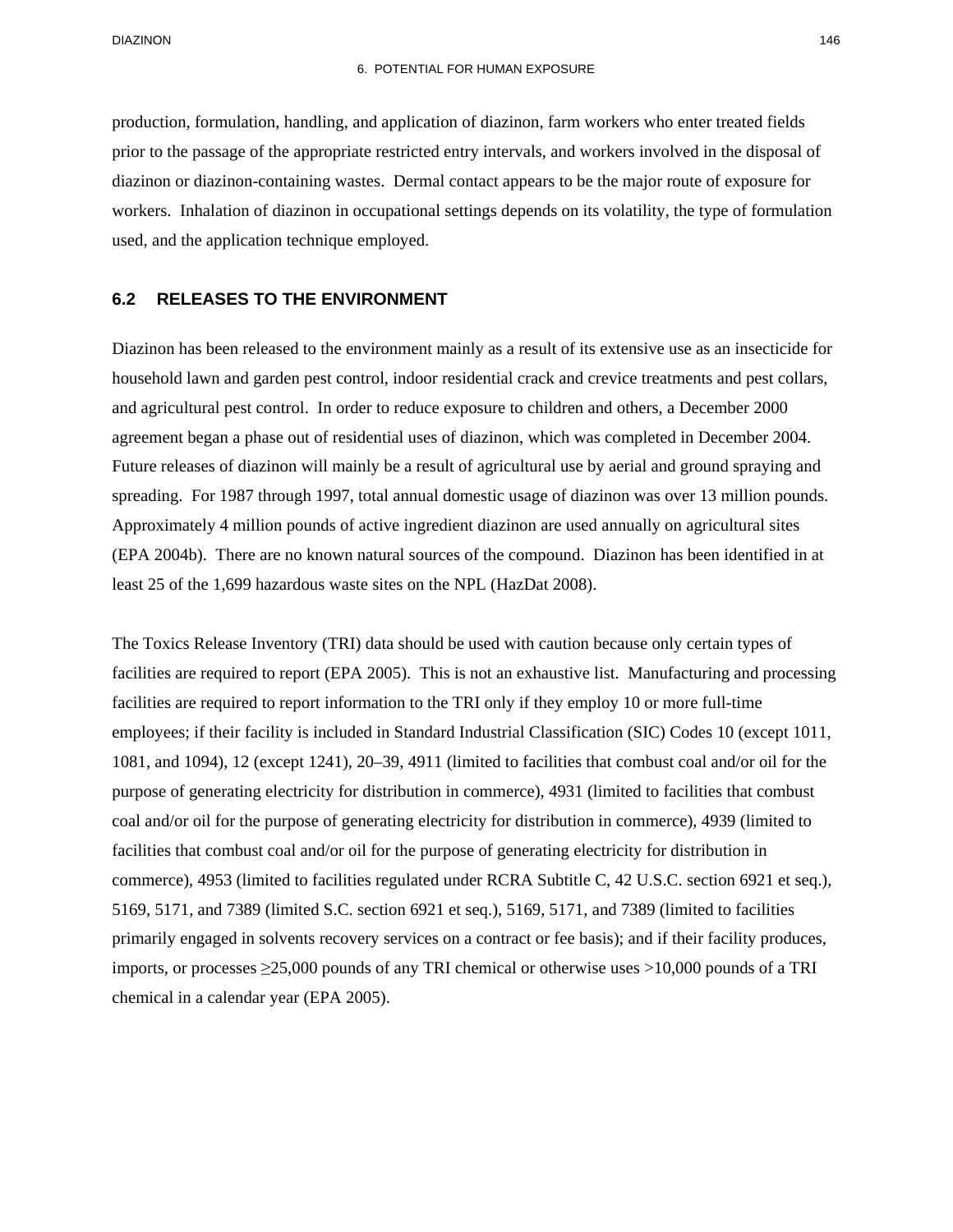production, formulation, handling, and application of diazinon, farm workers who enter treated fields prior to the passage of the appropriate restricted entry intervals, and workers involved in the disposal of diazinon or diazinon-containing wastes. Dermal contact appears to be the major route of exposure for workers. Inhalation of diazinon in occupational settings depends on its volatility, the type of formulation used, and the application technique employed.

## 6.2 RELEASES TO THE ENVIRONMENT

Diazinon has been released to the environment mainly as a result of its extensive use as an insecticide for household lawn and garden pest control, indoor residential crack and crevice treatments and pest collars, and agricultural pest control. In order to reduce exposure to children and others, a December 2000 agreement began a phase out of residential uses of diazinon, which was completed in December 2004. Future releases of diazinon will mainly be a result of agricultural use by aerial and ground spraying and spreading. For 1987 through 1997, total annual domestic usage of diazinon was over 13 million pounds. Approximately 4 million pounds of active ingredient diazinon are used annually on agricultural sites (EPA 2004b). There are no known natural sources of the compound. Diazinon has been identified in at least 25 of the 1,699 hazardous waste sites on the NPL (HazDat 2008).

The Toxics Release Inventory (TRI) data should be used with caution because only certain types of facilities are required to report (EPA 2005). This is not an exhaustive list. Manufacturing and processing facilities are required to report information to the TRI only if they employ 10 or more full-time employees; if their facility is included in Standard Industrial Classification (SIC) Codes 10 (except 1011, 1081, and 1094), 12 (except 1241), 20–39, 4911 (limited to facilities that combust coal and/or oil for the purpose of generating electricity for distribution in commerce), 4931 (limited to facilities that combust coal and/or oil for the purpose of generating electricity for distribution in commerce), 4939 (limited to facilities that combust coal and/or oil for the purpose of generating electricity for distribution in commerce), 4953 (limited to facilities regulated under RCRA Subtitle C, 42 U.S.C. section 6921 et seq.), 5169, 5171, and 7389 (limited S.C. section 6921 et seq.), 5169, 5171, and 7389 (limited to facilities primarily engaged in solvents recovery services on a contract or fee basis); and if their facility produces, imports, or processes ≥25,000 pounds of any TRI chemical or otherwise uses >10,000 pounds of a TRI chemical in a calendar year (EPA 2005).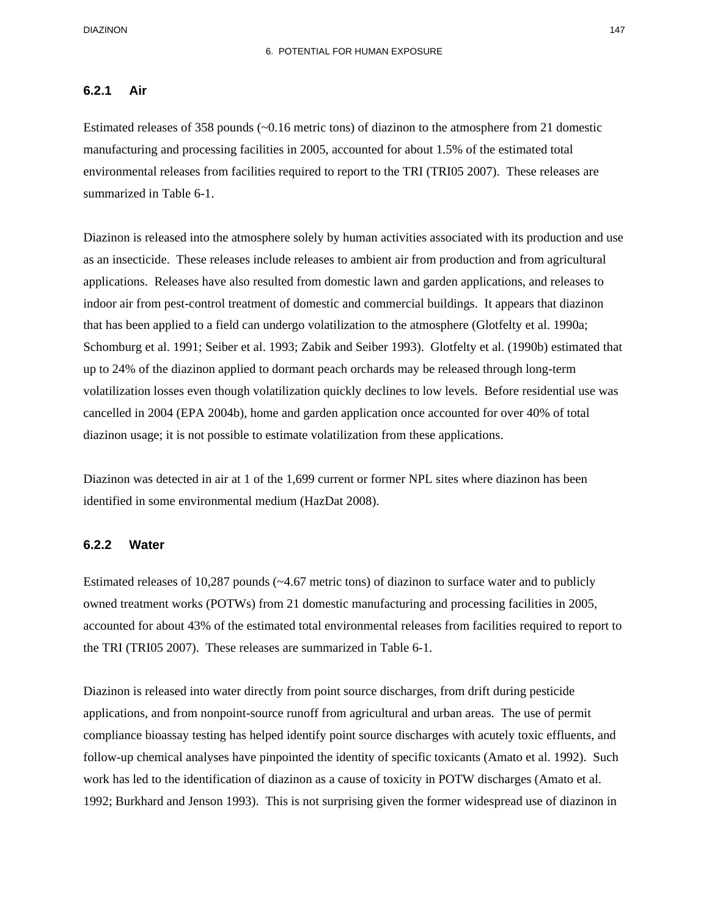### 6.2.1 Air

Estimated releases of 358 pounds (~0.16 metric tons) of diazinon to the atmosphere from 21 domestic manufacturing and processing facilities in 2005, accounted for about 1.5% of the estimated total environmental releases from facilities required to report to the TRI (TRI05 2007). These releases are summarized in Table 6-1.

Diazinon is released into the atmosphere solely by human activities associated with its production and use as an insecticide. These releases include releases to ambient air from production and from agricultural applications. Releases have also resulted from domestic lawn and garden applications, and releases to indoor air from pest-control treatment of domestic and commercial buildings. It appears that diazinon that has been applied to a field can undergo volatilization to the atmosphere (Glotfelty et al. 1990a; Schomburg et al. 1991; Seiber et al. 1993; Zabik and Seiber 1993). Glotfelty et al. (1990b) estimated that up to 24% of the diazinon applied to dormant peach orchards may be released through long-term volatilization losses even though volatilization quickly declines to low levels. Before residential use was cancelled in 2004 (EPA 2004b), home and garden application once accounted for over 40% of total diazinon usage; it is not possible to estimate volatilization from these applications.

Diazinon was detected in air at 1 of the 1,699 current or former NPL sites where diazinon has been identified in some environmental medium (HazDat 2008).

### 6.2.2 Water

Estimated releases of 10,287 pounds (~4.67 metric tons) of diazinon to surface water and to publicly owned treatment works (POTWs) from 21 domestic manufacturing and processing facilities in 2005, accounted for about 43% of the estimated total environmental releases from facilities required to report to the TRI (TRI05 2007). These releases are summarized in Table 6-1.

Diazinon is released into water directly from point source discharges, from drift during pesticide applications, and from nonpoint-source runoff from agricultural and urban areas. The use of permit compliance bioassay testing has helped identify point source discharges with acutely toxic effluents, and follow-up chemical analyses have pinpointed the identity of specific toxicants (Amato et al. 1992). Such work has led to the identification of diazinon as a cause of toxicity in POTW discharges (Amato et al. 1992; Burkhard and Jenson 1993). This is not surprising given the former widespread use of diazinon in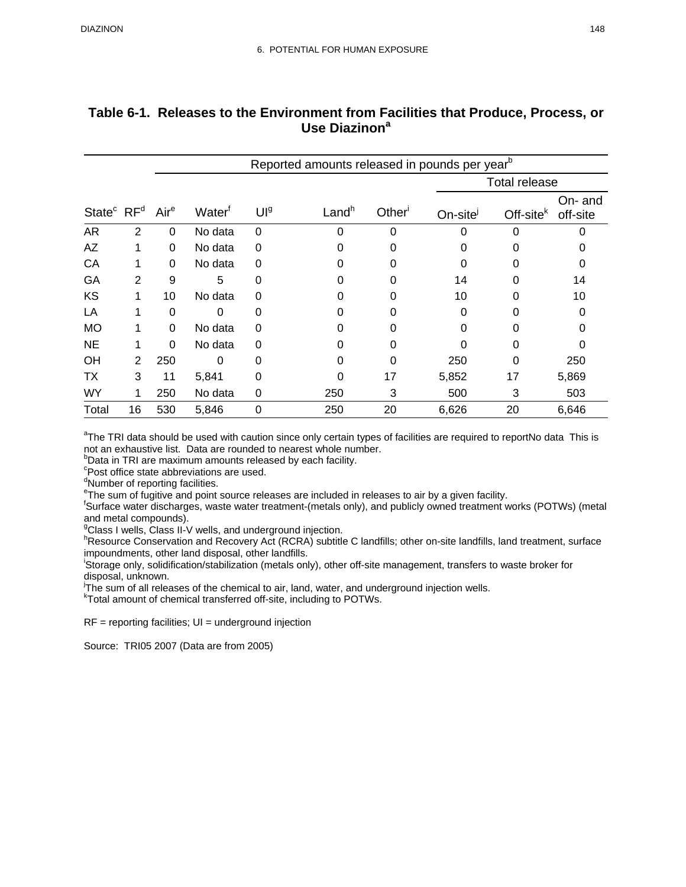## Table 6-1. Releases to the Environment from Facilities that Produce, Process, or Use Diazinon[a]

| | | Reported amounts released in pounds per year[b] | | | | | | | |
|---|---|---|---|---|---|---|---|---|---|
| | | | | | | | Total release | | |
| State[c] | RF[d] | Air[e] | Water[f] | UI[g] | Land[h] | Other[i] | On-site[j] | Off-site[k] | On- and off-site |
| AR | 2 | 0 | No data | 0 | 0 | 0 | 0 | 0 | 0 |
| AZ | 1 | 0 | No data | 0 | 0 | 0 | 0 | 0 | 0 |
| CA | 1 | 0 | No data | 0 | 0 | 0 | 0 | 0 | 0 |
| GA | 2 | 9 | 5 | 0 | 0 | 0 | 14 | 0 | 14 |
| KS | 1 | 10 | No data | 0 | 0 | 0 | 10 | 0 | 10 |
| LA | 1 | 0 | 0 | 0 | 0 | 0 | 0 | 0 | 0 |
| MO | 1 | 0 | No data | 0 | 0 | 0 | 0 | 0 | 0 |
| NE | 1 | 0 | No data | 0 | 0 | 0 | 0 | 0 | 0 |
| OH | 2 | 250 | 0 | 0 | 0 | 0 | 250 | 0 | 250 |
| TX | 3 | 11 | 5,841 | 0 | 0 | 17 | 5,852 | 17 | 5,869 |
| WY | 1 | 250 | No data | 0 | 250 | 3 | 500 | 3 | 503 |
| Total | 16 | 530 | 5,846 | 0 | 250 | 20 | 6,626 | 20 | 6,646 |

[a]The TRI data should be used with caution since only certain types of facilities are required to reportNo data This is not an exhaustive list. Data are rounded to nearest whole number.
[b]Data in TRI are maximum amounts released by each facility.
[c]Post office state abbreviations are used.
[d]Number of reporting facilities.
[e]The sum of fugitive and point source releases are included in releases to air by a given facility.
[f]Surface water discharges, waste water treatment-(metals only), and publicly owned treatment works (POTWs) (metal and metal compounds).
[g]Class I wells, Class II-V wells, and underground injection.
[h]Resource Conservation and Recovery Act (RCRA) subtitle C landfills; other on-site landfills, land treatment, surface impoundments, other land disposal, other landfills.
[i]Storage only, solidification/stabilization (metals only), other off-site management, transfers to waste broker for disposal, unknown.
[j]The sum of all releases of the chemical to air, land, water, and underground injection wells.
[k]Total amount of chemical transferred off-site, including to POTWs.

RF = reporting facilities; UI = underground injection

Source: TRI05 2007 (Data are from 2005)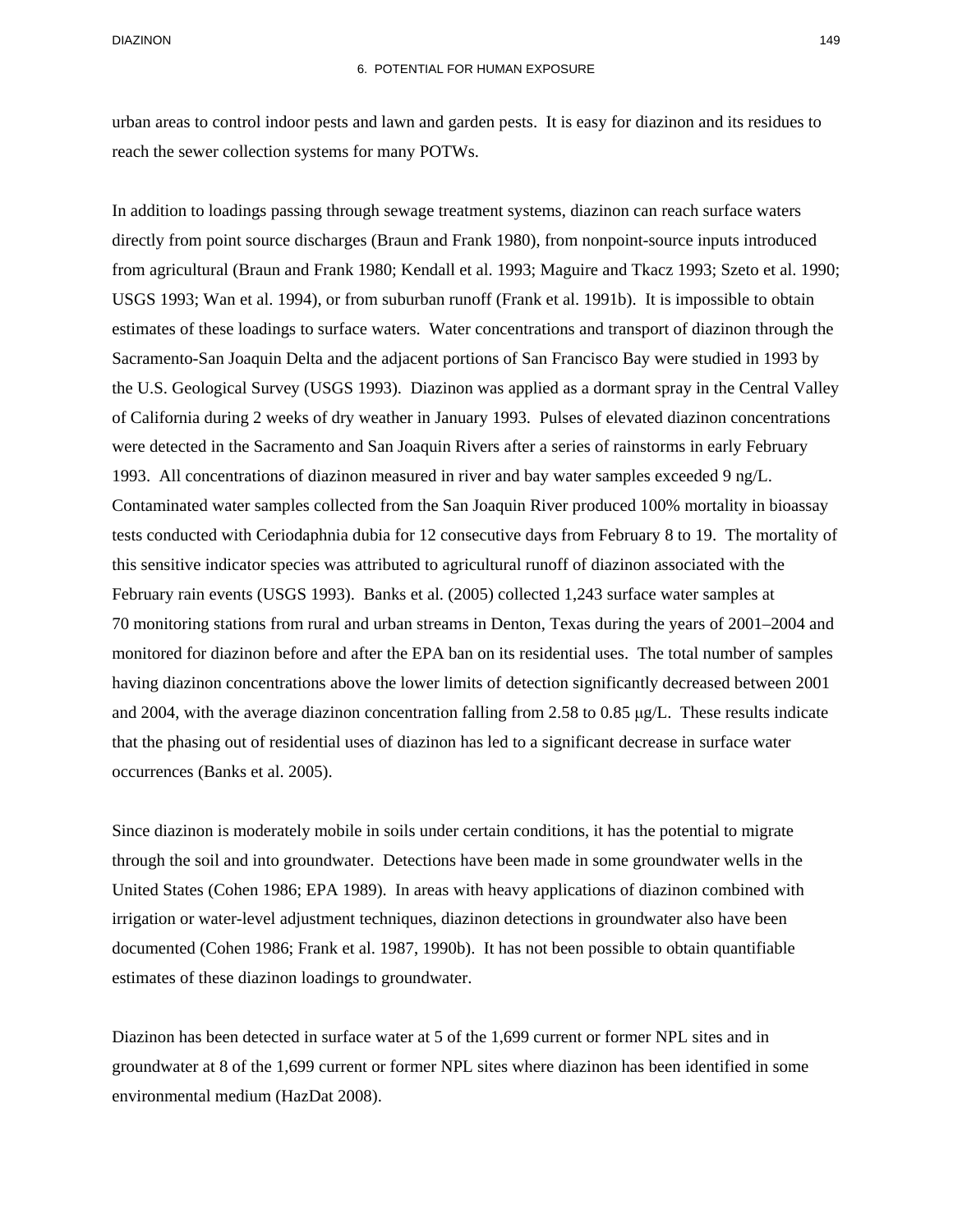urban areas to control indoor pests and lawn and garden pests. It is easy for diazinon and its residues to reach the sewer collection systems for many POTWs.

In addition to loadings passing through sewage treatment systems, diazinon can reach surface waters directly from point source discharges (Braun and Frank 1980), from nonpoint-source inputs introduced from agricultural (Braun and Frank 1980; Kendall et al. 1993; Maguire and Tkacz 1993; Szeto et al. 1990; USGS 1993; Wan et al. 1994), or from suburban runoff (Frank et al. 1991b). It is impossible to obtain estimates of these loadings to surface waters. Water concentrations and transport of diazinon through the Sacramento-San Joaquin Delta and the adjacent portions of San Francisco Bay were studied in 1993 by the U.S. Geological Survey (USGS 1993). Diazinon was applied as a dormant spray in the Central Valley of California during 2 weeks of dry weather in January 1993. Pulses of elevated diazinon concentrations were detected in the Sacramento and San Joaquin Rivers after a series of rainstorms in early February 1993. All concentrations of diazinon measured in river and bay water samples exceeded 9 ng/L. Contaminated water samples collected from the San Joaquin River produced 100% mortality in bioassay tests conducted with Ceriodaphnia dubia for 12 consecutive days from February 8 to 19. The mortality of this sensitive indicator species was attributed to agricultural runoff of diazinon associated with the February rain events (USGS 1993). Banks et al. (2005) collected 1,243 surface water samples at 70 monitoring stations from rural and urban streams in Denton, Texas during the years of 2001–2004 and monitored for diazinon before and after the EPA ban on its residential uses. The total number of samples having diazinon concentrations above the lower limits of detection significantly decreased between 2001 and 2004, with the average diazinon concentration falling from 2.58 to 0.85 μg/L. These results indicate that the phasing out of residential uses of diazinon has led to a significant decrease in surface water occurrences (Banks et al. 2005).

Since diazinon is moderately mobile in soils under certain conditions, it has the potential to migrate through the soil and into groundwater. Detections have been made in some groundwater wells in the United States (Cohen 1986; EPA 1989). In areas with heavy applications of diazinon combined with irrigation or water-level adjustment techniques, diazinon detections in groundwater also have been documented (Cohen 1986; Frank et al. 1987, 1990b). It has not been possible to obtain quantifiable estimates of these diazinon loadings to groundwater.

Diazinon has been detected in surface water at 5 of the 1,699 current or former NPL sites and in groundwater at 8 of the 1,699 current or former NPL sites where diazinon has been identified in some environmental medium (HazDat 2008).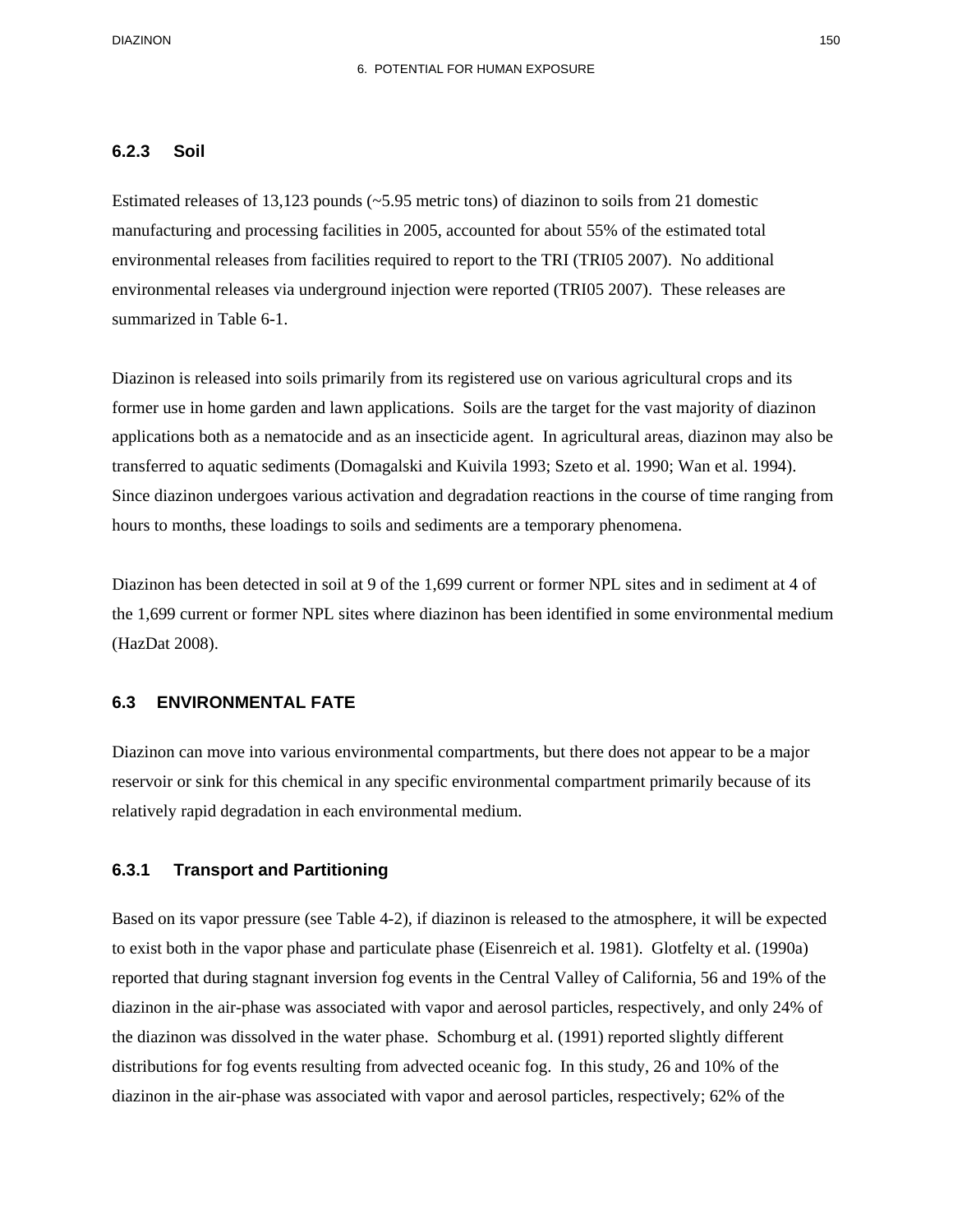### 6.2.3 Soil

Estimated releases of 13,123 pounds (~5.95 metric tons) of diazinon to soils from 21 domestic manufacturing and processing facilities in 2005, accounted for about 55% of the estimated total environmental releases from facilities required to report to the TRI (TRI05 2007). No additional environmental releases via underground injection were reported (TRI05 2007). These releases are summarized in Table 6-1.

Diazinon is released into soils primarily from its registered use on various agricultural crops and its former use in home garden and lawn applications. Soils are the target for the vast majority of diazinon applications both as a nematocide and as an insecticide agent. In agricultural areas, diazinon may also be transferred to aquatic sediments (Domagalski and Kuivila 1993; Szeto et al. 1990; Wan et al. 1994). Since diazinon undergoes various activation and degradation reactions in the course of time ranging from hours to months, these loadings to soils and sediments are a temporary phenomena.

Diazinon has been detected in soil at 9 of the 1,699 current or former NPL sites and in sediment at 4 of the 1,699 current or former NPL sites where diazinon has been identified in some environmental medium (HazDat 2008).

## 6.3 ENVIRONMENTAL FATE

Diazinon can move into various environmental compartments, but there does not appear to be a major reservoir or sink for this chemical in any specific environmental compartment primarily because of its relatively rapid degradation in each environmental medium.

### 6.3.1 Transport and Partitioning

Based on its vapor pressure (see Table 4-2), if diazinon is released to the atmosphere, it will be expected to exist both in the vapor phase and particulate phase (Eisenreich et al. 1981). Glotfelty et al. (1990a) reported that during stagnant inversion fog events in the Central Valley of California, 56 and 19% of the diazinon in the air-phase was associated with vapor and aerosol particles, respectively, and only 24% of the diazinon was dissolved in the water phase. Schomburg et al. (1991) reported slightly different distributions for fog events resulting from advected oceanic fog. In this study, 26 and 10% of the diazinon in the air-phase was associated with vapor and aerosol particles, respectively; 62% of the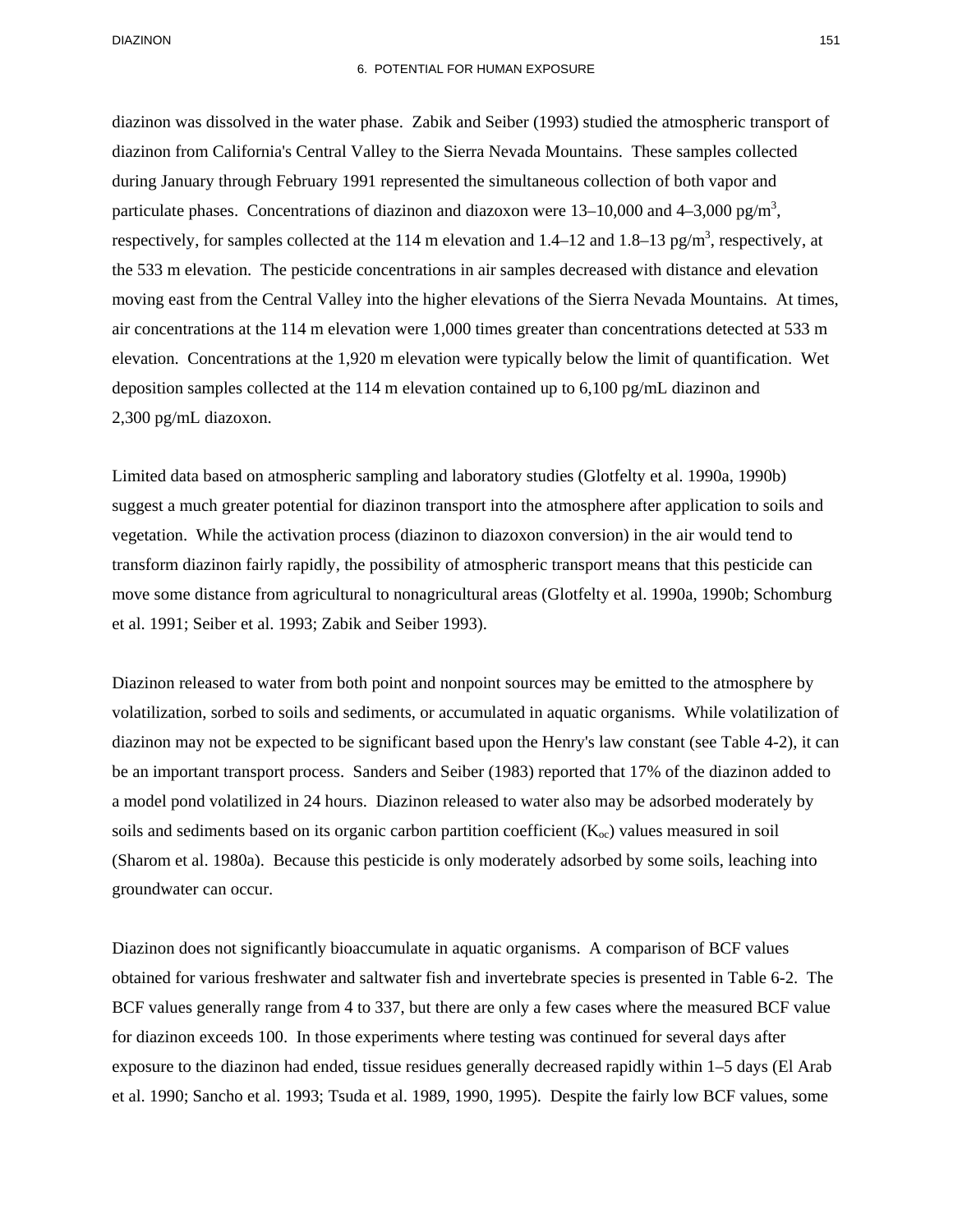diazinon was dissolved in the water phase. Zabik and Seiber (1993) studied the atmospheric transport of diazinon from California's Central Valley to the Sierra Nevada Mountains. These samples collected during January through February 1991 represented the simultaneous collection of both vapor and particulate phases. Concentrations of diazinon and diazoxon were 13–10,000 and 4–3,000 pg/m$^3$, respectively, for samples collected at the 114 m elevation and 1.4–12 and 1.8–13 pg/m$^3$, respectively, at the 533 m elevation. The pesticide concentrations in air samples decreased with distance and elevation moving east from the Central Valley into the higher elevations of the Sierra Nevada Mountains. At times, air concentrations at the 114 m elevation were 1,000 times greater than concentrations detected at 533 m elevation. Concentrations at the 1,920 m elevation were typically below the limit of quantification. Wet deposition samples collected at the 114 m elevation contained up to 6,100 pg/mL diazinon and 2,300 pg/mL diazoxon.

Limited data based on atmospheric sampling and laboratory studies (Glotfelty et al. 1990a, 1990b) suggest a much greater potential for diazinon transport into the atmosphere after application to soils and vegetation. While the activation process (diazinon to diazoxon conversion) in the air would tend to transform diazinon fairly rapidly, the possibility of atmospheric transport means that this pesticide can move some distance from agricultural to nonagricultural areas (Glotfelty et al. 1990a, 1990b; Schomburg et al. 1991; Seiber et al. 1993; Zabik and Seiber 1993).

Diazinon released to water from both point and nonpoint sources may be emitted to the atmosphere by volatilization, sorbed to soils and sediments, or accumulated in aquatic organisms. While volatilization of diazinon may not be expected to be significant based upon the Henry's law constant (see Table 4-2), it can be an important transport process. Sanders and Seiber (1983) reported that 17% of the diazinon added to a model pond volatilized in 24 hours. Diazinon released to water also may be adsorbed moderately by soils and sediments based on its organic carbon partition coefficient ($K_{oc}$) values measured in soil (Sharom et al. 1980a). Because this pesticide is only moderately adsorbed by some soils, leaching into groundwater can occur.

Diazinon does not significantly bioaccumulate in aquatic organisms. A comparison of BCF values obtained for various freshwater and saltwater fish and invertebrate species is presented in Table 6-2. The BCF values generally range from 4 to 337, but there are only a few cases where the measured BCF value for diazinon exceeds 100. In those experiments where testing was continued for several days after exposure to the diazinon had ended, tissue residues generally decreased rapidly within 1–5 days (El Arab et al. 1990; Sancho et al. 1993; Tsuda et al. 1989, 1990, 1995). Despite the fairly low BCF values, some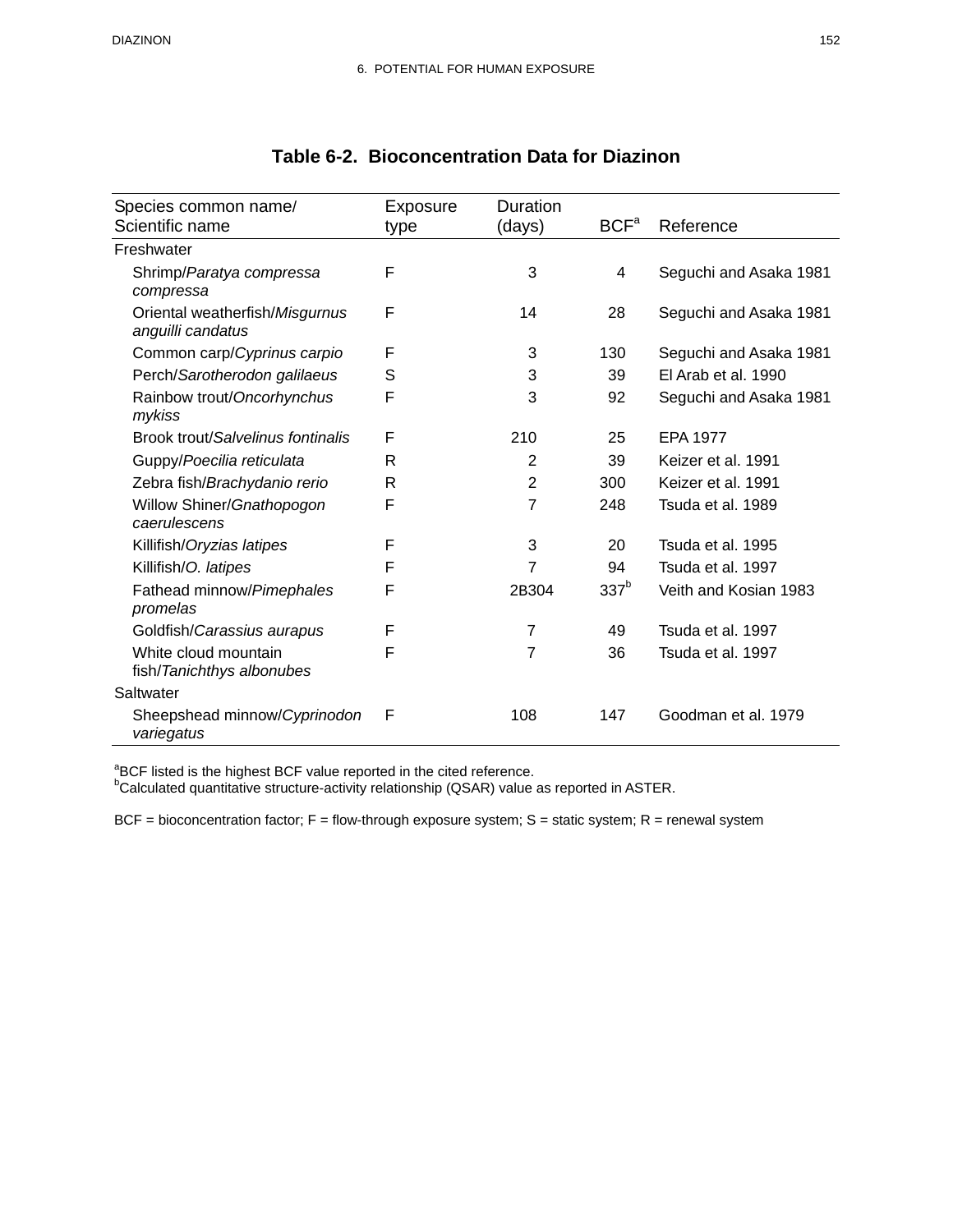## Table 6-2. Bioconcentration Data for Diazinon

| Species common name/ Scientific name | Exposure type | Duration (days) | BCF[a] | Reference |
|---|---|---|---|---|
| Freshwater | | | | |
| Shrimp/*Paratya compressa compressa* | F | 3 | 4 | Seguchi and Asaka 1981 |
| Oriental weatherfish/*Misgurnus anguilli candatus* | F | 14 | 28 | Seguchi and Asaka 1981 |
| Common carp/*Cyprinus carpio* | F | 3 | 130 | Seguchi and Asaka 1981 |
| Perch/*Sarotherodon galilaeus* | S | 3 | 39 | El Arab et al. 1990 |
| Rainbow trout/*Oncorhynchus mykiss* | F | 3 | 92 | Seguchi and Asaka 1981 |
| Brook trout/*Salvelinus fontinalis* | F | 210 | 25 | EPA 1977 |
| Guppy/*Poecilia reticulata* | R | 2 | 39 | Keizer et al. 1991 |
| Zebra fish/*Brachydanio rerio* | R | 2 | 300 | Keizer et al. 1991 |
| Willow Shiner/*Gnathopogon caerulescens* | F | 7 | 248 | Tsuda et al. 1989 |
| Killifish/*Oryzias latipes* | F | 3 | 20 | Tsuda et al. 1995 |
| Killifish/*O. latipes* | F | 7 | 94 | Tsuda et al. 1997 |
| Fathead minnow/*Pimephales promelas* | F | 2B304 | 337[b] | Veith and Kosian 1983 |
| Goldfish/*Carassius aurapus* | F | 7 | 49 | Tsuda et al. 1997 |
| White cloud mountain fish/*Tanichthys albonubes* | F | 7 | 36 | Tsuda et al. 1997 |
| Saltwater | | | | |
| Sheepshead minnow/*Cyprinodon variegatus* | F | 108 | 147 | Goodman et al. 1979 |

[a]BCF listed is the highest BCF value reported in the cited reference.
[b]Calculated quantitative structure-activity relationship (QSAR) value as reported in ASTER.

BCF = bioconcentration factor; F = flow-through exposure system; S = static system; R = renewal system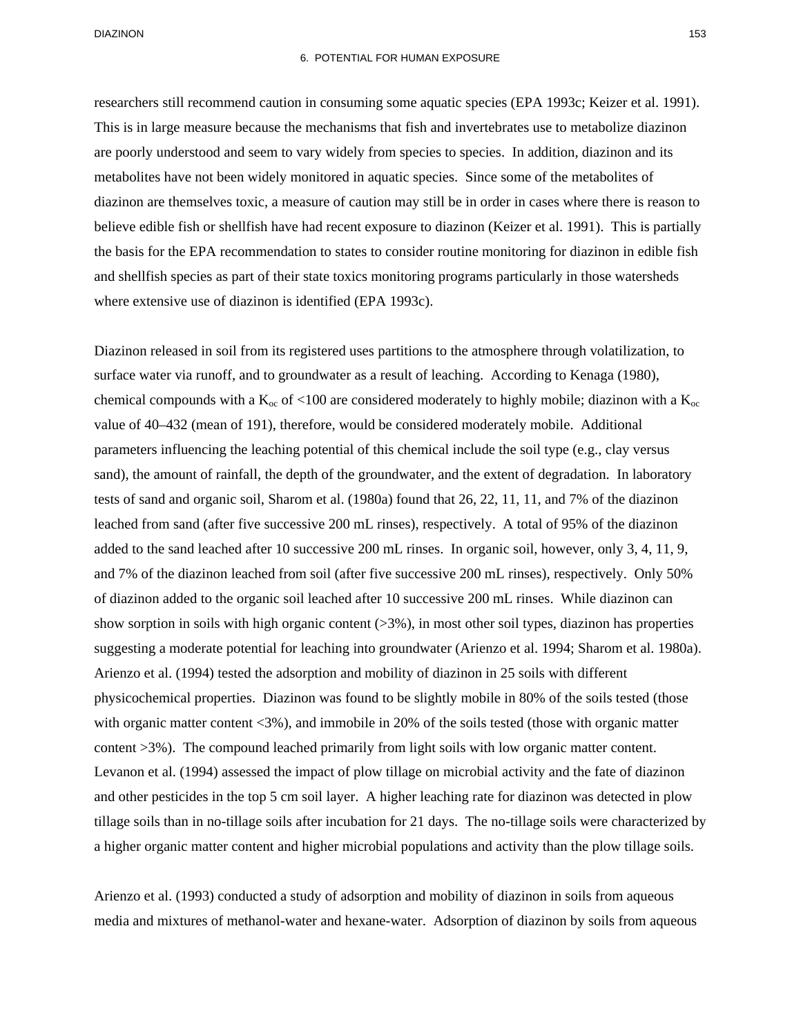researchers still recommend caution in consuming some aquatic species (EPA 1993c; Keizer et al. 1991). This is in large measure because the mechanisms that fish and invertebrates use to metabolize diazinon are poorly understood and seem to vary widely from species to species. In addition, diazinon and its metabolites have not been widely monitored in aquatic species. Since some of the metabolites of diazinon are themselves toxic, a measure of caution may still be in order in cases where there is reason to believe edible fish or shellfish have had recent exposure to diazinon (Keizer et al. 1991). This is partially the basis for the EPA recommendation to states to consider routine monitoring for diazinon in edible fish and shellfish species as part of their state toxics monitoring programs particularly in those watersheds where extensive use of diazinon is identified (EPA 1993c).

Diazinon released in soil from its registered uses partitions to the atmosphere through volatilization, to surface water via runoff, and to groundwater as a result of leaching. According to Kenaga (1980), chemical compounds with a $K_{oc}$ of <100 are considered moderately to highly mobile; diazinon with a $K_{oc}$ value of 40–432 (mean of 191), therefore, would be considered moderately mobile. Additional parameters influencing the leaching potential of this chemical include the soil type (e.g., clay versus sand), the amount of rainfall, the depth of the groundwater, and the extent of degradation. In laboratory tests of sand and organic soil, Sharom et al. (1980a) found that 26, 22, 11, 11, and 7% of the diazinon leached from sand (after five successive 200 mL rinses), respectively. A total of 95% of the diazinon added to the sand leached after 10 successive 200 mL rinses. In organic soil, however, only 3, 4, 11, 9, and 7% of the diazinon leached from soil (after five successive 200 mL rinses), respectively. Only 50% of diazinon added to the organic soil leached after 10 successive 200 mL rinses. While diazinon can show sorption in soils with high organic content (>3%), in most other soil types, diazinon has properties suggesting a moderate potential for leaching into groundwater (Arienzo et al. 1994; Sharom et al. 1980a). Arienzo et al. (1994) tested the adsorption and mobility of diazinon in 25 soils with different physicochemical properties. Diazinon was found to be slightly mobile in 80% of the soils tested (those with organic matter content <3%), and immobile in 20% of the soils tested (those with organic matter content >3%). The compound leached primarily from light soils with low organic matter content. Levanon et al. (1994) assessed the impact of plow tillage on microbial activity and the fate of diazinon and other pesticides in the top 5 cm soil layer. A higher leaching rate for diazinon was detected in plow tillage soils than in no-tillage soils after incubation for 21 days. The no-tillage soils were characterized by a higher organic matter content and higher microbial populations and activity than the plow tillage soils.

Arienzo et al. (1993) conducted a study of adsorption and mobility of diazinon in soils from aqueous media and mixtures of methanol-water and hexane-water. Adsorption of diazinon by soils from aqueous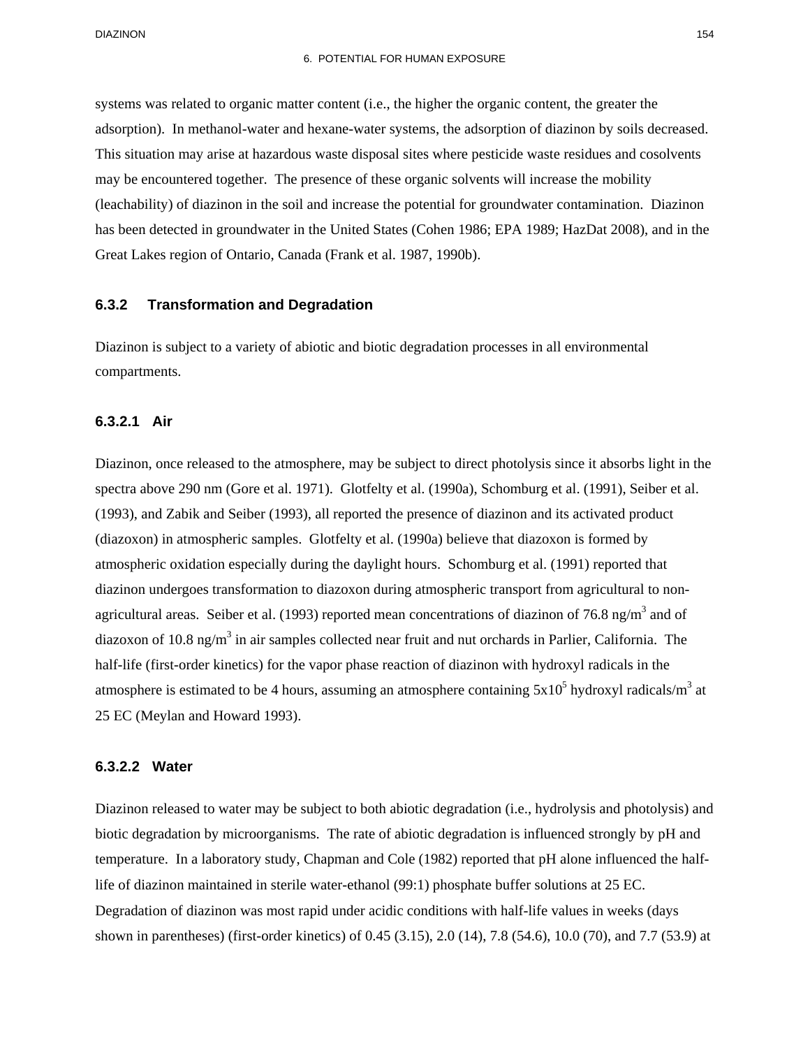systems was related to organic matter content (i.e., the higher the organic content, the greater the adsorption). In methanol-water and hexane-water systems, the adsorption of diazinon by soils decreased. This situation may arise at hazardous waste disposal sites where pesticide waste residues and cosolvents may be encountered together. The presence of these organic solvents will increase the mobility (leachability) of diazinon in the soil and increase the potential for groundwater contamination. Diazinon has been detected in groundwater in the United States (Cohen 1986; EPA 1989; HazDat 2008), and in the Great Lakes region of Ontario, Canada (Frank et al. 1987, 1990b).

### 6.3.2 Transformation and Degradation

Diazinon is subject to a variety of abiotic and biotic degradation processes in all environmental compartments.

#### 6.3.2.1 Air

Diazinon, once released to the atmosphere, may be subject to direct photolysis since it absorbs light in the spectra above 290 nm (Gore et al. 1971). Glotfelty et al. (1990a), Schomburg et al. (1991), Seiber et al. (1993), and Zabik and Seiber (1993), all reported the presence of diazinon and its activated product (diazoxon) in atmospheric samples. Glotfelty et al. (1990a) believe that diazoxon is formed by atmospheric oxidation especially during the daylight hours. Schomburg et al. (1991) reported that diazinon undergoes transformation to diazoxon during atmospheric transport from agricultural to non-agricultural areas. Seiber et al. (1993) reported mean concentrations of diazinon of 76.8 ng/m$^3$ and of diazoxon of 10.8 ng/m$^3$ in air samples collected near fruit and nut orchards in Parlier, California. The half-life (first-order kinetics) for the vapor phase reaction of diazinon with hydroxyl radicals in the atmosphere is estimated to be 4 hours, assuming an atmosphere containing 5x10$^5$ hydroxyl radicals/m$^3$ at 25 EC (Meylan and Howard 1993).

#### 6.3.2.2 Water

Diazinon released to water may be subject to both abiotic degradation (i.e., hydrolysis and photolysis) and biotic degradation by microorganisms. The rate of abiotic degradation is influenced strongly by pH and temperature. In a laboratory study, Chapman and Cole (1982) reported that pH alone influenced the half-life of diazinon maintained in sterile water-ethanol (99:1) phosphate buffer solutions at 25 EC. Degradation of diazinon was most rapid under acidic conditions with half-life values in weeks (days shown in parentheses) (first-order kinetics) of 0.45 (3.15), 2.0 (14), 7.8 (54.6), 10.0 (70), and 7.7 (53.9) at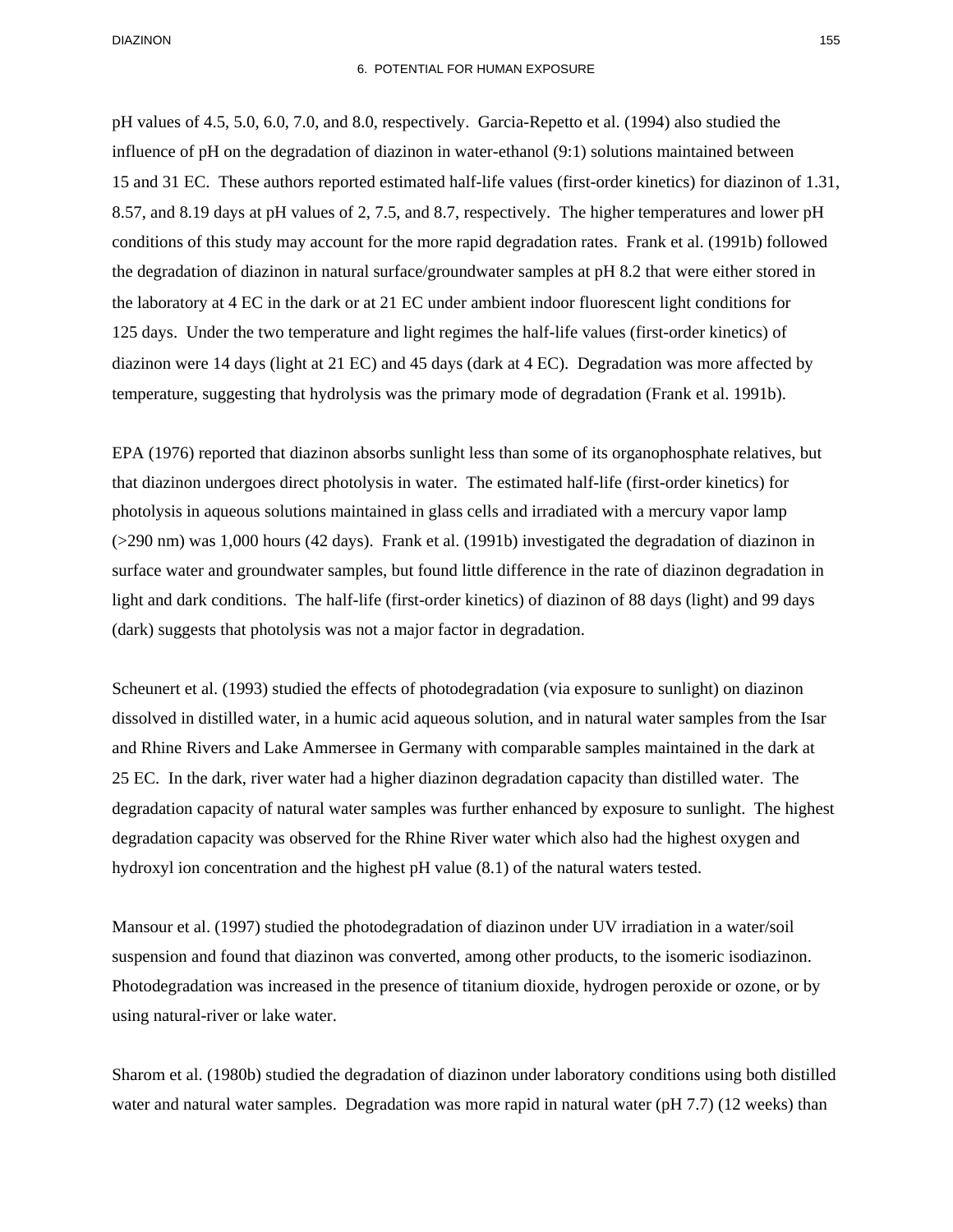pH values of 4.5, 5.0, 6.0, 7.0, and 8.0, respectively. Garcia-Repetto et al. (1994) also studied the influence of pH on the degradation of diazinon in water-ethanol (9:1) solutions maintained between 15 and 31 EC. These authors reported estimated half-life values (first-order kinetics) for diazinon of 1.31, 8.57, and 8.19 days at pH values of 2, 7.5, and 8.7, respectively. The higher temperatures and lower pH conditions of this study may account for the more rapid degradation rates. Frank et al. (1991b) followed the degradation of diazinon in natural surface/groundwater samples at pH 8.2 that were either stored in the laboratory at 4 EC in the dark or at 21 EC under ambient indoor fluorescent light conditions for 125 days. Under the two temperature and light regimes the half-life values (first-order kinetics) of diazinon were 14 days (light at 21 EC) and 45 days (dark at 4 EC). Degradation was more affected by temperature, suggesting that hydrolysis was the primary mode of degradation (Frank et al. 1991b).

EPA (1976) reported that diazinon absorbs sunlight less than some of its organophosphate relatives, but that diazinon undergoes direct photolysis in water. The estimated half-life (first-order kinetics) for photolysis in aqueous solutions maintained in glass cells and irradiated with a mercury vapor lamp (>290 nm) was 1,000 hours (42 days). Frank et al. (1991b) investigated the degradation of diazinon in surface water and groundwater samples, but found little difference in the rate of diazinon degradation in light and dark conditions. The half-life (first-order kinetics) of diazinon of 88 days (light) and 99 days (dark) suggests that photolysis was not a major factor in degradation.

Scheunert et al. (1993) studied the effects of photodegradation (via exposure to sunlight) on diazinon dissolved in distilled water, in a humic acid aqueous solution, and in natural water samples from the Isar and Rhine Rivers and Lake Ammersee in Germany with comparable samples maintained in the dark at 25 EC. In the dark, river water had a higher diazinon degradation capacity than distilled water. The degradation capacity of natural water samples was further enhanced by exposure to sunlight. The highest degradation capacity was observed for the Rhine River water which also had the highest oxygen and hydroxyl ion concentration and the highest pH value (8.1) of the natural waters tested.

Mansour et al. (1997) studied the photodegradation of diazinon under UV irradiation in a water/soil suspension and found that diazinon was converted, among other products, to the isomeric isodiazinon. Photodegradation was increased in the presence of titanium dioxide, hydrogen peroxide or ozone, or by using natural-river or lake water.

Sharom et al. (1980b) studied the degradation of diazinon under laboratory conditions using both distilled water and natural water samples. Degradation was more rapid in natural water (pH 7.7) (12 weeks) than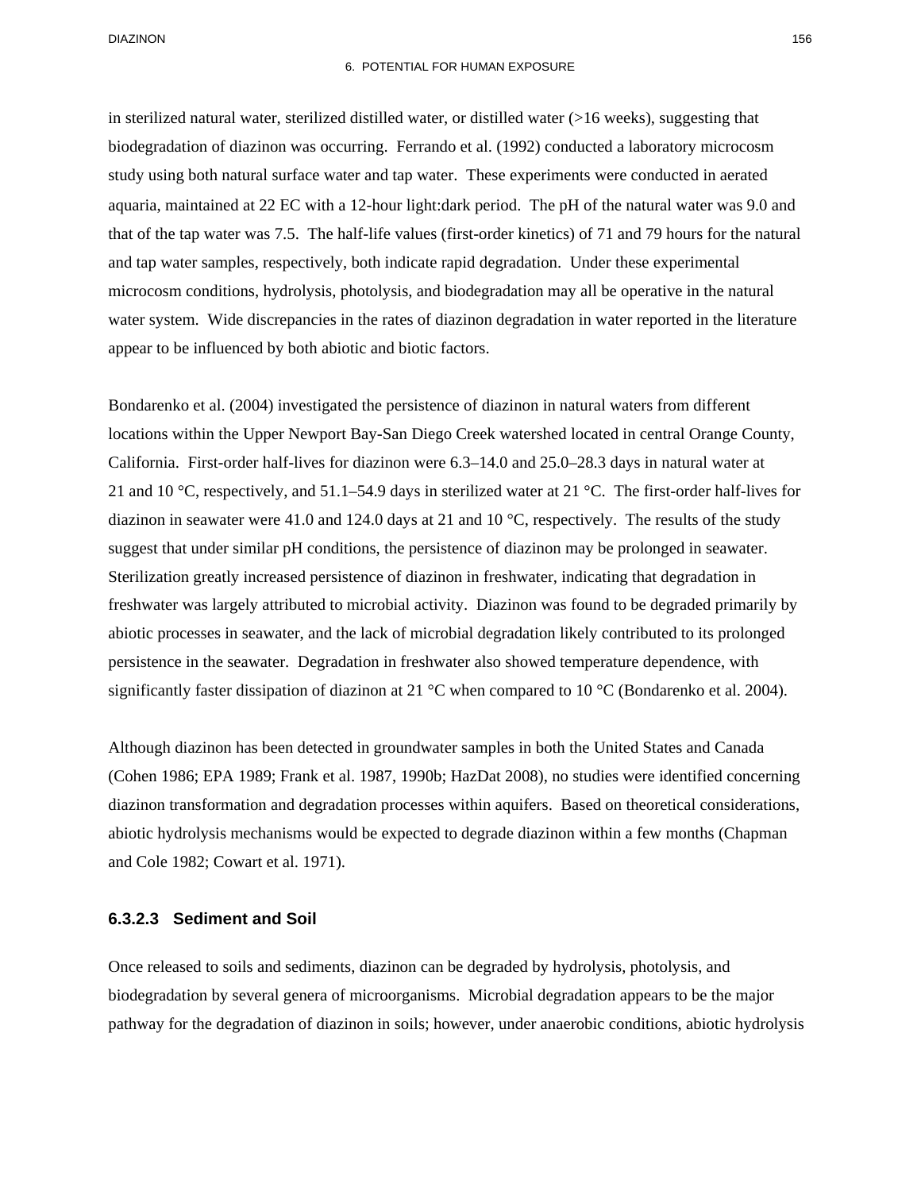in sterilized natural water, sterilized distilled water, or distilled water (>16 weeks), suggesting that biodegradation of diazinon was occurring. Ferrando et al. (1992) conducted a laboratory microcosm study using both natural surface water and tap water. These experiments were conducted in aerated aquaria, maintained at 22 EC with a 12-hour light:dark period. The pH of the natural water was 9.0 and that of the tap water was 7.5. The half-life values (first-order kinetics) of 71 and 79 hours for the natural and tap water samples, respectively, both indicate rapid degradation. Under these experimental microcosm conditions, hydrolysis, photolysis, and biodegradation may all be operative in the natural water system. Wide discrepancies in the rates of diazinon degradation in water reported in the literature appear to be influenced by both abiotic and biotic factors.

Bondarenko et al. (2004) investigated the persistence of diazinon in natural waters from different locations within the Upper Newport Bay-San Diego Creek watershed located in central Orange County, California. First-order half-lives for diazinon were 6.3–14.0 and 25.0–28.3 days in natural water at 21 and 10 °C, respectively, and 51.1–54.9 days in sterilized water at 21 °C. The first-order half-lives for diazinon in seawater were 41.0 and 124.0 days at 21 and 10 °C, respectively. The results of the study suggest that under similar pH conditions, the persistence of diazinon may be prolonged in seawater. Sterilization greatly increased persistence of diazinon in freshwater, indicating that degradation in freshwater was largely attributed to microbial activity. Diazinon was found to be degraded primarily by abiotic processes in seawater, and the lack of microbial degradation likely contributed to its prolonged persistence in the seawater. Degradation in freshwater also showed temperature dependence, with significantly faster dissipation of diazinon at 21 °C when compared to 10 °C (Bondarenko et al. 2004).

Although diazinon has been detected in groundwater samples in both the United States and Canada (Cohen 1986; EPA 1989; Frank et al. 1987, 1990b; HazDat 2008), no studies were identified concerning diazinon transformation and degradation processes within aquifers. Based on theoretical considerations, abiotic hydrolysis mechanisms would be expected to degrade diazinon within a few months (Chapman and Cole 1982; Cowart et al. 1971).

#### 6.3.2.3 Sediment and Soil

Once released to soils and sediments, diazinon can be degraded by hydrolysis, photolysis, and biodegradation by several genera of microorganisms. Microbial degradation appears to be the major pathway for the degradation of diazinon in soils; however, under anaerobic conditions, abiotic hydrolysis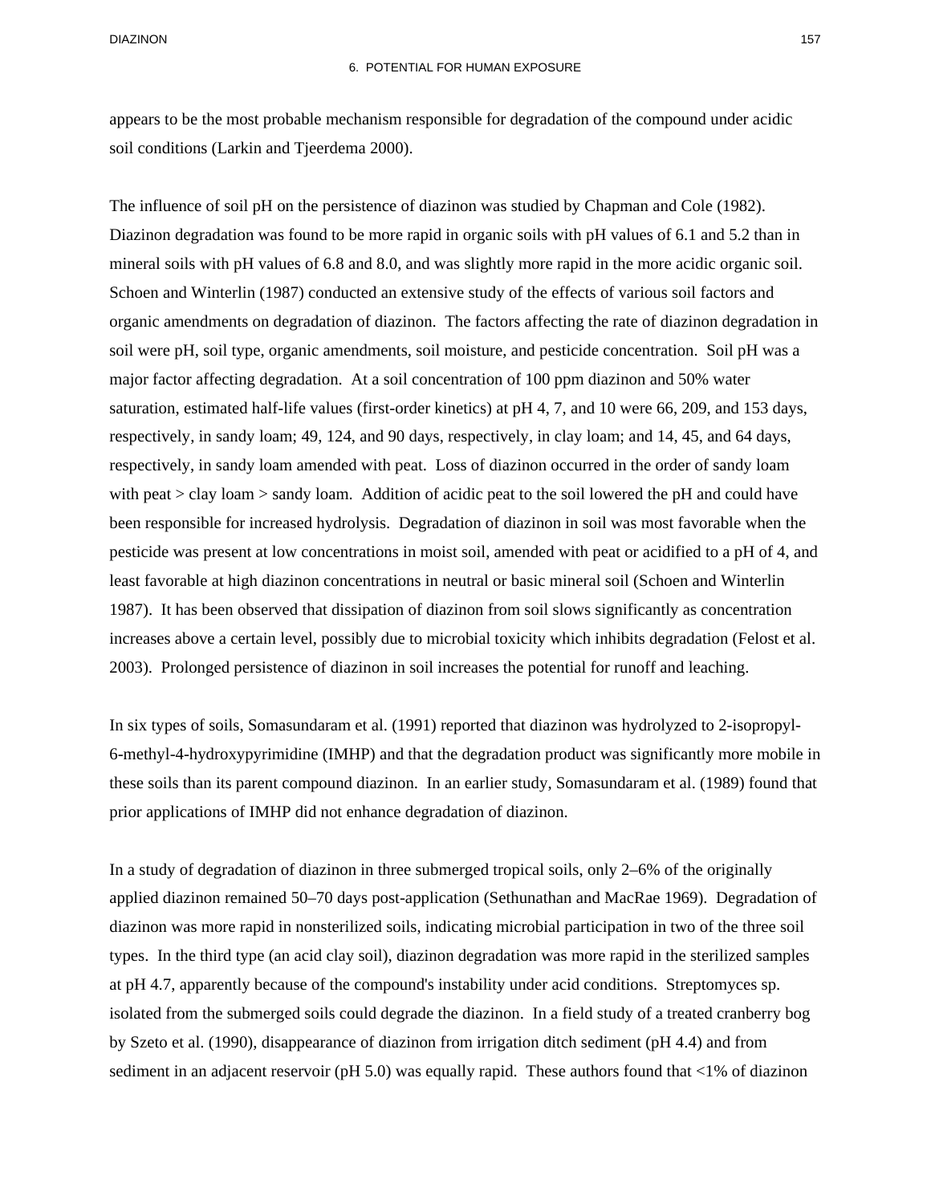appears to be the most probable mechanism responsible for degradation of the compound under acidic soil conditions (Larkin and Tjeerdema 2000).

The influence of soil pH on the persistence of diazinon was studied by Chapman and Cole (1982). Diazinon degradation was found to be more rapid in organic soils with pH values of 6.1 and 5.2 than in mineral soils with pH values of 6.8 and 8.0, and was slightly more rapid in the more acidic organic soil. Schoen and Winterlin (1987) conducted an extensive study of the effects of various soil factors and organic amendments on degradation of diazinon. The factors affecting the rate of diazinon degradation in soil were pH, soil type, organic amendments, soil moisture, and pesticide concentration. Soil pH was a major factor affecting degradation. At a soil concentration of 100 ppm diazinon and 50% water saturation, estimated half-life values (first-order kinetics) at pH 4, 7, and 10 were 66, 209, and 153 days, respectively, in sandy loam; 49, 124, and 90 days, respectively, in clay loam; and 14, 45, and 64 days, respectively, in sandy loam amended with peat. Loss of diazinon occurred in the order of sandy loam with peat > clay loam > sandy loam. Addition of acidic peat to the soil lowered the pH and could have been responsible for increased hydrolysis. Degradation of diazinon in soil was most favorable when the pesticide was present at low concentrations in moist soil, amended with peat or acidified to a pH of 4, and least favorable at high diazinon concentrations in neutral or basic mineral soil (Schoen and Winterlin 1987). It has been observed that dissipation of diazinon from soil slows significantly as concentration increases above a certain level, possibly due to microbial toxicity which inhibits degradation (Felost et al. 2003). Prolonged persistence of diazinon in soil increases the potential for runoff and leaching.

In six types of soils, Somasundaram et al. (1991) reported that diazinon was hydrolyzed to 2-isopropyl-6-methyl-4-hydroxypyrimidine (IMHP) and that the degradation product was significantly more mobile in these soils than its parent compound diazinon. In an earlier study, Somasundaram et al. (1989) found that prior applications of IMHP did not enhance degradation of diazinon.

In a study of degradation of diazinon in three submerged tropical soils, only 2–6% of the originally applied diazinon remained 50–70 days post-application (Sethunathan and MacRae 1969). Degradation of diazinon was more rapid in nonsterilized soils, indicating microbial participation in two of the three soil types. In the third type (an acid clay soil), diazinon degradation was more rapid in the sterilized samples at pH 4.7, apparently because of the compound's instability under acid conditions. Streptomyces sp. isolated from the submerged soils could degrade the diazinon. In a field study of a treated cranberry bog by Szeto et al. (1990), disappearance of diazinon from irrigation ditch sediment (pH 4.4) and from sediment in an adjacent reservoir (pH 5.0) was equally rapid. These authors found that <1% of diazinon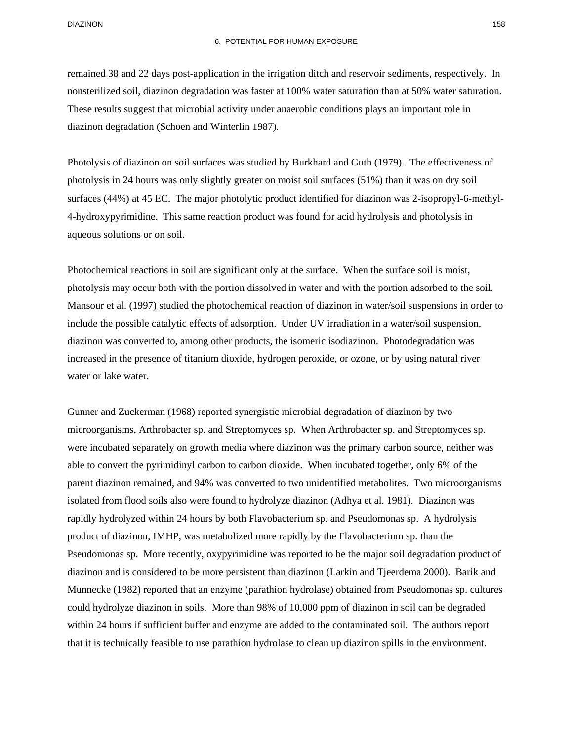remained 38 and 22 days post-application in the irrigation ditch and reservoir sediments, respectively. In nonsterilized soil, diazinon degradation was faster at 100% water saturation than at 50% water saturation. These results suggest that microbial activity under anaerobic conditions plays an important role in diazinon degradation (Schoen and Winterlin 1987).

Photolysis of diazinon on soil surfaces was studied by Burkhard and Guth (1979). The effectiveness of photolysis in 24 hours was only slightly greater on moist soil surfaces (51%) than it was on dry soil surfaces (44%) at 45 EC. The major photolytic product identified for diazinon was 2-isopropyl-6-methyl-4-hydroxypyrimidine. This same reaction product was found for acid hydrolysis and photolysis in aqueous solutions or on soil.

Photochemical reactions in soil are significant only at the surface. When the surface soil is moist, photolysis may occur both with the portion dissolved in water and with the portion adsorbed to the soil. Mansour et al. (1997) studied the photochemical reaction of diazinon in water/soil suspensions in order to include the possible catalytic effects of adsorption. Under UV irradiation in a water/soil suspension, diazinon was converted to, among other products, the isomeric isodiazinon. Photodegradation was increased in the presence of titanium dioxide, hydrogen peroxide, or ozone, or by using natural river water or lake water.

Gunner and Zuckerman (1968) reported synergistic microbial degradation of diazinon by two microorganisms, Arthrobacter sp. and Streptomyces sp. When Arthrobacter sp. and Streptomyces sp. were incubated separately on growth media where diazinon was the primary carbon source, neither was able to convert the pyrimidinyl carbon to carbon dioxide. When incubated together, only 6% of the parent diazinon remained, and 94% was converted to two unidentified metabolites. Two microorganisms isolated from flood soils also were found to hydrolyze diazinon (Adhya et al. 1981). Diazinon was rapidly hydrolyzed within 24 hours by both Flavobacterium sp. and Pseudomonas sp. A hydrolysis product of diazinon, IMHP, was metabolized more rapidly by the Flavobacterium sp. than the Pseudomonas sp. More recently, oxypyrimidine was reported to be the major soil degradation product of diazinon and is considered to be more persistent than diazinon (Larkin and Tjeerdema 2000). Barik and Munnecke (1982) reported that an enzyme (parathion hydrolase) obtained from Pseudomonas sp. cultures could hydrolyze diazinon in soils. More than 98% of 10,000 ppm of diazinon in soil can be degraded within 24 hours if sufficient buffer and enzyme are added to the contaminated soil. The authors report that it is technically feasible to use parathion hydrolase to clean up diazinon spills in the environment.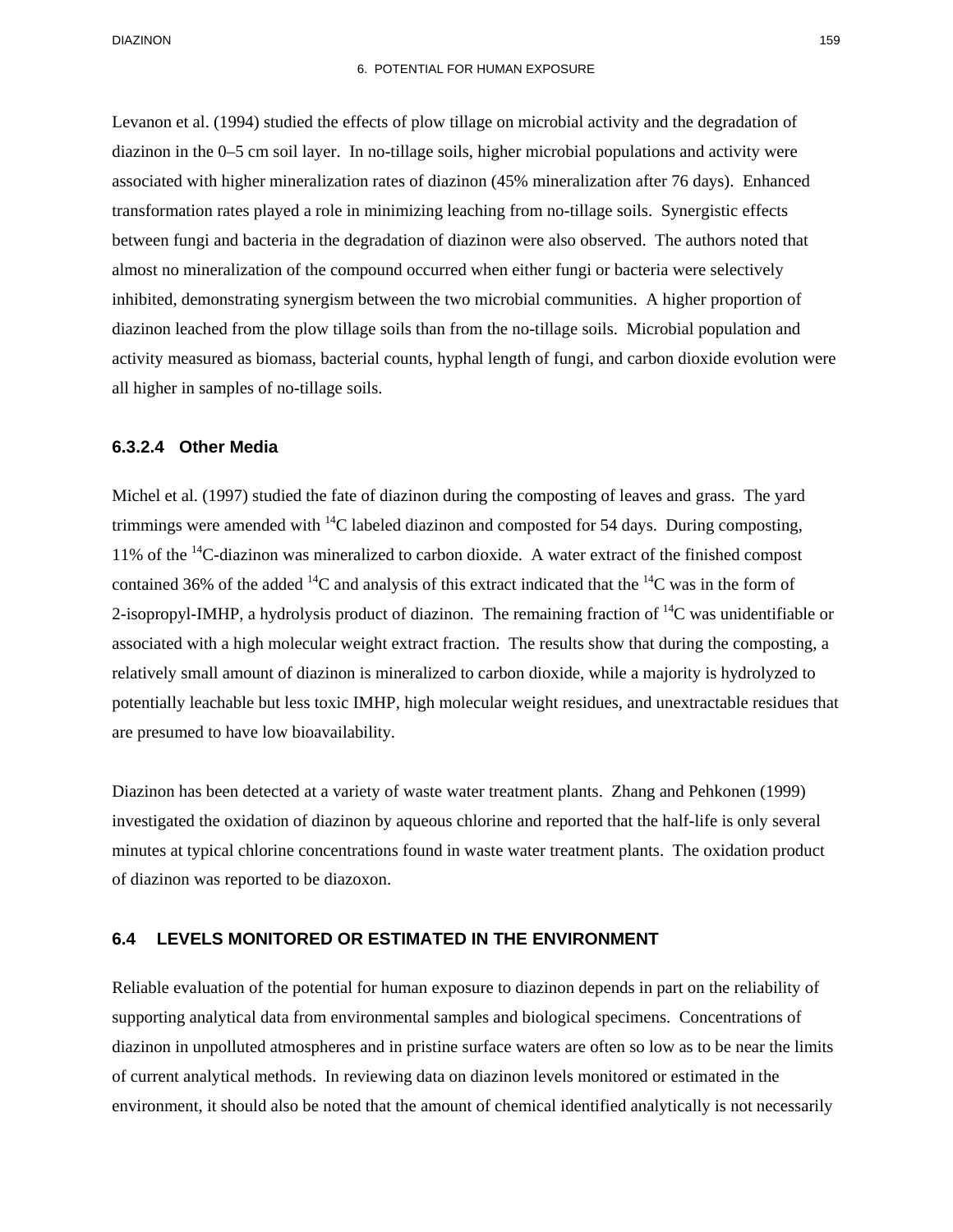Levanon et al. (1994) studied the effects of plow tillage on microbial activity and the degradation of diazinon in the 0–5 cm soil layer. In no-tillage soils, higher microbial populations and activity were associated with higher mineralization rates of diazinon (45% mineralization after 76 days). Enhanced transformation rates played a role in minimizing leaching from no-tillage soils. Synergistic effects between fungi and bacteria in the degradation of diazinon were also observed. The authors noted that almost no mineralization of the compound occurred when either fungi or bacteria were selectively inhibited, demonstrating synergism between the two microbial communities. A higher proportion of diazinon leached from the plow tillage soils than from the no-tillage soils. Microbial population and activity measured as biomass, bacterial counts, hyphal length of fungi, and carbon dioxide evolution were all higher in samples of no-tillage soils.

#### 6.3.2.4 Other Media

Michel et al. (1997) studied the fate of diazinon during the composting of leaves and grass. The yard trimmings were amended with $^{14}C$ labeled diazinon and composted for 54 days. During composting, 11% of the $^{14}C$-diazinon was mineralized to carbon dioxide. A water extract of the finished compost contained 36% of the added $^{14}C$ and analysis of this extract indicated that the $^{14}C$ was in the form of 2-isopropyl-IMHP, a hydrolysis product of diazinon. The remaining fraction of $^{14}C$ was unidentifiable or associated with a high molecular weight extract fraction. The results show that during the composting, a relatively small amount of diazinon is mineralized to carbon dioxide, while a majority is hydrolyzed to potentially leachable but less toxic IMHP, high molecular weight residues, and unextractable residues that are presumed to have low bioavailability.

Diazinon has been detected at a variety of waste water treatment plants. Zhang and Pehkonen (1999) investigated the oxidation of diazinon by aqueous chlorine and reported that the half-life is only several minutes at typical chlorine concentrations found in waste water treatment plants. The oxidation product of diazinon was reported to be diazoxon.

## 6.4 LEVELS MONITORED OR ESTIMATED IN THE ENVIRONMENT

Reliable evaluation of the potential for human exposure to diazinon depends in part on the reliability of supporting analytical data from environmental samples and biological specimens. Concentrations of diazinon in unpolluted atmospheres and in pristine surface waters are often so low as to be near the limits of current analytical methods. In reviewing data on diazinon levels monitored or estimated in the environment, it should also be noted that the amount of chemical identified analytically is not necessarily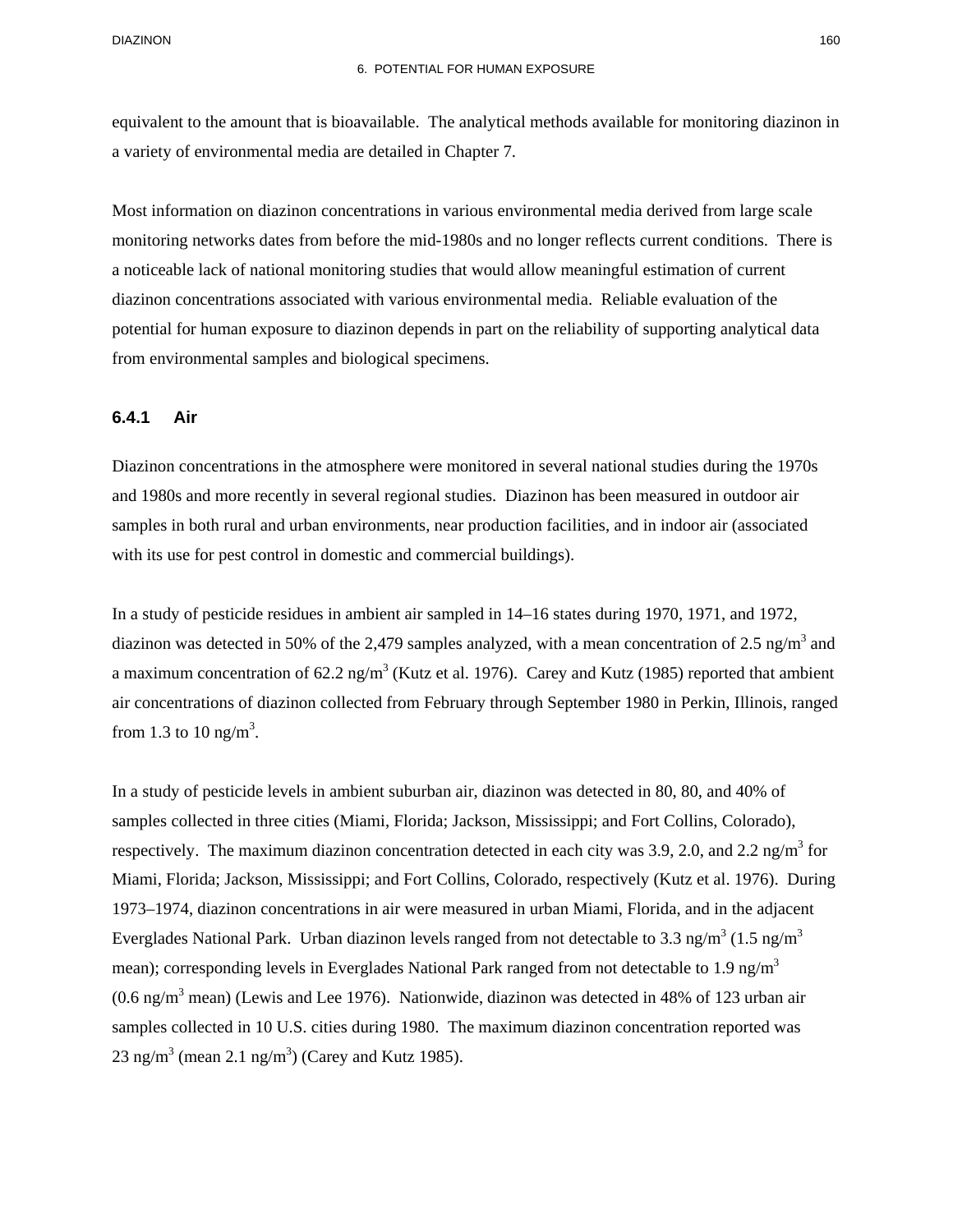equivalent to the amount that is bioavailable. The analytical methods available for monitoring diazinon in a variety of environmental media are detailed in Chapter 7.

Most information on diazinon concentrations in various environmental media derived from large scale monitoring networks dates from before the mid-1980s and no longer reflects current conditions. There is a noticeable lack of national monitoring studies that would allow meaningful estimation of current diazinon concentrations associated with various environmental media. Reliable evaluation of the potential for human exposure to diazinon depends in part on the reliability of supporting analytical data from environmental samples and biological specimens.

### 6.4.1 Air

Diazinon concentrations in the atmosphere were monitored in several national studies during the 1970s and 1980s and more recently in several regional studies. Diazinon has been measured in outdoor air samples in both rural and urban environments, near production facilities, and in indoor air (associated with its use for pest control in domestic and commercial buildings).

In a study of pesticide residues in ambient air sampled in 14–16 states during 1970, 1971, and 1972, diazinon was detected in 50% of the 2,479 samples analyzed, with a mean concentration of 2.5 ng/$m^3$ and a maximum concentration of 62.2 ng/$m^3$ (Kutz et al. 1976). Carey and Kutz (1985) reported that ambient air concentrations of diazinon collected from February through September 1980 in Perkin, Illinois, ranged from 1.3 to 10 ng/$m^3$.

In a study of pesticide levels in ambient suburban air, diazinon was detected in 80, 80, and 40% of samples collected in three cities (Miami, Florida; Jackson, Mississippi; and Fort Collins, Colorado), respectively. The maximum diazinon concentration detected in each city was 3.9, 2.0, and 2.2 ng/$m^3$ for Miami, Florida; Jackson, Mississippi; and Fort Collins, Colorado, respectively (Kutz et al. 1976). During 1973–1974, diazinon concentrations in air were measured in urban Miami, Florida, and in the adjacent Everglades National Park. Urban diazinon levels ranged from not detectable to 3.3 ng/$m^3$ (1.5 ng/$m^3$ mean); corresponding levels in Everglades National Park ranged from not detectable to 1.9 ng/$m^3$ (0.6 ng/$m^3$ mean) (Lewis and Lee 1976). Nationwide, diazinon was detected in 48% of 123 urban air samples collected in 10 U.S. cities during 1980. The maximum diazinon concentration reported was 23 ng/$m^3$ (mean 2.1 ng/$m^3$) (Carey and Kutz 1985).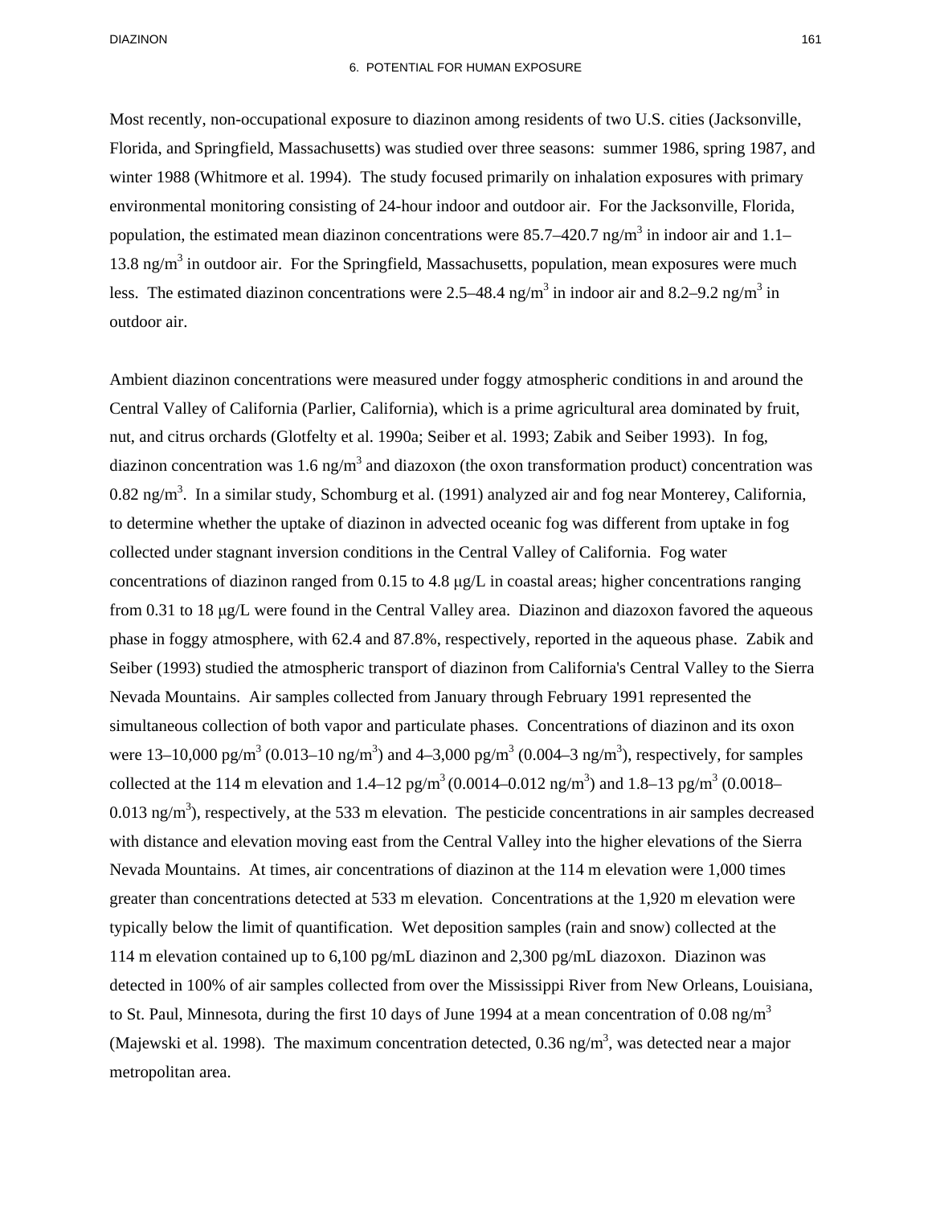Most recently, non-occupational exposure to diazinon among residents of two U.S. cities (Jacksonville, Florida, and Springfield, Massachusetts) was studied over three seasons: summer 1986, spring 1987, and winter 1988 (Whitmore et al. 1994). The study focused primarily on inhalation exposures with primary environmental monitoring consisting of 24-hour indoor and outdoor air. For the Jacksonville, Florida, population, the estimated mean diazinon concentrations were 85.7–420.7 ng/$m^3$ in indoor air and 1.1–13.8 ng/$m^3$ in outdoor air. For the Springfield, Massachusetts, population, mean exposures were much less. The estimated diazinon concentrations were 2.5–48.4 ng/$m^3$ in indoor air and 8.2–9.2 ng/$m^3$ in outdoor air.

Ambient diazinon concentrations were measured under foggy atmospheric conditions in and around the Central Valley of California (Parlier, California), which is a prime agricultural area dominated by fruit, nut, and citrus orchards (Glotfelty et al. 1990a; Seiber et al. 1993; Zabik and Seiber 1993). In fog, diazinon concentration was 1.6 ng/$m^3$ and diazoxon (the oxon transformation product) concentration was 0.82 ng/$m^3$. In a similar study, Schomburg et al. (1991) analyzed air and fog near Monterey, California, to determine whether the uptake of diazinon in advected oceanic fog was different from uptake in fog collected under stagnant inversion conditions in the Central Valley of California. Fog water concentrations of diazinon ranged from 0.15 to 4.8 μg/L in coastal areas; higher concentrations ranging from 0.31 to 18 μg/L were found in the Central Valley area. Diazinon and diazoxon favored the aqueous phase in foggy atmosphere, with 62.4 and 87.8%, respectively, reported in the aqueous phase. Zabik and Seiber (1993) studied the atmospheric transport of diazinon from California's Central Valley to the Sierra Nevada Mountains. Air samples collected from January through February 1991 represented the simultaneous collection of both vapor and particulate phases. Concentrations of diazinon and its oxon were 13–10,000 pg/$m^3$ (0.013–10 ng/$m^3$) and 4–3,000 pg/$m^3$ (0.004–3 ng/$m^3$), respectively, for samples collected at the 114 m elevation and 1.4–12 pg/$m^3$ (0.0014–0.012 ng/$m^3$) and 1.8–13 pg/$m^3$ (0.0018–0.013 ng/$m^3$), respectively, at the 533 m elevation. The pesticide concentrations in air samples decreased with distance and elevation moving east from the Central Valley into the higher elevations of the Sierra Nevada Mountains. At times, air concentrations of diazinon at the 114 m elevation were 1,000 times greater than concentrations detected at 533 m elevation. Concentrations at the 1,920 m elevation were typically below the limit of quantification. Wet deposition samples (rain and snow) collected at the 114 m elevation contained up to 6,100 pg/mL diazinon and 2,300 pg/mL diazoxon. Diazinon was detected in 100% of air samples collected from over the Mississippi River from New Orleans, Louisiana, to St. Paul, Minnesota, during the first 10 days of June 1994 at a mean concentration of 0.08 ng/$m^3$ (Majewski et al. 1998). The maximum concentration detected, 0.36 ng/$m^3$, was detected near a major metropolitan area.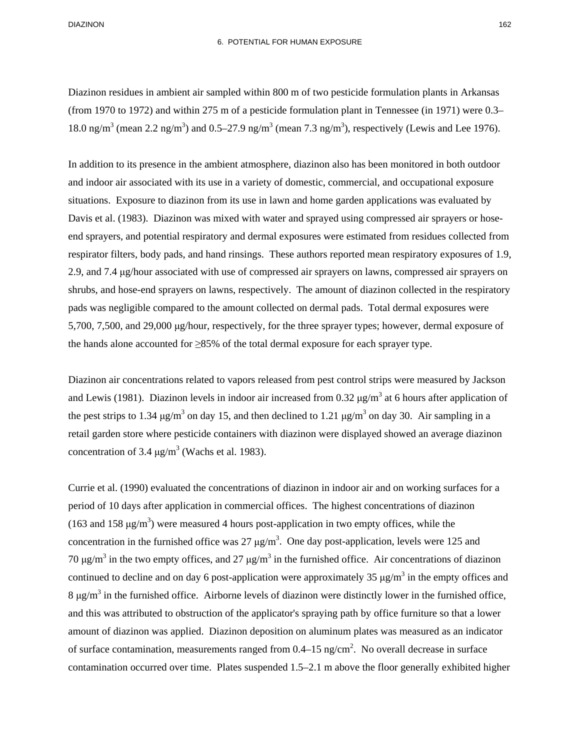Diazinon residues in ambient air sampled within 800 m of two pesticide formulation plants in Arkansas (from 1970 to 1972) and within 275 m of a pesticide formulation plant in Tennessee (in 1971) were 0.3–18.0 ng/$m^3$ (mean 2.2 ng/$m^3$) and 0.5–27.9 ng/$m^3$ (mean 7.3 ng/$m^3$), respectively (Lewis and Lee 1976).

In addition to its presence in the ambient atmosphere, diazinon also has been monitored in both outdoor and indoor air associated with its use in a variety of domestic, commercial, and occupational exposure situations. Exposure to diazinon from its use in lawn and home garden applications was evaluated by Davis et al. (1983). Diazinon was mixed with water and sprayed using compressed air sprayers or hose-end sprayers, and potential respiratory and dermal exposures were estimated from residues collected from respirator filters, body pads, and hand rinsings. These authors reported mean respiratory exposures of 1.9, 2.9, and 7.4 μg/hour associated with use of compressed air sprayers on lawns, compressed air sprayers on shrubs, and hose-end sprayers on lawns, respectively. The amount of diazinon collected in the respiratory pads was negligible compared to the amount collected on dermal pads. Total dermal exposures were 5,700, 7,500, and 29,000 μg/hour, respectively, for the three sprayer types; however, dermal exposure of the hands alone accounted for ≥85% of the total dermal exposure for each sprayer type.

Diazinon air concentrations related to vapors released from pest control strips were measured by Jackson and Lewis (1981). Diazinon levels in indoor air increased from 0.32 μg/$m^3$ at 6 hours after application of the pest strips to 1.34 μg/$m^3$ on day 15, and then declined to 1.21 μg/$m^3$ on day 30. Air sampling in a retail garden store where pesticide containers with diazinon were displayed showed an average diazinon concentration of 3.4 μg/$m^3$ (Wachs et al. 1983).

Currie et al. (1990) evaluated the concentrations of diazinon in indoor air and on working surfaces for a period of 10 days after application in commercial offices. The highest concentrations of diazinon (163 and 158 μg/$m^3$) were measured 4 hours post-application in two empty offices, while the concentration in the furnished office was 27 μg/$m^3$. One day post-application, levels were 125 and 70 μg/$m^3$ in the two empty offices, and 27 μg/$m^3$ in the furnished office. Air concentrations of diazinon continued to decline and on day 6 post-application were approximately 35 μg/$m^3$ in the empty offices and 8 μg/$m^3$ in the furnished office. Airborne levels of diazinon were distinctly lower in the furnished office, and this was attributed to obstruction of the applicator's spraying path by office furniture so that a lower amount of diazinon was applied. Diazinon deposition on aluminum plates was measured as an indicator of surface contamination, measurements ranged from 0.4–15 ng/$cm^2$. No overall decrease in surface contamination occurred over time. Plates suspended 1.5–2.1 m above the floor generally exhibited higher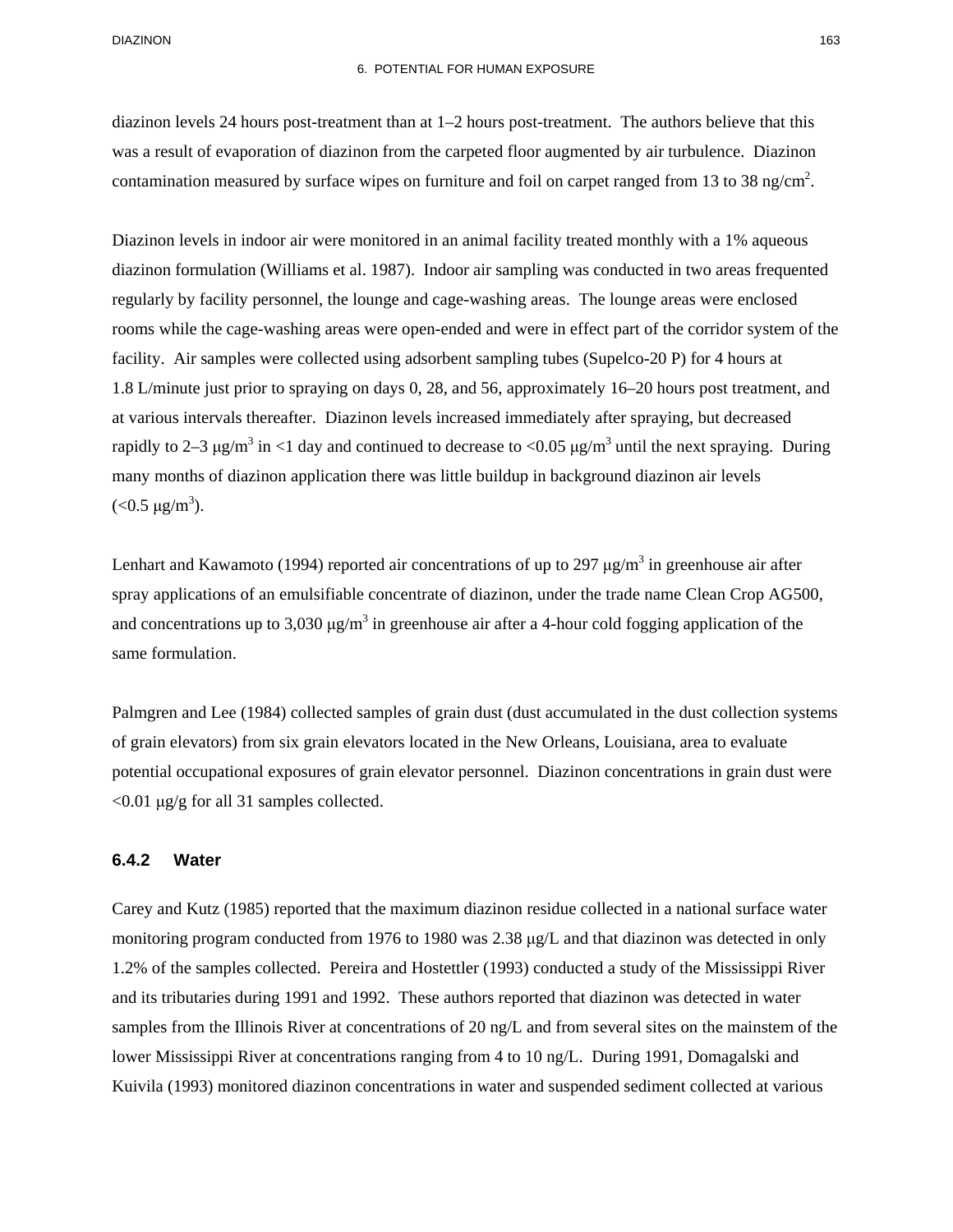diazinon levels 24 hours post-treatment than at 1–2 hours post-treatment. The authors believe that this was a result of evaporation of diazinon from the carpeted floor augmented by air turbulence. Diazinon contamination measured by surface wipes on furniture and foil on carpet ranged from 13 to 38 ng/cm$^2$.

Diazinon levels in indoor air were monitored in an animal facility treated monthly with a 1% aqueous diazinon formulation (Williams et al. 1987). Indoor air sampling was conducted in two areas frequented regularly by facility personnel, the lounge and cage-washing areas. The lounge areas were enclosed rooms while the cage-washing areas were open-ended and were in effect part of the corridor system of the facility. Air samples were collected using adsorbent sampling tubes (Supelco-20 P) for 4 hours at 1.8 L/minute just prior to spraying on days 0, 28, and 56, approximately 16–20 hours post treatment, and at various intervals thereafter. Diazinon levels increased immediately after spraying, but decreased rapidly to 2–3 μg/m$^3$ in <1 day and continued to decrease to <0.05 μg/m$^3$ until the next spraying. During many months of diazinon application there was little buildup in background diazinon air levels (<0.5 μg/m$^3$).

Lenhart and Kawamoto (1994) reported air concentrations of up to 297 μg/m$^3$ in greenhouse air after spray applications of an emulsifiable concentrate of diazinon, under the trade name Clean Crop AG500, and concentrations up to 3,030 μg/m$^3$ in greenhouse air after a 4-hour cold fogging application of the same formulation.

Palmgren and Lee (1984) collected samples of grain dust (dust accumulated in the dust collection systems of grain elevators) from six grain elevators located in the New Orleans, Louisiana, area to evaluate potential occupational exposures of grain elevator personnel. Diazinon concentrations in grain dust were <0.01 μg/g for all 31 samples collected.

### 6.4.2 Water

Carey and Kutz (1985) reported that the maximum diazinon residue collected in a national surface water monitoring program conducted from 1976 to 1980 was 2.38 μg/L and that diazinon was detected in only 1.2% of the samples collected. Pereira and Hostettler (1993) conducted a study of the Mississippi River and its tributaries during 1991 and 1992. These authors reported that diazinon was detected in water samples from the Illinois River at concentrations of 20 ng/L and from several sites on the mainstem of the lower Mississippi River at concentrations ranging from 4 to 10 ng/L. During 1991, Domagalski and Kuivila (1993) monitored diazinon concentrations in water and suspended sediment collected at various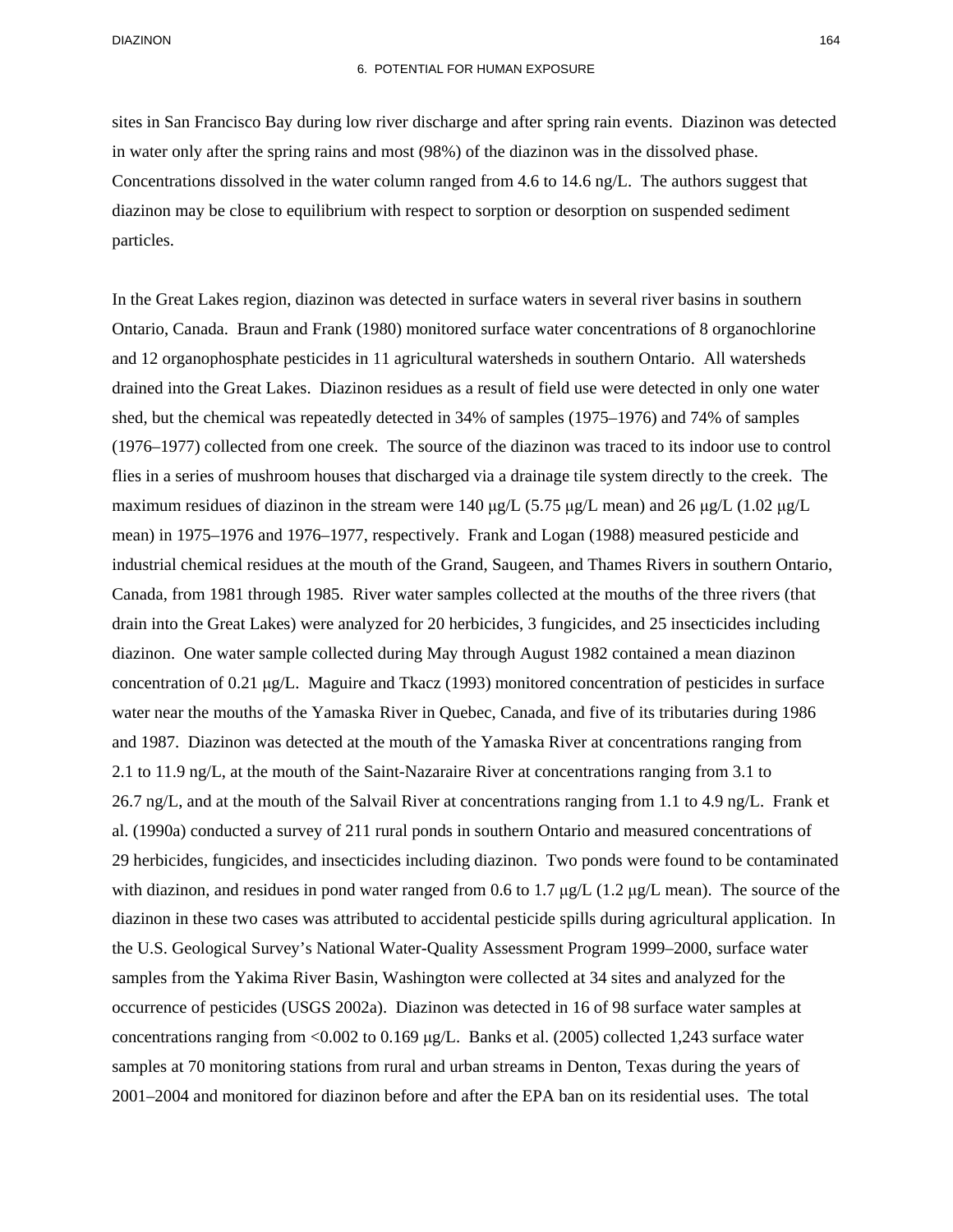sites in San Francisco Bay during low river discharge and after spring rain events. Diazinon was detected in water only after the spring rains and most (98%) of the diazinon was in the dissolved phase. Concentrations dissolved in the water column ranged from 4.6 to 14.6 ng/L. The authors suggest that diazinon may be close to equilibrium with respect to sorption or desorption on suspended sediment particles.

In the Great Lakes region, diazinon was detected in surface waters in several river basins in southern Ontario, Canada. Braun and Frank (1980) monitored surface water concentrations of 8 organochlorine and 12 organophosphate pesticides in 11 agricultural watersheds in southern Ontario. All watersheds drained into the Great Lakes. Diazinon residues as a result of field use were detected in only one water shed, but the chemical was repeatedly detected in 34% of samples (1975–1976) and 74% of samples (1976–1977) collected from one creek. The source of the diazinon was traced to its indoor use to control flies in a series of mushroom houses that discharged via a drainage tile system directly to the creek. The maximum residues of diazinon in the stream were 140 μg/L (5.75 μg/L mean) and 26 μg/L (1.02 μg/L mean) in 1975–1976 and 1976–1977, respectively. Frank and Logan (1988) measured pesticide and industrial chemical residues at the mouth of the Grand, Saugeen, and Thames Rivers in southern Ontario, Canada, from 1981 through 1985. River water samples collected at the mouths of the three rivers (that drain into the Great Lakes) were analyzed for 20 herbicides, 3 fungicides, and 25 insecticides including diazinon. One water sample collected during May through August 1982 contained a mean diazinon concentration of 0.21 μg/L. Maguire and Tkacz (1993) monitored concentration of pesticides in surface water near the mouths of the Yamaska River in Quebec, Canada, and five of its tributaries during 1986 and 1987. Diazinon was detected at the mouth of the Yamaska River at concentrations ranging from 2.1 to 11.9 ng/L, at the mouth of the Saint-Nazaraire River at concentrations ranging from 3.1 to 26.7 ng/L, and at the mouth of the Salvail River at concentrations ranging from 1.1 to 4.9 ng/L. Frank et al. (1990a) conducted a survey of 211 rural ponds in southern Ontario and measured concentrations of 29 herbicides, fungicides, and insecticides including diazinon. Two ponds were found to be contaminated with diazinon, and residues in pond water ranged from 0.6 to 1.7 μg/L (1.2 μg/L mean). The source of the diazinon in these two cases was attributed to accidental pesticide spills during agricultural application. In the U.S. Geological Survey's National Water-Quality Assessment Program 1999–2000, surface water samples from the Yakima River Basin, Washington were collected at 34 sites and analyzed for the occurrence of pesticides (USGS 2002a). Diazinon was detected in 16 of 98 surface water samples at concentrations ranging from <0.002 to 0.169 μg/L. Banks et al. (2005) collected 1,243 surface water samples at 70 monitoring stations from rural and urban streams in Denton, Texas during the years of 2001–2004 and monitored for diazinon before and after the EPA ban on its residential uses. The total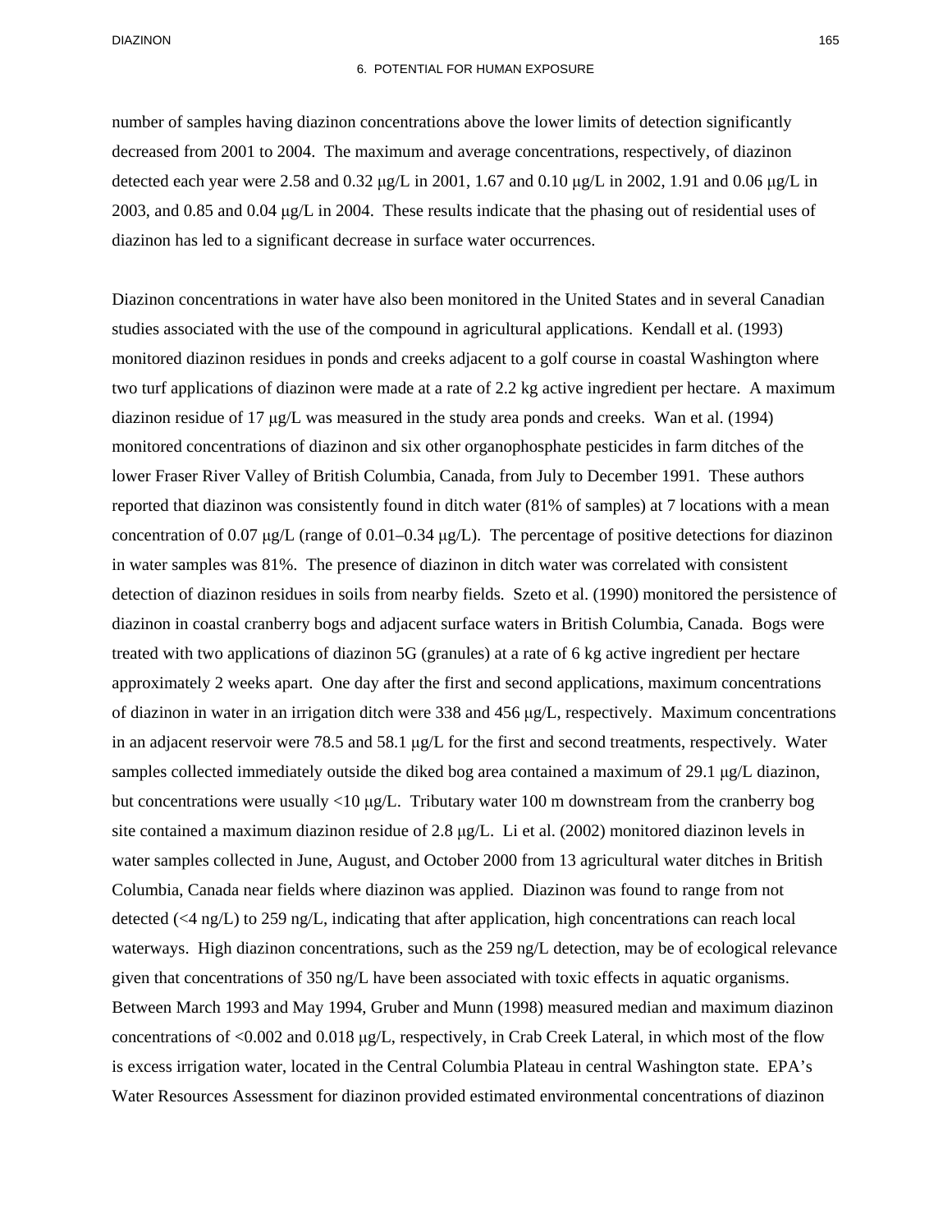number of samples having diazinon concentrations above the lower limits of detection significantly decreased from 2001 to 2004. The maximum and average concentrations, respectively, of diazinon detected each year were 2.58 and 0.32 μg/L in 2001, 1.67 and 0.10 μg/L in 2002, 1.91 and 0.06 μg/L in 2003, and 0.85 and 0.04 μg/L in 2004. These results indicate that the phasing out of residential uses of diazinon has led to a significant decrease in surface water occurrences.

Diazinon concentrations in water have also been monitored in the United States and in several Canadian studies associated with the use of the compound in agricultural applications. Kendall et al. (1993) monitored diazinon residues in ponds and creeks adjacent to a golf course in coastal Washington where two turf applications of diazinon were made at a rate of 2.2 kg active ingredient per hectare. A maximum diazinon residue of 17 μg/L was measured in the study area ponds and creeks. Wan et al. (1994) monitored concentrations of diazinon and six other organophosphate pesticides in farm ditches of the lower Fraser River Valley of British Columbia, Canada, from July to December 1991. These authors reported that diazinon was consistently found in ditch water (81% of samples) at 7 locations with a mean concentration of 0.07 μg/L (range of 0.01–0.34 μg/L). The percentage of positive detections for diazinon in water samples was 81%. The presence of diazinon in ditch water was correlated with consistent detection of diazinon residues in soils from nearby fields. Szeto et al. (1990) monitored the persistence of diazinon in coastal cranberry bogs and adjacent surface waters in British Columbia, Canada. Bogs were treated with two applications of diazinon 5G (granules) at a rate of 6 kg active ingredient per hectare approximately 2 weeks apart. One day after the first and second applications, maximum concentrations of diazinon in water in an irrigation ditch were 338 and 456 μg/L, respectively. Maximum concentrations in an adjacent reservoir were 78.5 and 58.1 μg/L for the first and second treatments, respectively. Water samples collected immediately outside the diked bog area contained a maximum of 29.1 μg/L diazinon, but concentrations were usually <10 μg/L. Tributary water 100 m downstream from the cranberry bog site contained a maximum diazinon residue of 2.8 μg/L. Li et al. (2002) monitored diazinon levels in water samples collected in June, August, and October 2000 from 13 agricultural water ditches in British Columbia, Canada near fields where diazinon was applied. Diazinon was found to range from not detected (<4 ng/L) to 259 ng/L, indicating that after application, high concentrations can reach local waterways. High diazinon concentrations, such as the 259 ng/L detection, may be of ecological relevance given that concentrations of 350 ng/L have been associated with toxic effects in aquatic organisms. Between March 1993 and May 1994, Gruber and Munn (1998) measured median and maximum diazinon concentrations of <0.002 and 0.018 μg/L, respectively, in Crab Creek Lateral, in which most of the flow is excess irrigation water, located in the Central Columbia Plateau in central Washington state. EPA's Water Resources Assessment for diazinon provided estimated environmental concentrations of diazinon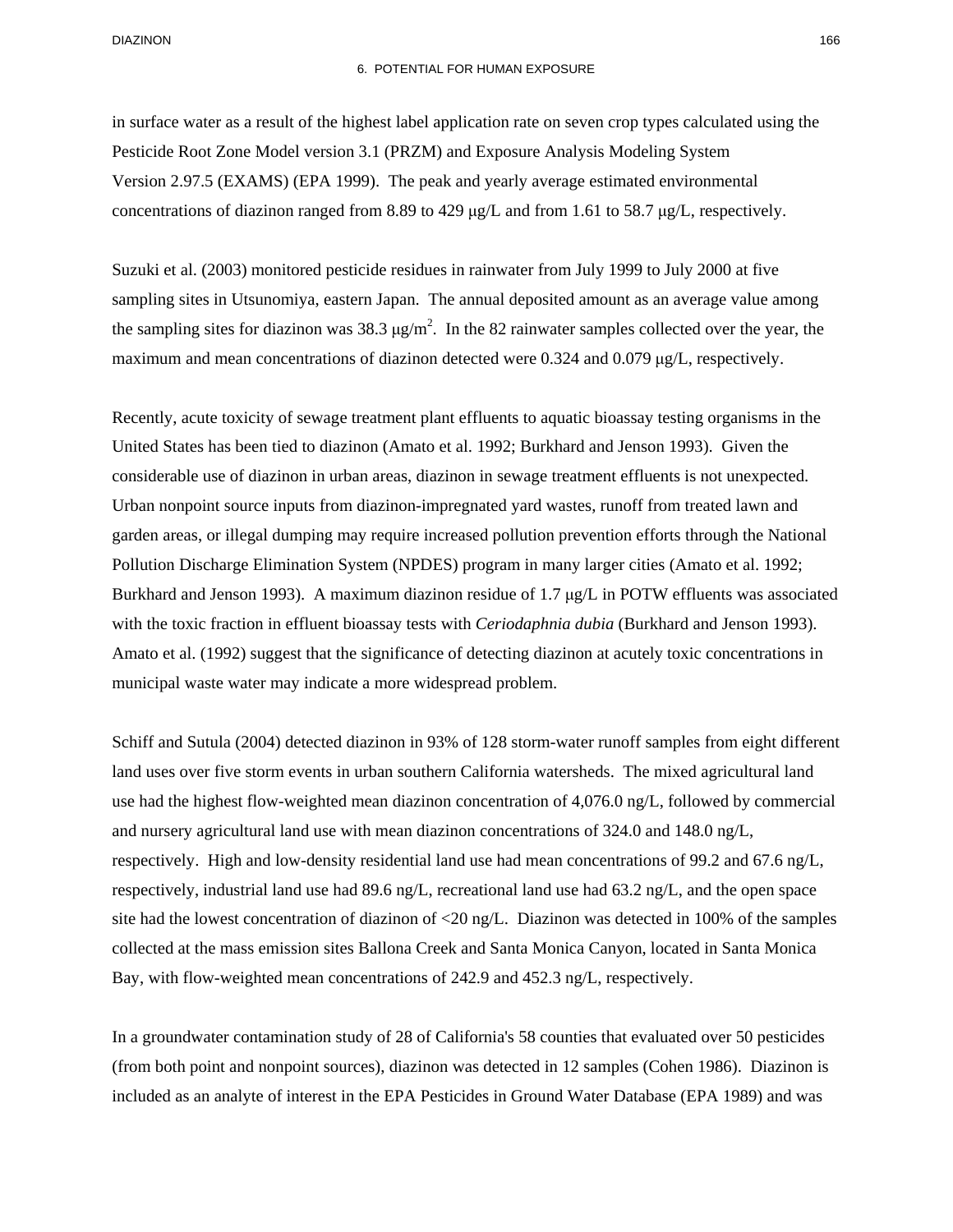in surface water as a result of the highest label application rate on seven crop types calculated using the Pesticide Root Zone Model version 3.1 (PRZM) and Exposure Analysis Modeling System Version 2.97.5 (EXAMS) (EPA 1999). The peak and yearly average estimated environmental concentrations of diazinon ranged from 8.89 to 429 μg/L and from 1.61 to 58.7 μg/L, respectively.

Suzuki et al. (2003) monitored pesticide residues in rainwater from July 1999 to July 2000 at five sampling sites in Utsunomiya, eastern Japan. The annual deposited amount as an average value among the sampling sites for diazinon was 38.3 μg/m$^2$. In the 82 rainwater samples collected over the year, the maximum and mean concentrations of diazinon detected were 0.324 and 0.079 μg/L, respectively.

Recently, acute toxicity of sewage treatment plant effluents to aquatic bioassay testing organisms in the United States has been tied to diazinon (Amato et al. 1992; Burkhard and Jenson 1993). Given the considerable use of diazinon in urban areas, diazinon in sewage treatment effluents is not unexpected. Urban nonpoint source inputs from diazinon-impregnated yard wastes, runoff from treated lawn and garden areas, or illegal dumping may require increased pollution prevention efforts through the National Pollution Discharge Elimination System (NPDES) program in many larger cities (Amato et al. 1992; Burkhard and Jenson 1993). A maximum diazinon residue of 1.7 μg/L in POTW effluents was associated with the toxic fraction in effluent bioassay tests with *Ceriodaphnia dubia* (Burkhard and Jenson 1993). Amato et al. (1992) suggest that the significance of detecting diazinon at acutely toxic concentrations in municipal waste water may indicate a more widespread problem.

Schiff and Sutula (2004) detected diazinon in 93% of 128 storm-water runoff samples from eight different land uses over five storm events in urban southern California watersheds. The mixed agricultural land use had the highest flow-weighted mean diazinon concentration of 4,076.0 ng/L, followed by commercial and nursery agricultural land use with mean diazinon concentrations of 324.0 and 148.0 ng/L, respectively. High and low-density residential land use had mean concentrations of 99.2 and 67.6 ng/L, respectively, industrial land use had 89.6 ng/L, recreational land use had 63.2 ng/L, and the open space site had the lowest concentration of diazinon of <20 ng/L. Diazinon was detected in 100% of the samples collected at the mass emission sites Ballona Creek and Santa Monica Canyon, located in Santa Monica Bay, with flow-weighted mean concentrations of 242.9 and 452.3 ng/L, respectively.

In a groundwater contamination study of 28 of California's 58 counties that evaluated over 50 pesticides (from both point and nonpoint sources), diazinon was detected in 12 samples (Cohen 1986). Diazinon is included as an analyte of interest in the EPA Pesticides in Ground Water Database (EPA 1989) and was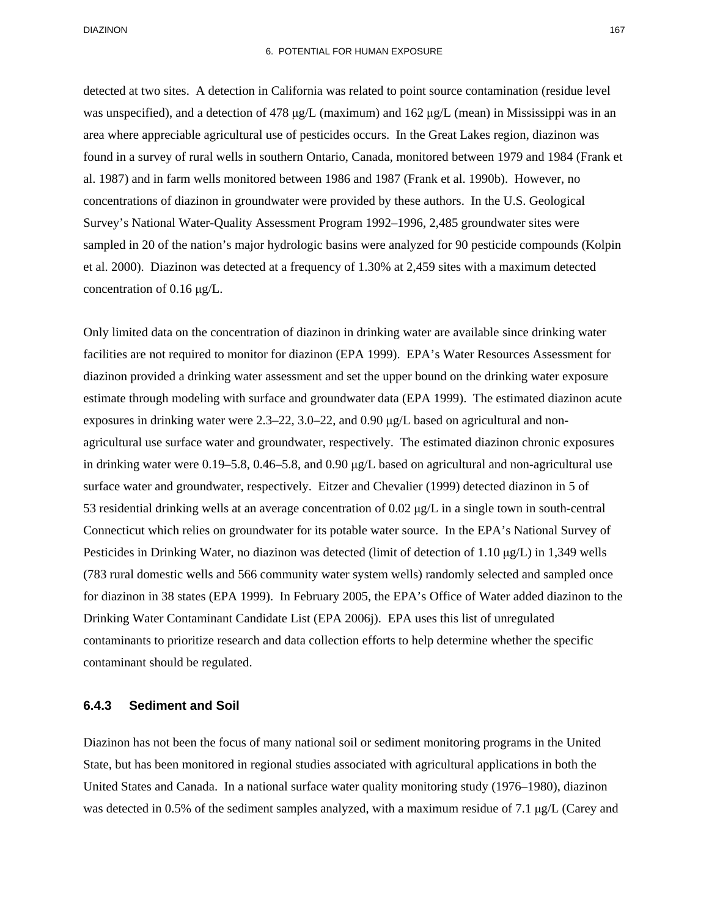detected at two sites. A detection in California was related to point source contamination (residue level was unspecified), and a detection of 478 μg/L (maximum) and 162 μg/L (mean) in Mississippi was in an area where appreciable agricultural use of pesticides occurs. In the Great Lakes region, diazinon was found in a survey of rural wells in southern Ontario, Canada, monitored between 1979 and 1984 (Frank et al. 1987) and in farm wells monitored between 1986 and 1987 (Frank et al. 1990b). However, no concentrations of diazinon in groundwater were provided by these authors. In the U.S. Geological Survey's National Water-Quality Assessment Program 1992–1996, 2,485 groundwater sites were sampled in 20 of the nation's major hydrologic basins were analyzed for 90 pesticide compounds (Kolpin et al. 2000). Diazinon was detected at a frequency of 1.30% at 2,459 sites with a maximum detected concentration of 0.16 μg/L.

Only limited data on the concentration of diazinon in drinking water are available since drinking water facilities are not required to monitor for diazinon (EPA 1999). EPA's Water Resources Assessment for diazinon provided a drinking water assessment and set the upper bound on the drinking water exposure estimate through modeling with surface and groundwater data (EPA 1999). The estimated diazinon acute exposures in drinking water were 2.3–22, 3.0–22, and 0.90 μg/L based on agricultural and non-agricultural use surface water and groundwater, respectively. The estimated diazinon chronic exposures in drinking water were 0.19–5.8, 0.46–5.8, and 0.90 μg/L based on agricultural and non-agricultural use surface water and groundwater, respectively. Eitzer and Chevalier (1999) detected diazinon in 5 of 53 residential drinking wells at an average concentration of 0.02 μg/L in a single town in south-central Connecticut which relies on groundwater for its potable water source. In the EPA's National Survey of Pesticides in Drinking Water, no diazinon was detected (limit of detection of 1.10 μg/L) in 1,349 wells (783 rural domestic wells and 566 community water system wells) randomly selected and sampled once for diazinon in 38 states (EPA 1999). In February 2005, the EPA's Office of Water added diazinon to the Drinking Water Contaminant Candidate List (EPA 2006j). EPA uses this list of unregulated contaminants to prioritize research and data collection efforts to help determine whether the specific contaminant should be regulated.

### 6.4.3 Sediment and Soil

Diazinon has not been the focus of many national soil or sediment monitoring programs in the United State, but has been monitored in regional studies associated with agricultural applications in both the United States and Canada. In a national surface water quality monitoring study (1976–1980), diazinon was detected in 0.5% of the sediment samples analyzed, with a maximum residue of 7.1 μg/L (Carey and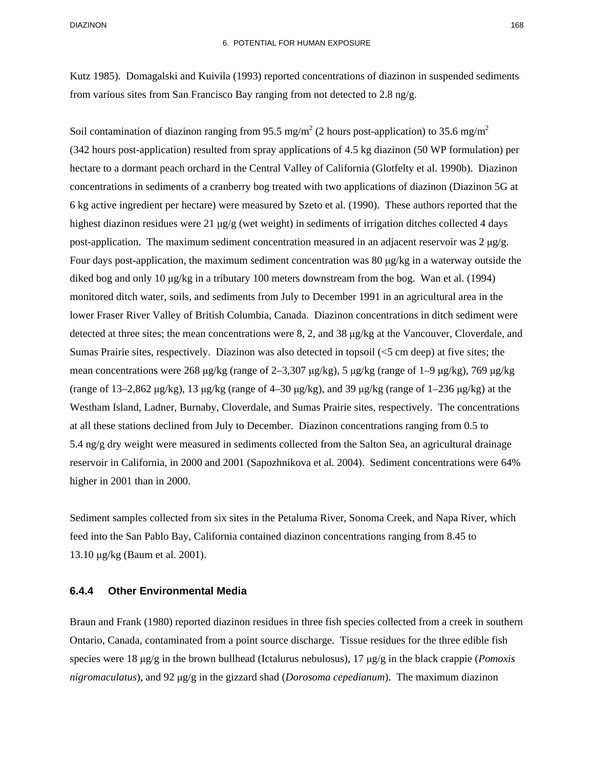Kutz 1985). Domagalski and Kuivila (1993) reported concentrations of diazinon in suspended sediments from various sites from San Francisco Bay ranging from not detected to 2.8 ng/g.

Soil contamination of diazinon ranging from 95.5 mg/m$^2$ (2 hours post-application) to 35.6 mg/m$^2$ (342 hours post-application) resulted from spray applications of 4.5 kg diazinon (50 WP formulation) per hectare to a dormant peach orchard in the Central Valley of California (Glotfelty et al. 1990b). Diazinon concentrations in sediments of a cranberry bog treated with two applications of diazinon (Diazinon 5G at 6 kg active ingredient per hectare) were measured by Szeto et al. (1990). These authors reported that the highest diazinon residues were 21 μg/g (wet weight) in sediments of irrigation ditches collected 4 days post-application. The maximum sediment concentration measured in an adjacent reservoir was 2 μg/g. Four days post-application, the maximum sediment concentration was 80 μg/kg in a waterway outside the diked bog and only 10 μg/kg in a tributary 100 meters downstream from the bog. Wan et al. (1994) monitored ditch water, soils, and sediments from July to December 1991 in an agricultural area in the lower Fraser River Valley of British Columbia, Canada. Diazinon concentrations in ditch sediment were detected at three sites; the mean concentrations were 8, 2, and 38 μg/kg at the Vancouver, Cloverdale, and Sumas Prairie sites, respectively. Diazinon was also detected in topsoil (<5 cm deep) at five sites; the mean concentrations were 268 μg/kg (range of 2–3,307 μg/kg), 5 μg/kg (range of 1–9 μg/kg), 769 μg/kg (range of 13–2,862 μg/kg), 13 μg/kg (range of 4–30 μg/kg), and 39 μg/kg (range of 1–236 μg/kg) at the Westham Island, Ladner, Burnaby, Cloverdale, and Sumas Prairie sites, respectively. The concentrations at all these stations declined from July to December. Diazinon concentrations ranging from 0.5 to 5.4 ng/g dry weight were measured in sediments collected from the Salton Sea, an agricultural drainage reservoir in California, in 2000 and 2001 (Sapozhnikova et al. 2004). Sediment concentrations were 64% higher in 2001 than in 2000.

Sediment samples collected from six sites in the Petaluma River, Sonoma Creek, and Napa River, which feed into the San Pablo Bay, California contained diazinon concentrations ranging from 8.45 to 13.10 μg/kg (Baum et al. 2001).

### 6.4.4 Other Environmental Media

Braun and Frank (1980) reported diazinon residues in three fish species collected from a creek in southern Ontario, Canada, contaminated from a point source discharge. Tissue residues for the three edible fish species were 18 μg/g in the brown bullhead (Ictalurus nebulosus), 17 μg/g in the black crappie (*Pomoxis nigromaculatus*), and 92 μg/g in the gizzard shad (*Dorosoma cepedianum*). The maximum diazinon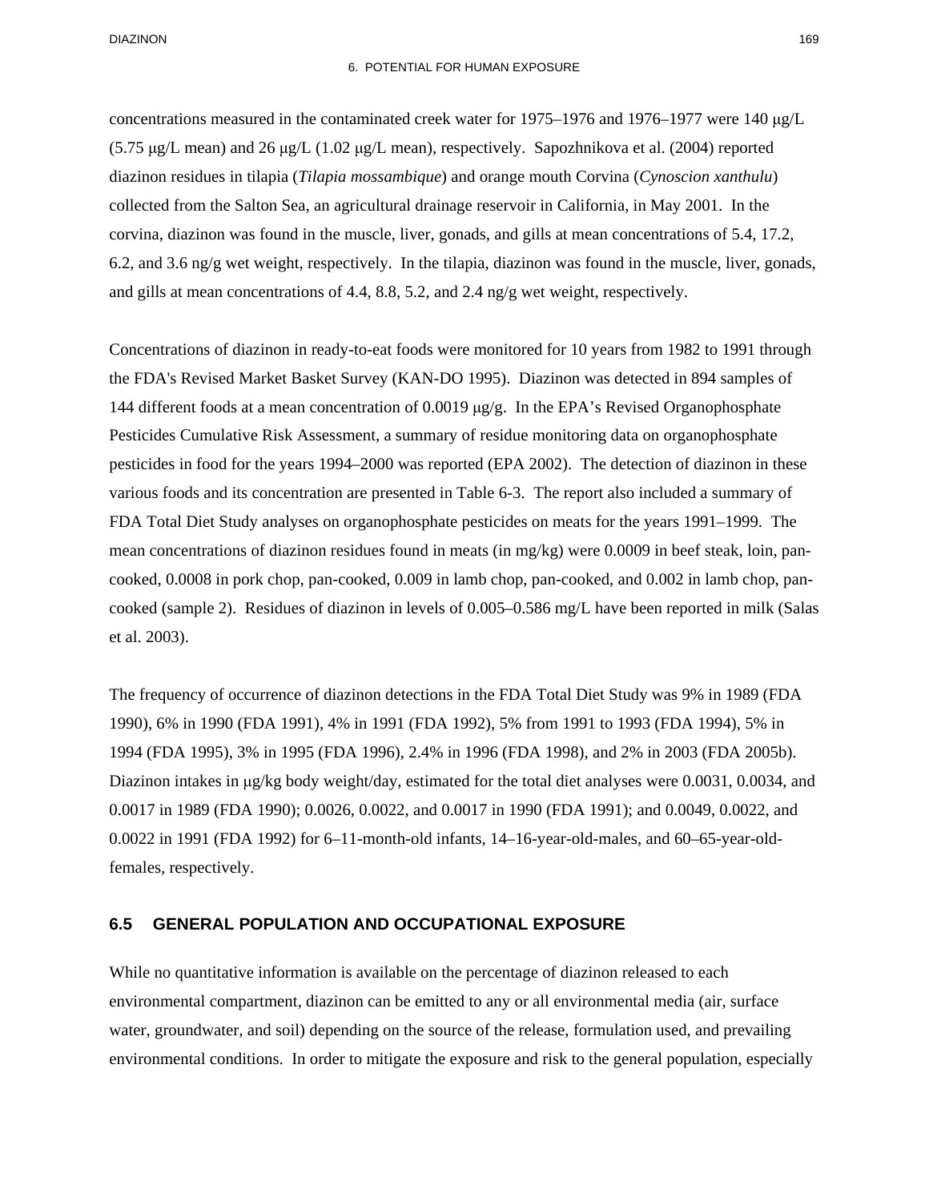concentrations measured in the contaminated creek water for 1975–1976 and 1976–1977 were 140 μg/L (5.75 μg/L mean) and 26 μg/L (1.02 μg/L mean), respectively. Sapozhnikova et al. (2004) reported diazinon residues in tilapia (*Tilapia mossambique*) and orange mouth Corvina (*Cynoscion xanthulu*) collected from the Salton Sea, an agricultural drainage reservoir in California, in May 2001. In the corvina, diazinon was found in the muscle, liver, gonads, and gills at mean concentrations of 5.4, 17.2, 6.2, and 3.6 ng/g wet weight, respectively. In the tilapia, diazinon was found in the muscle, liver, gonads, and gills at mean concentrations of 4.4, 8.8, 5.2, and 2.4 ng/g wet weight, respectively.

Concentrations of diazinon in ready-to-eat foods were monitored for 10 years from 1982 to 1991 through the FDA's Revised Market Basket Survey (KAN-DO 1995). Diazinon was detected in 894 samples of 144 different foods at a mean concentration of 0.0019 μg/g. In the EPA's Revised Organophosphate Pesticides Cumulative Risk Assessment, a summary of residue monitoring data on organophosphate pesticides in food for the years 1994–2000 was reported (EPA 2002). The detection of diazinon in these various foods and its concentration are presented in Table 6-3. The report also included a summary of FDA Total Diet Study analyses on organophosphate pesticides on meats for the years 1991–1999. The mean concentrations of diazinon residues found in meats (in mg/kg) were 0.0009 in beef steak, loin, pan-cooked, 0.0008 in pork chop, pan-cooked, 0.009 in lamb chop, pan-cooked, and 0.002 in lamb chop, pan-cooked (sample 2). Residues of diazinon in levels of 0.005–0.586 mg/L have been reported in milk (Salas et al. 2003).

The frequency of occurrence of diazinon detections in the FDA Total Diet Study was 9% in 1989 (FDA 1990), 6% in 1990 (FDA 1991), 4% in 1991 (FDA 1992), 5% from 1991 to 1993 (FDA 1994), 5% in 1994 (FDA 1995), 3% in 1995 (FDA 1996), 2.4% in 1996 (FDA 1998), and 2% in 2003 (FDA 2005b). Diazinon intakes in μg/kg body weight/day, estimated for the total diet analyses were 0.0031, 0.0034, and 0.0017 in 1989 (FDA 1990); 0.0026, 0.0022, and 0.0017 in 1990 (FDA 1991); and 0.0049, 0.0022, and 0.0022 in 1991 (FDA 1992) for 6–11-month-old infants, 14–16-year-old-males, and 60–65-year-old-females, respectively.

## 6.5 GENERAL POPULATION AND OCCUPATIONAL EXPOSURE

While no quantitative information is available on the percentage of diazinon released to each environmental compartment, diazinon can be emitted to any or all environmental media (air, surface water, groundwater, and soil) depending on the source of the release, formulation used, and prevailing environmental conditions. In order to mitigate the exposure and risk to the general population, especially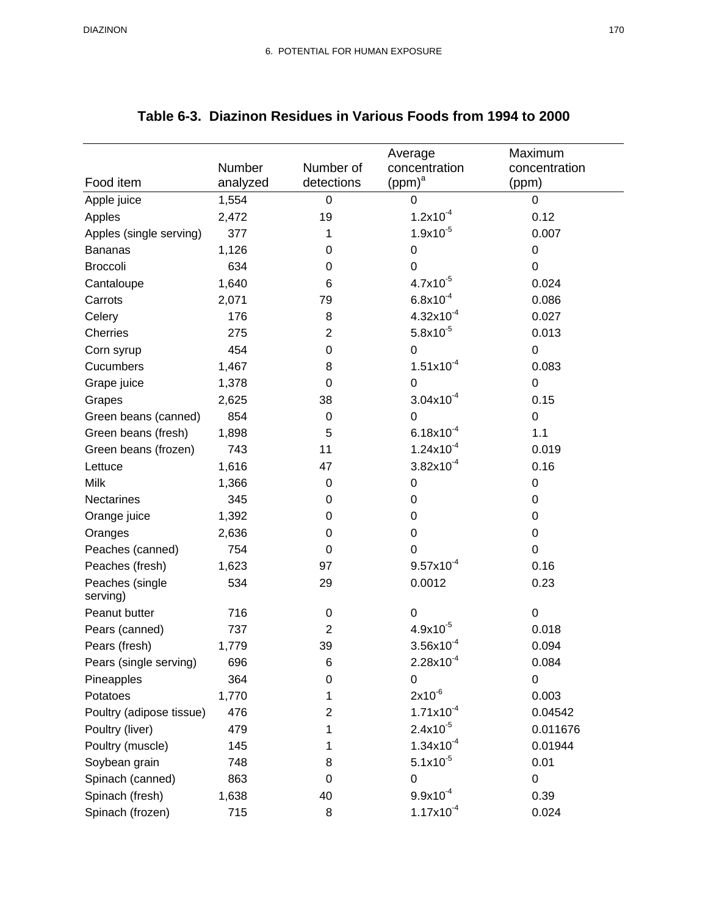**Table 6-3. Diazinon Residues in Various Foods from 1994 to 2000**

| Food item | Number analyzed | Number of detections | Average concentration (ppm)[a] | Maximum concentration (ppm) |
|---|---|---|---|---|
| Apple juice | 1,554 | 0 | 0 | 0 |
| Apples | 2,472 | 19 | $1.2 \times 10^{-4}$ | 0.12 |
| Apples (single serving) | 377 | 1 | $1.9 \times 10^{-5}$ | 0.007 |
| Bananas | 1,126 | 0 | 0 | 0 |
| Broccoli | 634 | 0 | 0 | 0 |
| Cantaloupe | 1,640 | 6 | $4.7 \times 10^{-5}$ | 0.024 |
| Carrots | 2,071 | 79 | $6.8 \times 10^{-4}$ | 0.086 |
| Celery | 176 | 8 | $4.32 \times 10^{-4}$ | 0.027 |
| Cherries | 275 | 2 | $5.8 \times 10^{-5}$ | 0.013 |
| Corn syrup | 454 | 0 | 0 | 0 |
| Cucumbers | 1,467 | 8 | $1.51 \times 10^{-4}$ | 0.083 |
| Grape juice | 1,378 | 0 | 0 | 0 |
| Grapes | 2,625 | 38 | $3.04 \times 10^{-4}$ | 0.15 |
| Green beans (canned) | 854 | 0 | 0 | 0 |
| Green beans (fresh) | 1,898 | 5 | $6.18 \times 10^{-4}$ | 1.1 |
| Green beans (frozen) | 743 | 11 | $1.24 \times 10^{-4}$ | 0.019 |
| Lettuce | 1,616 | 47 | $3.82 \times 10^{-4}$ | 0.16 |
| Milk | 1,366 | 0 | 0 | 0 |
| Nectarines | 345 | 0 | 0 | 0 |
| Orange juice | 1,392 | 0 | 0 | 0 |
| Oranges | 2,636 | 0 | 0 | 0 |
| Peaches (canned) | 754 | 0 | 0 | 0 |
| Peaches (fresh) | 1,623 | 97 | $9.57 \times 10^{-4}$ | 0.16 |
| Peaches (single serving) | 534 | 29 | 0.0012 | 0.23 |
| Peanut butter | 716 | 0 | 0 | 0 |
| Pears (canned) | 737 | 2 | $4.9 \times 10^{-5}$ | 0.018 |
| Pears (fresh) | 1,779 | 39 | $3.56 \times 10^{-4}$ | 0.094 |
| Pears (single serving) | 696 | 6 | $2.28 \times 10^{-4}$ | 0.084 |
| Pineapples | 364 | 0 | 0 | 0 |
| Potatoes | 1,770 | 1 | $2 \times 10^{-6}$ | 0.003 |
| Poultry (adipose tissue) | 476 | 2 | $1.71 \times 10^{-4}$ | 0.04542 |
| Poultry (liver) | 479 | 1 | $2.4 \times 10^{-5}$ | 0.011676 |
| Poultry (muscle) | 145 | 1 | $1.34 \times 10^{-4}$ | 0.01944 |
| Soybean grain | 748 | 8 | $5.1 \times 10^{-5}$ | 0.01 |
| Spinach (canned) | 863 | 0 | 0 | 0 |
| Spinach (fresh) | 1,638 | 40 | $9.9 \times 10^{-4}$ | 0.39 |
| Spinach (frozen) | 715 | 8 | $1.17 \times 10^{-4}$ | 0.024 |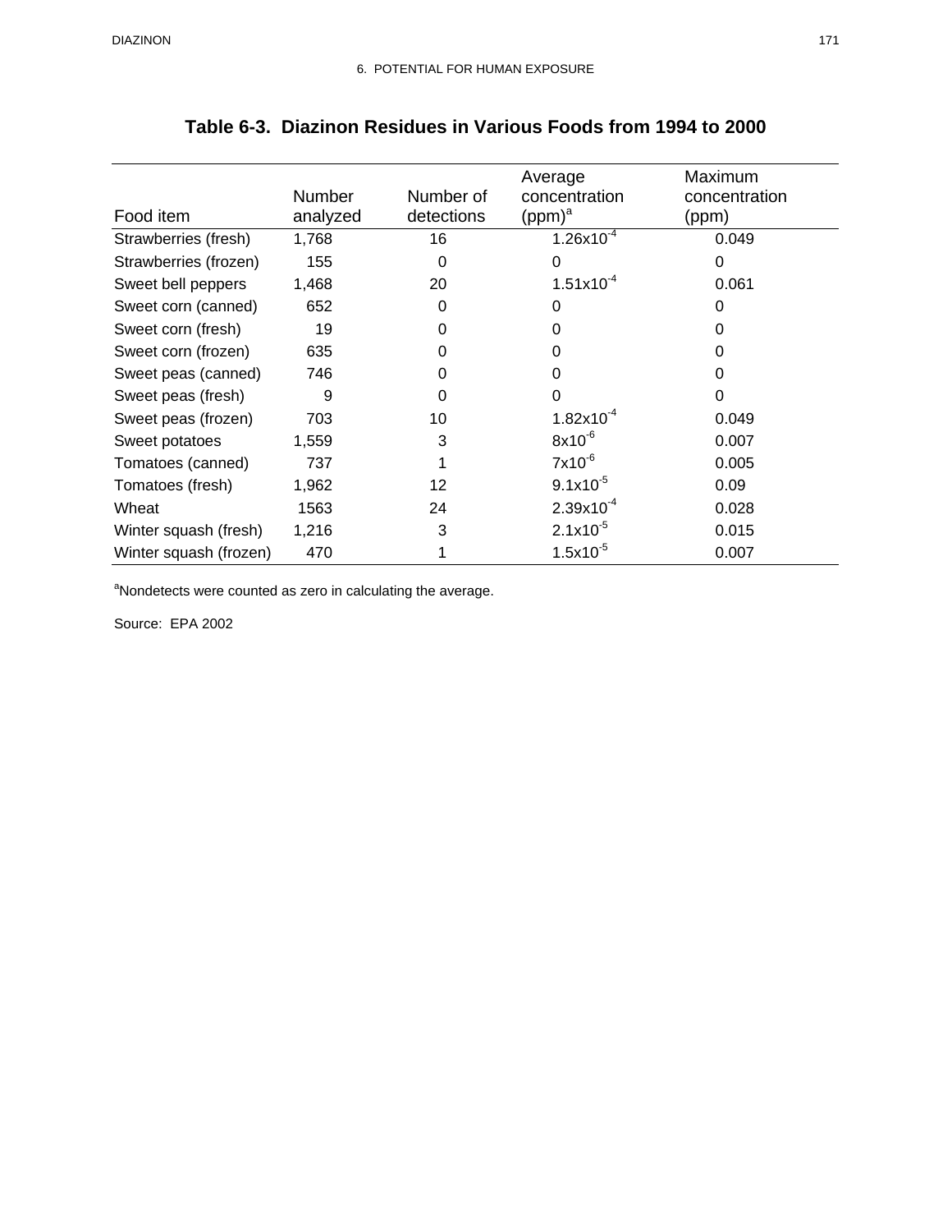6. POTENTIAL FOR HUMAN EXPOSURE

## Table 6-3. Diazinon Residues in Various Foods from 1994 to 2000

| Food item | Number analyzed | Number of detections | Average concentration (ppm)[a] | Maximum concentration (ppm) |
|---|---|---|---|---|
| Strawberries (fresh) | 1,768 | 16 | $1.26 \times 10^{-4}$ | 0.049 |
| Strawberries (frozen) | 155 | 0 | 0 | 0 |
| Sweet bell peppers | 1,468 | 20 | $1.51 \times 10^{-4}$ | 0.061 |
| Sweet corn (canned) | 652 | 0 | 0 | 0 |
| Sweet corn (fresh) | 19 | 0 | 0 | 0 |
| Sweet corn (frozen) | 635 | 0 | 0 | 0 |
| Sweet peas (canned) | 746 | 0 | 0 | 0 |
| Sweet peas (fresh) | 9 | 0 | 0 | 0 |
| Sweet peas (frozen) | 703 | 10 | $1.82 \times 10^{-4}$ | 0.049 |
| Sweet potatoes | 1,559 | 3 | $8 \times 10^{-6}$ | 0.007 |
| Tomatoes (canned) | 737 | 1 | $7 \times 10^{-6}$ | 0.005 |
| Tomatoes (fresh) | 1,962 | 12 | $9.1 \times 10^{-5}$ | 0.09 |
| Wheat | 1563 | 24 | $2.39 \times 10^{-4}$ | 0.028 |
| Winter squash (fresh) | 1,216 | 3 | $2.1 \times 10^{-5}$ | 0.015 |
| Winter squash (frozen) | 470 | 1 | $1.5 \times 10^{-5}$ | 0.007 |

[a]Nondetects were counted as zero in calculating the average.

Source: EPA 2002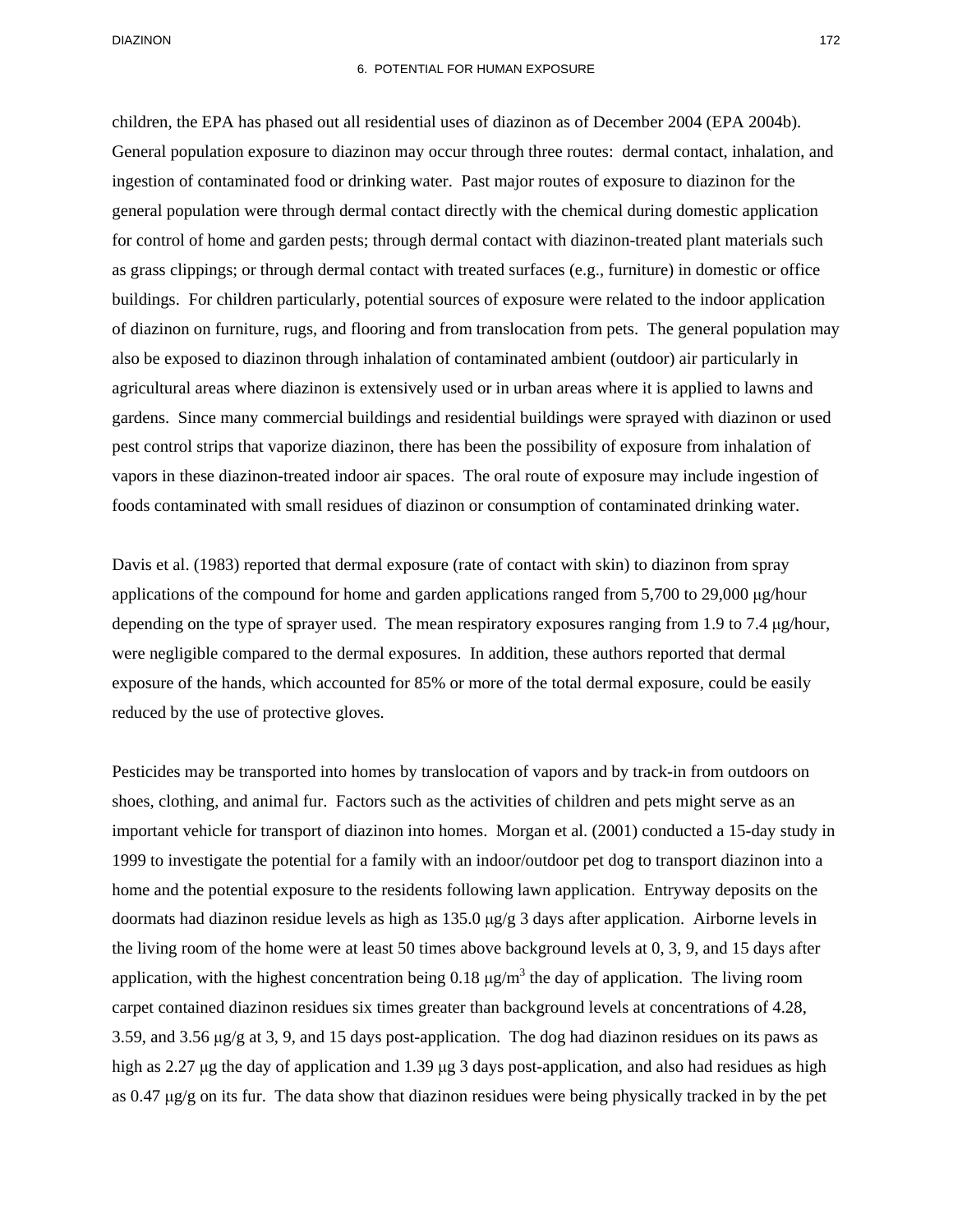children, the EPA has phased out all residential uses of diazinon as of December 2004 (EPA 2004b). General population exposure to diazinon may occur through three routes: dermal contact, inhalation, and ingestion of contaminated food or drinking water. Past major routes of exposure to diazinon for the general population were through dermal contact directly with the chemical during domestic application for control of home and garden pests; through dermal contact with diazinon-treated plant materials such as grass clippings; or through dermal contact with treated surfaces (e.g., furniture) in domestic or office buildings. For children particularly, potential sources of exposure were related to the indoor application of diazinon on furniture, rugs, and flooring and from translocation from pets. The general population may also be exposed to diazinon through inhalation of contaminated ambient (outdoor) air particularly in agricultural areas where diazinon is extensively used or in urban areas where it is applied to lawns and gardens. Since many commercial buildings and residential buildings were sprayed with diazinon or used pest control strips that vaporize diazinon, there has been the possibility of exposure from inhalation of vapors in these diazinon-treated indoor air spaces. The oral route of exposure may include ingestion of foods contaminated with small residues of diazinon or consumption of contaminated drinking water.

Davis et al. (1983) reported that dermal exposure (rate of contact with skin) to diazinon from spray applications of the compound for home and garden applications ranged from 5,700 to 29,000 μg/hour depending on the type of sprayer used. The mean respiratory exposures ranging from 1.9 to 7.4 μg/hour, were negligible compared to the dermal exposures. In addition, these authors reported that dermal exposure of the hands, which accounted for 85% or more of the total dermal exposure, could be easily reduced by the use of protective gloves.

Pesticides may be transported into homes by translocation of vapors and by track-in from outdoors on shoes, clothing, and animal fur. Factors such as the activities of children and pets might serve as an important vehicle for transport of diazinon into homes. Morgan et al. (2001) conducted a 15-day study in 1999 to investigate the potential for a family with an indoor/outdoor pet dog to transport diazinon into a home and the potential exposure to the residents following lawn application. Entryway deposits on the doormats had diazinon residue levels as high as 135.0 μg/g 3 days after application. Airborne levels in the living room of the home were at least 50 times above background levels at 0, 3, 9, and 15 days after application, with the highest concentration being 0.18 μg/$m^3$ the day of application. The living room carpet contained diazinon residues six times greater than background levels at concentrations of 4.28, 3.59, and 3.56 μg/g at 3, 9, and 15 days post-application. The dog had diazinon residues on its paws as high as 2.27 μg the day of application and 1.39 μg 3 days post-application, and also had residues as high as 0.47 μg/g on its fur. The data show that diazinon residues were being physically tracked in by the pet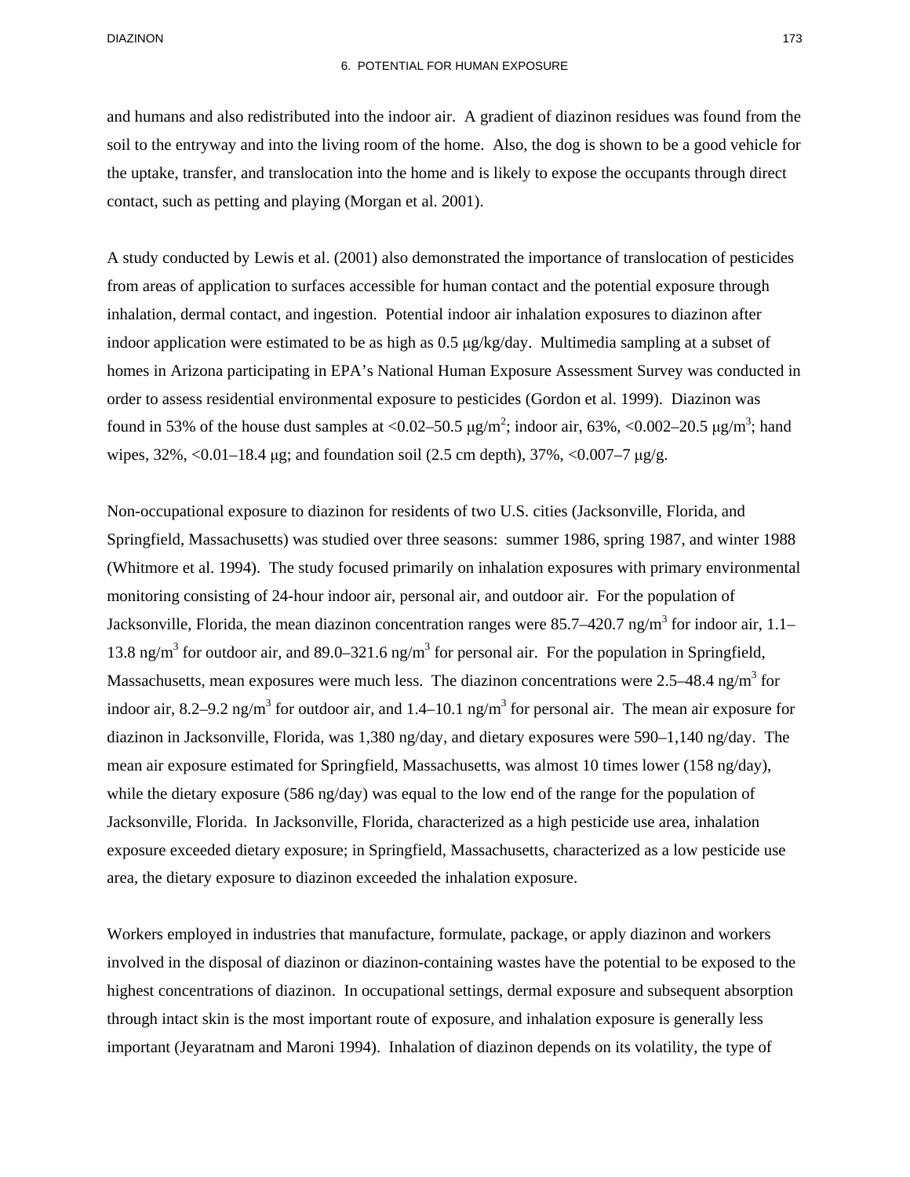and humans and also redistributed into the indoor air. A gradient of diazinon residues was found from the soil to the entryway and into the living room of the home. Also, the dog is shown to be a good vehicle for the uptake, transfer, and translocation into the home and is likely to expose the occupants through direct contact, such as petting and playing (Morgan et al. 2001).

A study conducted by Lewis et al. (2001) also demonstrated the importance of translocation of pesticides from areas of application to surfaces accessible for human contact and the potential exposure through inhalation, dermal contact, and ingestion. Potential indoor air inhalation exposures to diazinon after indoor application were estimated to be as high as 0.5 μg/kg/day. Multimedia sampling at a subset of homes in Arizona participating in EPA's National Human Exposure Assessment Survey was conducted in order to assess residential environmental exposure to pesticides (Gordon et al. 1999). Diazinon was found in 53% of the house dust samples at <0.02–50.5 μg/$m^2$; indoor air, 63%, <0.002–20.5 μg/$m^3$; hand wipes, 32%, <0.01–18.4 μg; and foundation soil (2.5 cm depth), 37%, <0.007–7 μg/g.

Non-occupational exposure to diazinon for residents of two U.S. cities (Jacksonville, Florida, and Springfield, Massachusetts) was studied over three seasons: summer 1986, spring 1987, and winter 1988 (Whitmore et al. 1994). The study focused primarily on inhalation exposures with primary environmental monitoring consisting of 24-hour indoor air, personal air, and outdoor air. For the population of Jacksonville, Florida, the mean diazinon concentration ranges were 85.7–420.7 ng/$m^3$ for indoor air, 1.1–13.8 ng/$m^3$ for outdoor air, and 89.0–321.6 ng/$m^3$ for personal air. For the population in Springfield, Massachusetts, mean exposures were much less. The diazinon concentrations were 2.5–48.4 ng/$m^3$ for indoor air, 8.2–9.2 ng/$m^3$ for outdoor air, and 1.4–10.1 ng/$m^3$ for personal air. The mean air exposure for diazinon in Jacksonville, Florida, was 1,380 ng/day, and dietary exposures were 590–1,140 ng/day. The mean air exposure estimated for Springfield, Massachusetts, was almost 10 times lower (158 ng/day), while the dietary exposure (586 ng/day) was equal to the low end of the range for the population of Jacksonville, Florida. In Jacksonville, Florida, characterized as a high pesticide use area, inhalation exposure exceeded dietary exposure; in Springfield, Massachusetts, characterized as a low pesticide use area, the dietary exposure to diazinon exceeded the inhalation exposure.

Workers employed in industries that manufacture, formulate, package, or apply diazinon and workers involved in the disposal of diazinon or diazinon-containing wastes have the potential to be exposed to the highest concentrations of diazinon. In occupational settings, dermal exposure and subsequent absorption through intact skin is the most important route of exposure, and inhalation exposure is generally less important (Jeyaratnam and Maroni 1994). Inhalation of diazinon depends on its volatility, the type of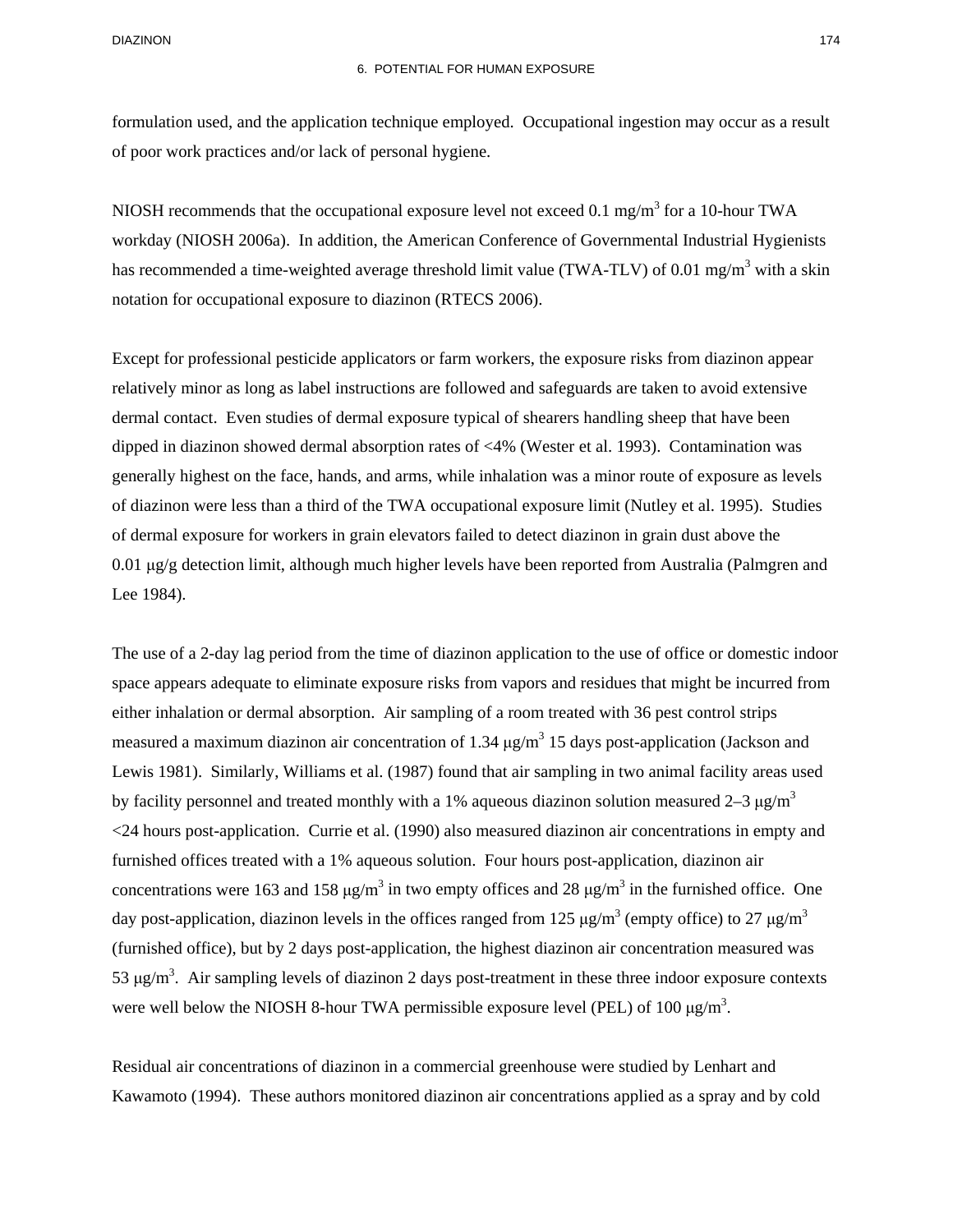formulation used, and the application technique employed. Occupational ingestion may occur as a result of poor work practices and/or lack of personal hygiene.

NIOSH recommends that the occupational exposure level not exceed 0.1 mg/m$^3$ for a 10-hour TWA workday (NIOSH 2006a). In addition, the American Conference of Governmental Industrial Hygienists has recommended a time-weighted average threshold limit value (TWA-TLV) of 0.01 mg/m$^3$ with a skin notation for occupational exposure to diazinon (RTECS 2006).

Except for professional pesticide applicators or farm workers, the exposure risks from diazinon appear relatively minor as long as label instructions are followed and safeguards are taken to avoid extensive dermal contact. Even studies of dermal exposure typical of shearers handling sheep that have been dipped in diazinon showed dermal absorption rates of <4% (Wester et al. 1993). Contamination was generally highest on the face, hands, and arms, while inhalation was a minor route of exposure as levels of diazinon were less than a third of the TWA occupational exposure limit (Nutley et al. 1995). Studies of dermal exposure for workers in grain elevators failed to detect diazinon in grain dust above the 0.01 μg/g detection limit, although much higher levels have been reported from Australia (Palmgren and Lee 1984).

The use of a 2-day lag period from the time of diazinon application to the use of office or domestic indoor space appears adequate to eliminate exposure risks from vapors and residues that might be incurred from either inhalation or dermal absorption. Air sampling of a room treated with 36 pest control strips measured a maximum diazinon air concentration of 1.34 μg/m$^3$ 15 days post-application (Jackson and Lewis 1981). Similarly, Williams et al. (1987) found that air sampling in two animal facility areas used by facility personnel and treated monthly with a 1% aqueous diazinon solution measured 2–3 μg/m$^3$ <24 hours post-application. Currie et al. (1990) also measured diazinon air concentrations in empty and furnished offices treated with a 1% aqueous solution. Four hours post-application, diazinon air concentrations were 163 and 158 μg/m$^3$ in two empty offices and 28 μg/m$^3$ in the furnished office. One day post-application, diazinon levels in the offices ranged from 125 μg/m$^3$ (empty office) to 27 μg/m$^3$ (furnished office), but by 2 days post-application, the highest diazinon air concentration measured was 53 μg/m$^3$. Air sampling levels of diazinon 2 days post-treatment in these three indoor exposure contexts were well below the NIOSH 8-hour TWA permissible exposure level (PEL) of 100 μg/m$^3$.

Residual air concentrations of diazinon in a commercial greenhouse were studied by Lenhart and Kawamoto (1994). These authors monitored diazinon air concentrations applied as a spray and by cold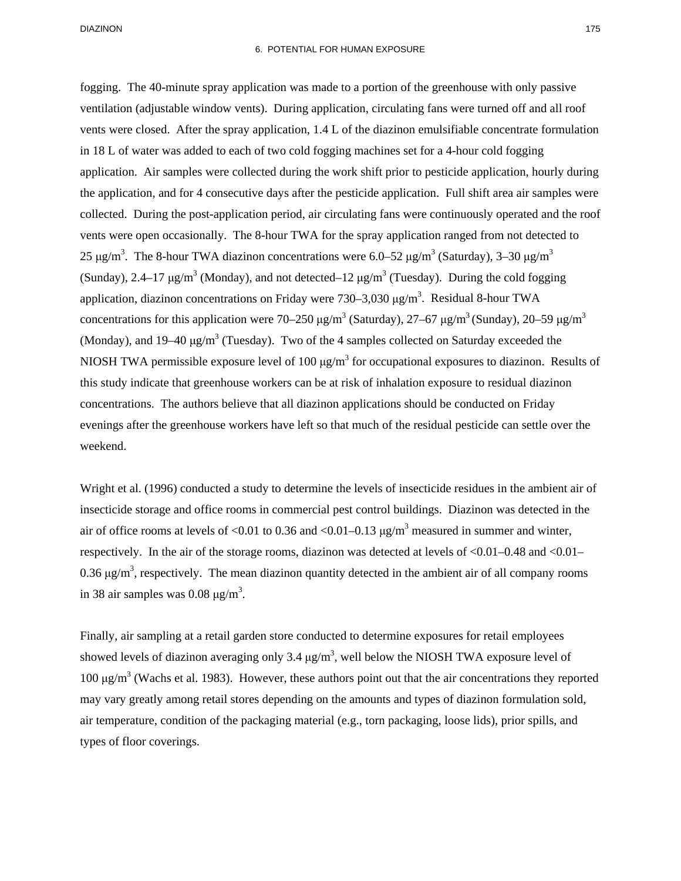fogging. The 40-minute spray application was made to a portion of the greenhouse with only passive ventilation (adjustable window vents). During application, circulating fans were turned off and all roof vents were closed. After the spray application, 1.4 L of the diazinon emulsifiable concentrate formulation in 18 L of water was added to each of two cold fogging machines set for a 4-hour cold fogging application. Air samples were collected during the work shift prior to pesticide application, hourly during the application, and for 4 consecutive days after the pesticide application. Full shift area air samples were collected. During the post-application period, air circulating fans were continuously operated and the roof vents were open occasionally. The 8-hour TWA for the spray application ranged from not detected to 25 μg/$m^3$. The 8-hour TWA diazinon concentrations were 6.0–52 μg/$m^3$ (Saturday), 3–30 μg/$m^3$ (Sunday), 2.4–17 μg/$m^3$ (Monday), and not detected–12 μg/$m^3$ (Tuesday). During the cold fogging application, diazinon concentrations on Friday were 730–3,030 μg/$m^3$. Residual 8-hour TWA concentrations for this application were 70–250 μg/$m^3$ (Saturday), 27–67 μg/$m^3$ (Sunday), 20–59 μg/$m^3$ (Monday), and 19–40 μg/$m^3$ (Tuesday). Two of the 4 samples collected on Saturday exceeded the NIOSH TWA permissible exposure level of 100 μg/$m^3$ for occupational exposures to diazinon. Results of this study indicate that greenhouse workers can be at risk of inhalation exposure to residual diazinon concentrations. The authors believe that all diazinon applications should be conducted on Friday evenings after the greenhouse workers have left so that much of the residual pesticide can settle over the weekend.

Wright et al. (1996) conducted a study to determine the levels of insecticide residues in the ambient air of insecticide storage and office rooms in commercial pest control buildings. Diazinon was detected in the air of office rooms at levels of <0.01 to 0.36 and <0.01–0.13 μg/$m^3$ measured in summer and winter, respectively. In the air of the storage rooms, diazinon was detected at levels of <0.01–0.48 and <0.01–0.36 μg/$m^3$, respectively. The mean diazinon quantity detected in the ambient air of all company rooms in 38 air samples was 0.08 μg/$m^3$.

Finally, air sampling at a retail garden store conducted to determine exposures for retail employees showed levels of diazinon averaging only 3.4 μg/$m^3$, well below the NIOSH TWA exposure level of 100 μg/$m^3$ (Wachs et al. 1983). However, these authors point out that the air concentrations they reported may vary greatly among retail stores depending on the amounts and types of diazinon formulation sold, air temperature, condition of the packaging material (e.g., torn packaging, loose lids), prior spills, and types of floor coverings.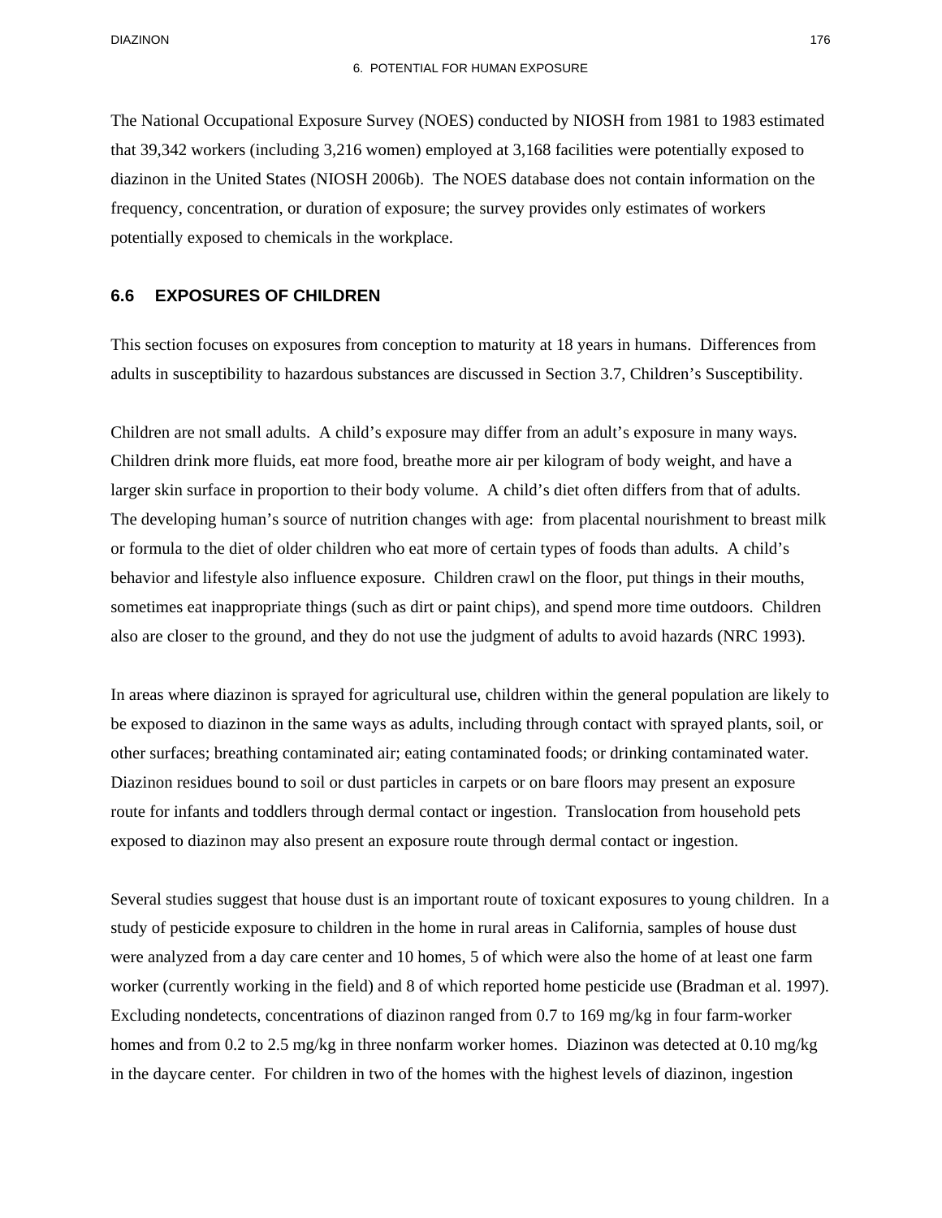The National Occupational Exposure Survey (NOES) conducted by NIOSH from 1981 to 1983 estimated that 39,342 workers (including 3,216 women) employed at 3,168 facilities were potentially exposed to diazinon in the United States (NIOSH 2006b). The NOES database does not contain information on the frequency, concentration, or duration of exposure; the survey provides only estimates of workers potentially exposed to chemicals in the workplace.

## 6.6 EXPOSURES OF CHILDREN

This section focuses on exposures from conception to maturity at 18 years in humans. Differences from adults in susceptibility to hazardous substances are discussed in Section 3.7, Children's Susceptibility.

Children are not small adults. A child's exposure may differ from an adult's exposure in many ways. Children drink more fluids, eat more food, breathe more air per kilogram of body weight, and have a larger skin surface in proportion to their body volume. A child's diet often differs from that of adults. The developing human's source of nutrition changes with age: from placental nourishment to breast milk or formula to the diet of older children who eat more of certain types of foods than adults. A child's behavior and lifestyle also influence exposure. Children crawl on the floor, put things in their mouths, sometimes eat inappropriate things (such as dirt or paint chips), and spend more time outdoors. Children also are closer to the ground, and they do not use the judgment of adults to avoid hazards (NRC 1993).

In areas where diazinon is sprayed for agricultural use, children within the general population are likely to be exposed to diazinon in the same ways as adults, including through contact with sprayed plants, soil, or other surfaces; breathing contaminated air; eating contaminated foods; or drinking contaminated water. Diazinon residues bound to soil or dust particles in carpets or on bare floors may present an exposure route for infants and toddlers through dermal contact or ingestion. Translocation from household pets exposed to diazinon may also present an exposure route through dermal contact or ingestion.

Several studies suggest that house dust is an important route of toxicant exposures to young children. In a study of pesticide exposure to children in the home in rural areas in California, samples of house dust were analyzed from a day care center and 10 homes, 5 of which were also the home of at least one farm worker (currently working in the field) and 8 of which reported home pesticide use (Bradman et al. 1997). Excluding nondetects, concentrations of diazinon ranged from 0.7 to 169 mg/kg in four farm-worker homes and from 0.2 to 2.5 mg/kg in three nonfarm worker homes. Diazinon was detected at 0.10 mg/kg in the daycare center. For children in two of the homes with the highest levels of diazinon, ingestion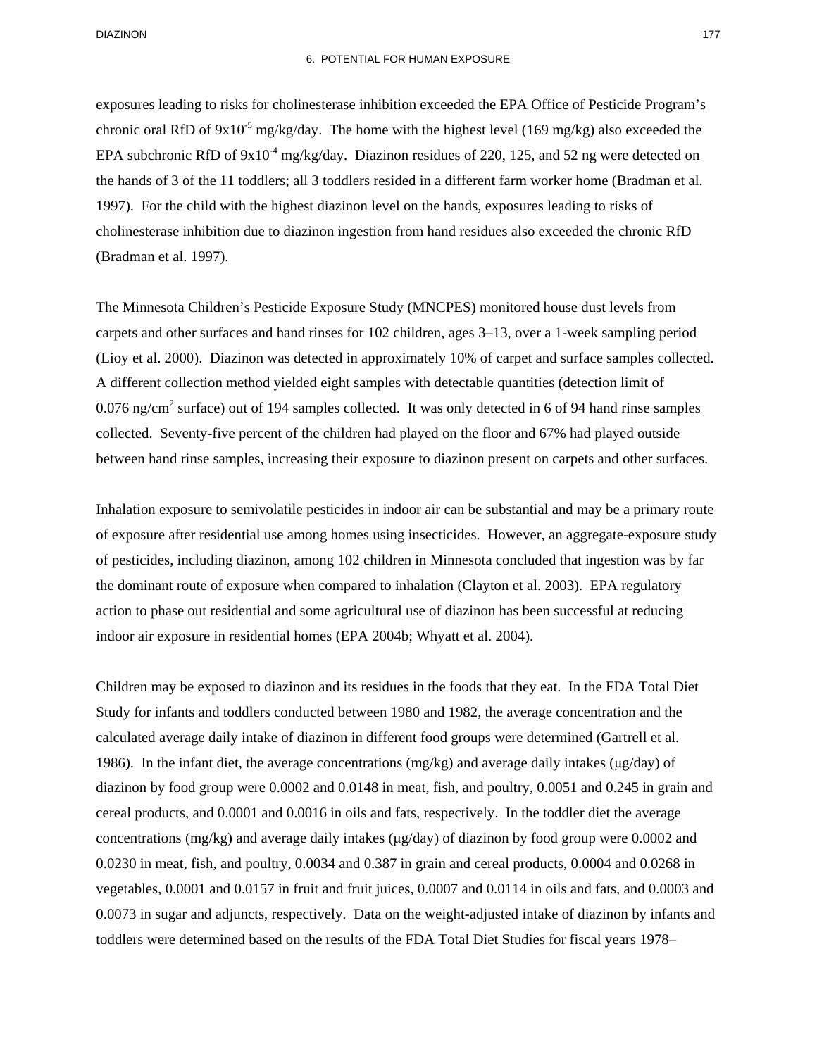exposures leading to risks for cholinesterase inhibition exceeded the EPA Office of Pesticide Program's chronic oral RfD of $9 \times 10^{-5}$ mg/kg/day. The home with the highest level (169 mg/kg) also exceeded the EPA subchronic RfD of $9 \times 10^{-4}$ mg/kg/day. Diazinon residues of 220, 125, and 52 ng were detected on the hands of 3 of the 11 toddlers; all 3 toddlers resided in a different farm worker home (Bradman et al. 1997). For the child with the highest diazinon level on the hands, exposures leading to risks of cholinesterase inhibition due to diazinon ingestion from hand residues also exceeded the chronic RfD (Bradman et al. 1997).

The Minnesota Children's Pesticide Exposure Study (MNCPES) monitored house dust levels from carpets and other surfaces and hand rinses for 102 children, ages 3–13, over a 1-week sampling period (Lioy et al. 2000). Diazinon was detected in approximately 10% of carpet and surface samples collected. A different collection method yielded eight samples with detectable quantities (detection limit of 0.076 ng/$cm^2$ surface) out of 194 samples collected. It was only detected in 6 of 94 hand rinse samples collected. Seventy-five percent of the children had played on the floor and 67% had played outside between hand rinse samples, increasing their exposure to diazinon present on carpets and other surfaces.

Inhalation exposure to semivolatile pesticides in indoor air can be substantial and may be a primary route of exposure after residential use among homes using insecticides. However, an aggregate-exposure study of pesticides, including diazinon, among 102 children in Minnesota concluded that ingestion was by far the dominant route of exposure when compared to inhalation (Clayton et al. 2003). EPA regulatory action to phase out residential and some agricultural use of diazinon has been successful at reducing indoor air exposure in residential homes (EPA 2004b; Whyatt et al. 2004).

Children may be exposed to diazinon and its residues in the foods that they eat. In the FDA Total Diet Study for infants and toddlers conducted between 1980 and 1982, the average concentration and the calculated average daily intake of diazinon in different food groups were determined (Gartrell et al. 1986). In the infant diet, the average concentrations (mg/kg) and average daily intakes (μg/day) of diazinon by food group were 0.0002 and 0.0148 in meat, fish, and poultry, 0.0051 and 0.245 in grain and cereal products, and 0.0001 and 0.0016 in oils and fats, respectively. In the toddler diet the average concentrations (mg/kg) and average daily intakes (μg/day) of diazinon by food group were 0.0002 and 0.0230 in meat, fish, and poultry, 0.0034 and 0.387 in grain and cereal products, 0.0004 and 0.0268 in vegetables, 0.0001 and 0.0157 in fruit and fruit juices, 0.0007 and 0.0114 in oils and fats, and 0.0003 and 0.0073 in sugar and adjuncts, respectively. Data on the weight-adjusted intake of diazinon by infants and toddlers were determined based on the results of the FDA Total Diet Studies for fiscal years 1978–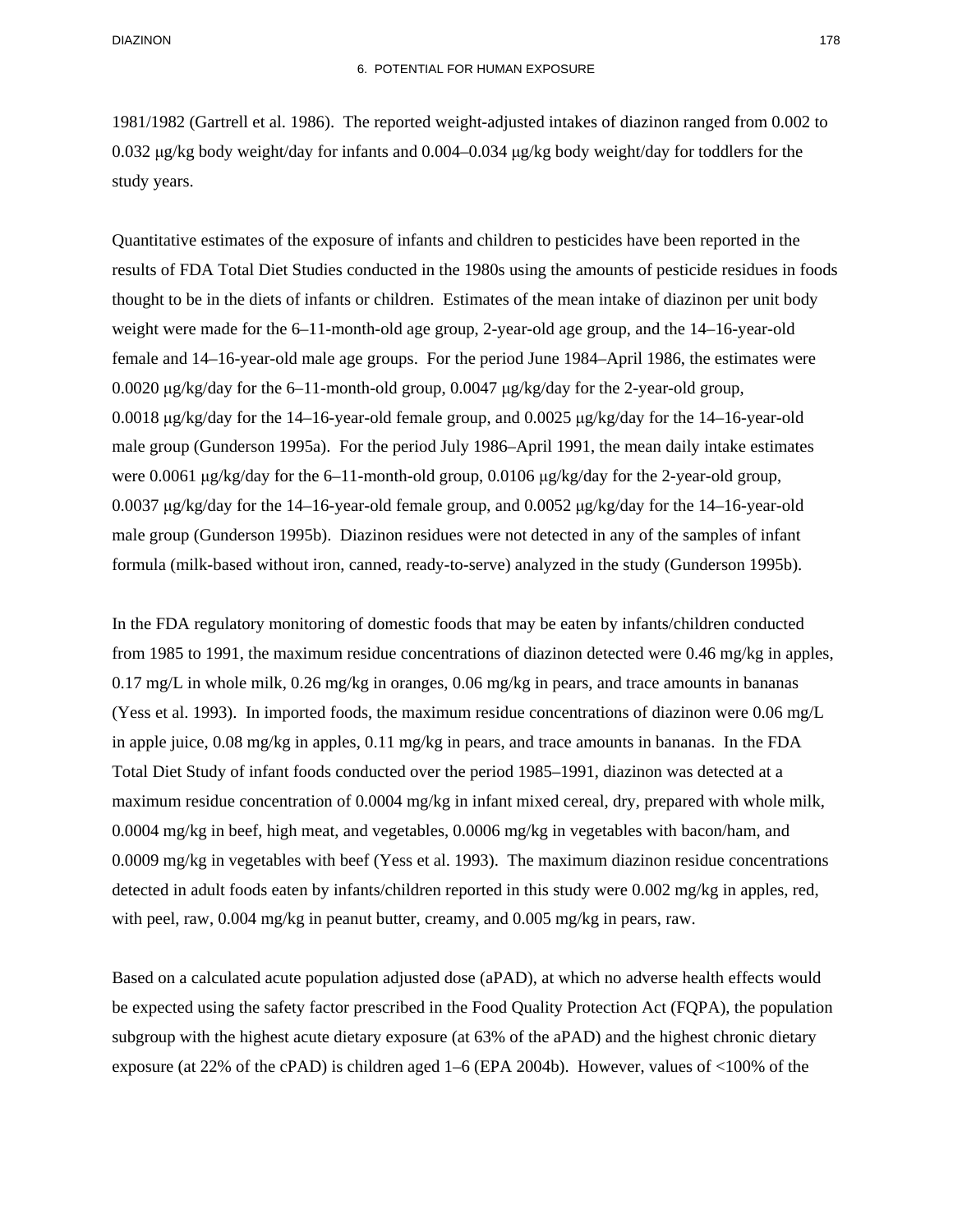1981/1982 (Gartrell et al. 1986). The reported weight-adjusted intakes of diazinon ranged from 0.002 to 0.032 μg/kg body weight/day for infants and 0.004–0.034 μg/kg body weight/day for toddlers for the study years.

Quantitative estimates of the exposure of infants and children to pesticides have been reported in the results of FDA Total Diet Studies conducted in the 1980s using the amounts of pesticide residues in foods thought to be in the diets of infants or children. Estimates of the mean intake of diazinon per unit body weight were made for the 6–11-month-old age group, 2-year-old age group, and the 14–16-year-old female and 14–16-year-old male age groups. For the period June 1984–April 1986, the estimates were 0.0020 μg/kg/day for the 6–11-month-old group, 0.0047 μg/kg/day for the 2-year-old group, 0.0018 μg/kg/day for the 14–16-year-old female group, and 0.0025 μg/kg/day for the 14–16-year-old male group (Gunderson 1995a). For the period July 1986–April 1991, the mean daily intake estimates were 0.0061 μg/kg/day for the 6–11-month-old group, 0.0106 μg/kg/day for the 2-year-old group, 0.0037 μg/kg/day for the 14–16-year-old female group, and 0.0052 μg/kg/day for the 14–16-year-old male group (Gunderson 1995b). Diazinon residues were not detected in any of the samples of infant formula (milk-based without iron, canned, ready-to-serve) analyzed in the study (Gunderson 1995b).

In the FDA regulatory monitoring of domestic foods that may be eaten by infants/children conducted from 1985 to 1991, the maximum residue concentrations of diazinon detected were 0.46 mg/kg in apples, 0.17 mg/L in whole milk, 0.26 mg/kg in oranges, 0.06 mg/kg in pears, and trace amounts in bananas (Yess et al. 1993). In imported foods, the maximum residue concentrations of diazinon were 0.06 mg/L in apple juice, 0.08 mg/kg in apples, 0.11 mg/kg in pears, and trace amounts in bananas. In the FDA Total Diet Study of infant foods conducted over the period 1985–1991, diazinon was detected at a maximum residue concentration of 0.0004 mg/kg in infant mixed cereal, dry, prepared with whole milk, 0.0004 mg/kg in beef, high meat, and vegetables, 0.0006 mg/kg in vegetables with bacon/ham, and 0.0009 mg/kg in vegetables with beef (Yess et al. 1993). The maximum diazinon residue concentrations detected in adult foods eaten by infants/children reported in this study were 0.002 mg/kg in apples, red, with peel, raw, 0.004 mg/kg in peanut butter, creamy, and 0.005 mg/kg in pears, raw.

Based on a calculated acute population adjusted dose (aPAD), at which no adverse health effects would be expected using the safety factor prescribed in the Food Quality Protection Act (FQPA), the population subgroup with the highest acute dietary exposure (at 63% of the aPAD) and the highest chronic dietary exposure (at 22% of the cPAD) is children aged 1–6 (EPA 2004b). However, values of <100% of the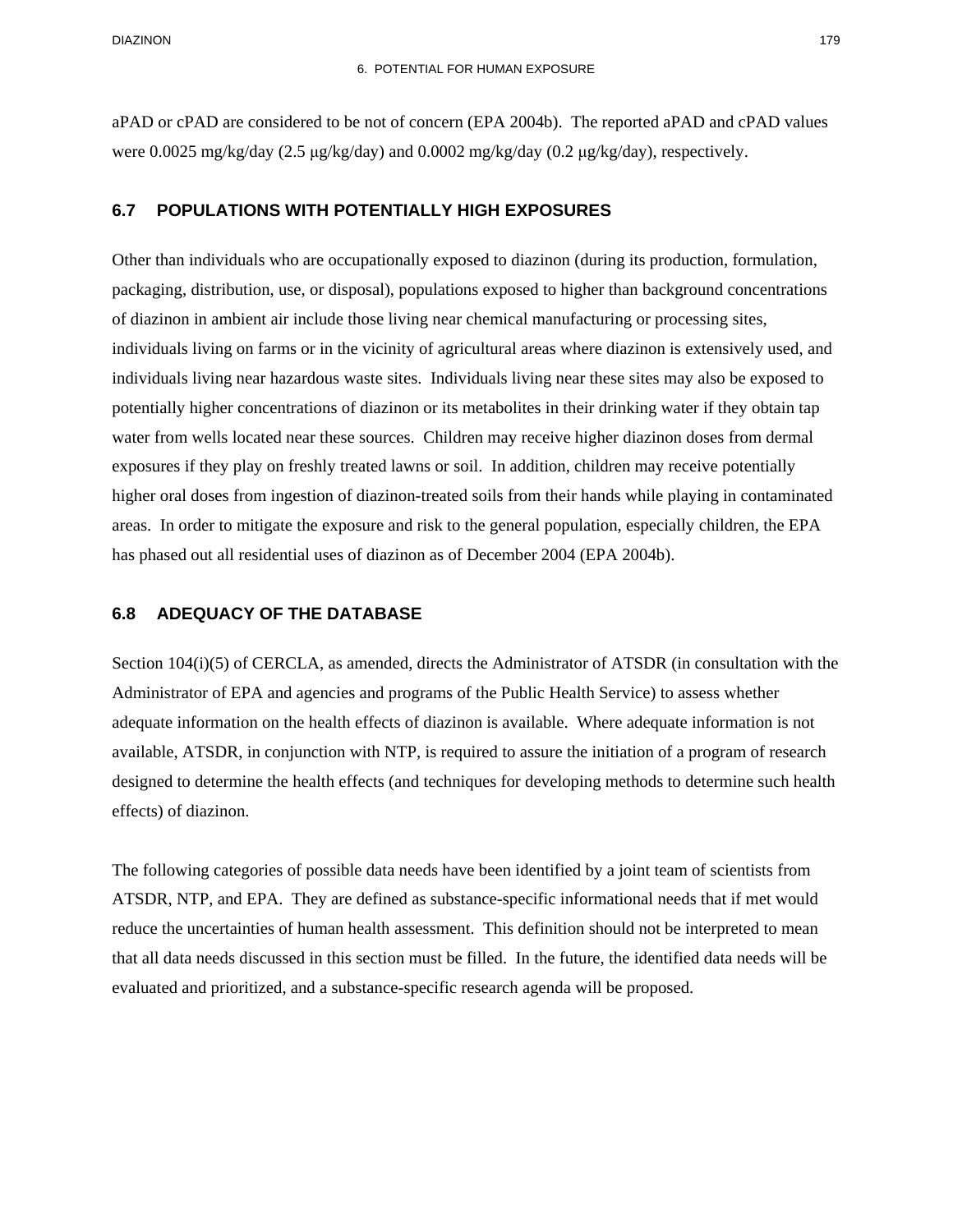aPAD or cPAD are considered to be not of concern (EPA 2004b). The reported aPAD and cPAD values were 0.0025 mg/kg/day (2.5 μg/kg/day) and 0.0002 mg/kg/day (0.2 μg/kg/day), respectively.

## 6.7 POPULATIONS WITH POTENTIALLY HIGH EXPOSURES

Other than individuals who are occupationally exposed to diazinon (during its production, formulation, packaging, distribution, use, or disposal), populations exposed to higher than background concentrations of diazinon in ambient air include those living near chemical manufacturing or processing sites, individuals living on farms or in the vicinity of agricultural areas where diazinon is extensively used, and individuals living near hazardous waste sites. Individuals living near these sites may also be exposed to potentially higher concentrations of diazinon or its metabolites in their drinking water if they obtain tap water from wells located near these sources. Children may receive higher diazinon doses from dermal exposures if they play on freshly treated lawns or soil. In addition, children may receive potentially higher oral doses from ingestion of diazinon-treated soils from their hands while playing in contaminated areas. In order to mitigate the exposure and risk to the general population, especially children, the EPA has phased out all residential uses of diazinon as of December 2004 (EPA 2004b).

## 6.8 ADEQUACY OF THE DATABASE

Section 104(i)(5) of CERCLA, as amended, directs the Administrator of ATSDR (in consultation with the Administrator of EPA and agencies and programs of the Public Health Service) to assess whether adequate information on the health effects of diazinon is available. Where adequate information is not available, ATSDR, in conjunction with NTP, is required to assure the initiation of a program of research designed to determine the health effects (and techniques for developing methods to determine such health effects) of diazinon.

The following categories of possible data needs have been identified by a joint team of scientists from ATSDR, NTP, and EPA. They are defined as substance-specific informational needs that if met would reduce the uncertainties of human health assessment. This definition should not be interpreted to mean that all data needs discussed in this section must be filled. In the future, the identified data needs will be evaluated and prioritized, and a substance-specific research agenda will be proposed.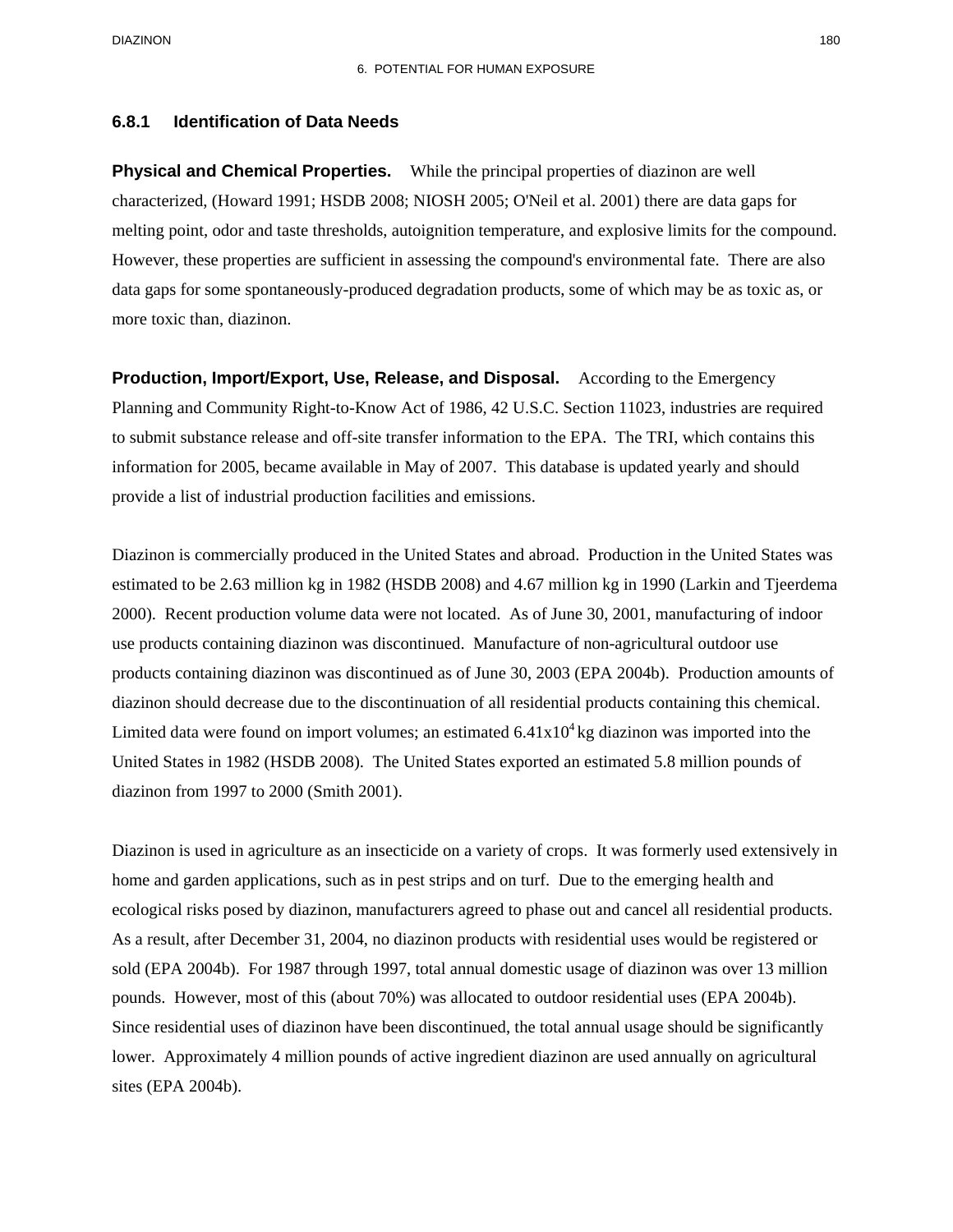### 6.8.1 Identification of Data Needs

**Physical and Chemical Properties.** While the principal properties of diazinon are well characterized, (Howard 1991; HSDB 2008; NIOSH 2005; O'Neil et al. 2001) there are data gaps for melting point, odor and taste thresholds, autoignition temperature, and explosive limits for the compound. However, these properties are sufficient in assessing the compound's environmental fate. There are also data gaps for some spontaneously-produced degradation products, some of which may be as toxic as, or more toxic than, diazinon.

**Production, Import/Export, Use, Release, and Disposal.** According to the Emergency Planning and Community Right-to-Know Act of 1986, 42 U.S.C. Section 11023, industries are required to submit substance release and off-site transfer information to the EPA. The TRI, which contains this information for 2005, became available in May of 2007. This database is updated yearly and should provide a list of industrial production facilities and emissions.

Diazinon is commercially produced in the United States and abroad. Production in the United States was estimated to be 2.63 million kg in 1982 (HSDB 2008) and 4.67 million kg in 1990 (Larkin and Tjeerdema 2000). Recent production volume data were not located. As of June 30, 2001, manufacturing of indoor use products containing diazinon was discontinued. Manufacture of non-agricultural outdoor use products containing diazinon was discontinued as of June 30, 2003 (EPA 2004b). Production amounts of diazinon should decrease due to the discontinuation of all residential products containing this chemical. Limited data were found on import volumes; an estimated $6.41 \times 10^4$ kg diazinon was imported into the United States in 1982 (HSDB 2008). The United States exported an estimated 5.8 million pounds of diazinon from 1997 to 2000 (Smith 2001).

Diazinon is used in agriculture as an insecticide on a variety of crops. It was formerly used extensively in home and garden applications, such as in pest strips and on turf. Due to the emerging health and ecological risks posed by diazinon, manufacturers agreed to phase out and cancel all residential products. As a result, after December 31, 2004, no diazinon products with residential uses would be registered or sold (EPA 2004b). For 1987 through 1997, total annual domestic usage of diazinon was over 13 million pounds. However, most of this (about 70%) was allocated to outdoor residential uses (EPA 2004b). Since residential uses of diazinon have been discontinued, the total annual usage should be significantly lower. Approximately 4 million pounds of active ingredient diazinon are used annually on agricultural sites (EPA 2004b).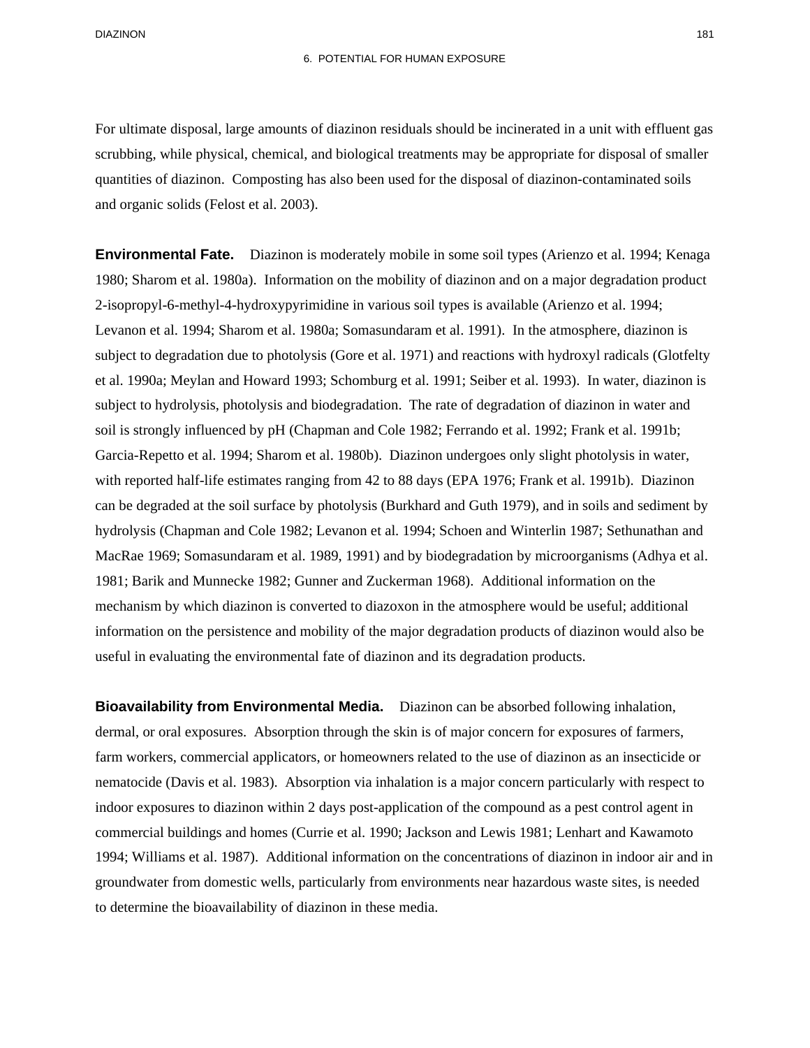For ultimate disposal, large amounts of diazinon residuals should be incinerated in a unit with effluent gas scrubbing, while physical, chemical, and biological treatments may be appropriate for disposal of smaller quantities of diazinon. Composting has also been used for the disposal of diazinon-contaminated soils and organic solids (Felost et al. 2003).

**Environmental Fate.** Diazinon is moderately mobile in some soil types (Arienzo et al. 1994; Kenaga 1980; Sharom et al. 1980a). Information on the mobility of diazinon and on a major degradation product 2-isopropyl-6-methyl-4-hydroxypyrimidine in various soil types is available (Arienzo et al. 1994; Levanon et al. 1994; Sharom et al. 1980a; Somasundaram et al. 1991). In the atmosphere, diazinon is subject to degradation due to photolysis (Gore et al. 1971) and reactions with hydroxyl radicals (Glotfelty et al. 1990a; Meylan and Howard 1993; Schomburg et al. 1991; Seiber et al. 1993). In water, diazinon is subject to hydrolysis, photolysis and biodegradation. The rate of degradation of diazinon in water and soil is strongly influenced by pH (Chapman and Cole 1982; Ferrando et al. 1992; Frank et al. 1991b; Garcia-Repetto et al. 1994; Sharom et al. 1980b). Diazinon undergoes only slight photolysis in water, with reported half-life estimates ranging from 42 to 88 days (EPA 1976; Frank et al. 1991b). Diazinon can be degraded at the soil surface by photolysis (Burkhard and Guth 1979), and in soils and sediment by hydrolysis (Chapman and Cole 1982; Levanon et al. 1994; Schoen and Winterlin 1987; Sethunathan and MacRae 1969; Somasundaram et al. 1989, 1991) and by biodegradation by microorganisms (Adhya et al. 1981; Barik and Munnecke 1982; Gunner and Zuckerman 1968). Additional information on the mechanism by which diazinon is converted to diazoxon in the atmosphere would be useful; additional information on the persistence and mobility of the major degradation products of diazinon would also be useful in evaluating the environmental fate of diazinon and its degradation products.

**Bioavailability from Environmental Media.** Diazinon can be absorbed following inhalation, dermal, or oral exposures. Absorption through the skin is of major concern for exposures of farmers, farm workers, commercial applicators, or homeowners related to the use of diazinon as an insecticide or nematocide (Davis et al. 1983). Absorption via inhalation is a major concern particularly with respect to indoor exposures to diazinon within 2 days post-application of the compound as a pest control agent in commercial buildings and homes (Currie et al. 1990; Jackson and Lewis 1981; Lenhart and Kawamoto 1994; Williams et al. 1987). Additional information on the concentrations of diazinon in indoor air and in groundwater from domestic wells, particularly from environments near hazardous waste sites, is needed to determine the bioavailability of diazinon in these media.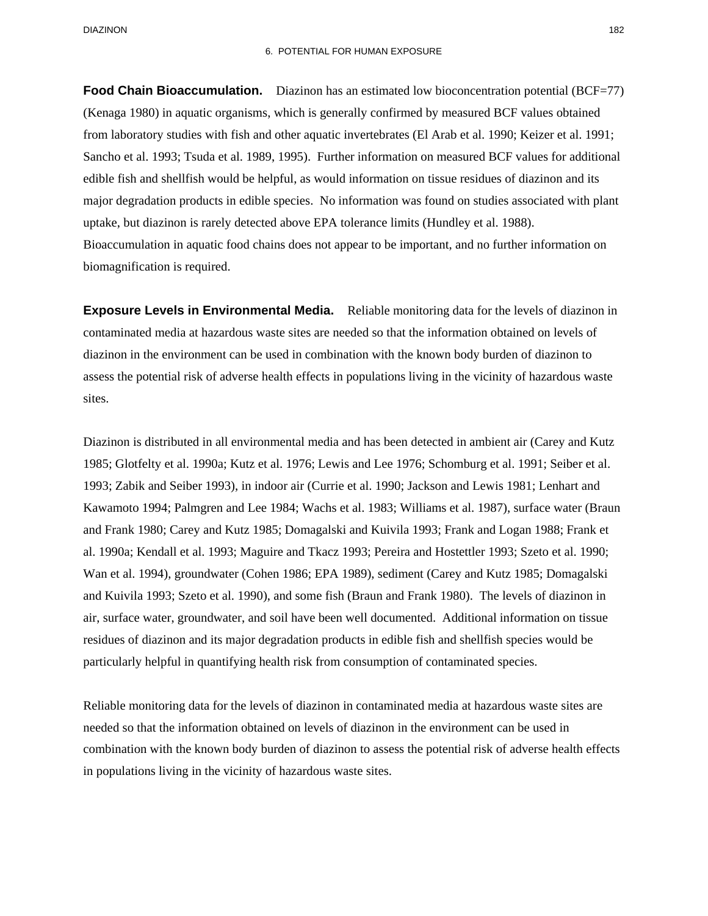**Food Chain Bioaccumulation.** Diazinon has an estimated low bioconcentration potential (BCF=77) (Kenaga 1980) in aquatic organisms, which is generally confirmed by measured BCF values obtained from laboratory studies with fish and other aquatic invertebrates (El Arab et al. 1990; Keizer et al. 1991; Sancho et al. 1993; Tsuda et al. 1989, 1995). Further information on measured BCF values for additional edible fish and shellfish would be helpful, as would information on tissue residues of diazinon and its major degradation products in edible species. No information was found on studies associated with plant uptake, but diazinon is rarely detected above EPA tolerance limits (Hundley et al. 1988). Bioaccumulation in aquatic food chains does not appear to be important, and no further information on biomagnification is required.

**Exposure Levels in Environmental Media.** Reliable monitoring data for the levels of diazinon in contaminated media at hazardous waste sites are needed so that the information obtained on levels of diazinon in the environment can be used in combination with the known body burden of diazinon to assess the potential risk of adverse health effects in populations living in the vicinity of hazardous waste sites.

Diazinon is distributed in all environmental media and has been detected in ambient air (Carey and Kutz 1985; Glotfelty et al. 1990a; Kutz et al. 1976; Lewis and Lee 1976; Schomburg et al. 1991; Seiber et al. 1993; Zabik and Seiber 1993), in indoor air (Currie et al. 1990; Jackson and Lewis 1981; Lenhart and Kawamoto 1994; Palmgren and Lee 1984; Wachs et al. 1983; Williams et al. 1987), surface water (Braun and Frank 1980; Carey and Kutz 1985; Domagalski and Kuivila 1993; Frank and Logan 1988; Frank et al. 1990a; Kendall et al. 1993; Maguire and Tkacz 1993; Pereira and Hostettler 1993; Szeto et al. 1990; Wan et al. 1994), groundwater (Cohen 1986; EPA 1989), sediment (Carey and Kutz 1985; Domagalski and Kuivila 1993; Szeto et al. 1990), and some fish (Braun and Frank 1980). The levels of diazinon in air, surface water, groundwater, and soil have been well documented. Additional information on tissue residues of diazinon and its major degradation products in edible fish and shellfish species would be particularly helpful in quantifying health risk from consumption of contaminated species.

Reliable monitoring data for the levels of diazinon in contaminated media at hazardous waste sites are needed so that the information obtained on levels of diazinon in the environment can be used in combination with the known body burden of diazinon to assess the potential risk of adverse health effects in populations living in the vicinity of hazardous waste sites.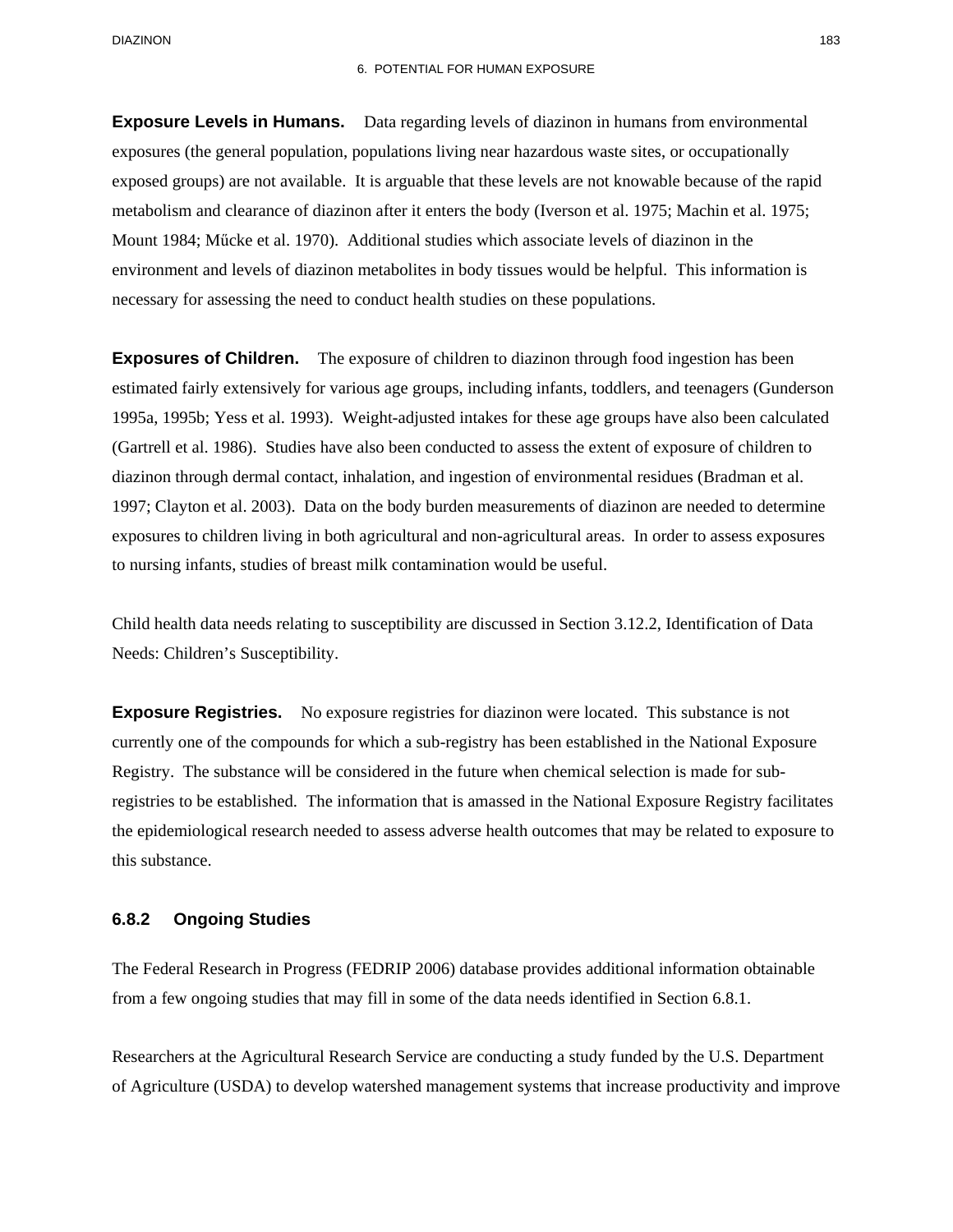**Exposure Levels in Humans.** Data regarding levels of diazinon in humans from environmental exposures (the general population, populations living near hazardous waste sites, or occupationally exposed groups) are not available. It is arguable that these levels are not knowable because of the rapid metabolism and clearance of diazinon after it enters the body (Iverson et al. 1975; Machin et al. 1975; Mount 1984; Műcke et al. 1970). Additional studies which associate levels of diazinon in the environment and levels of diazinon metabolites in body tissues would be helpful. This information is necessary for assessing the need to conduct health studies on these populations.

**Exposures of Children.** The exposure of children to diazinon through food ingestion has been estimated fairly extensively for various age groups, including infants, toddlers, and teenagers (Gunderson 1995a, 1995b; Yess et al. 1993). Weight-adjusted intakes for these age groups have also been calculated (Gartrell et al. 1986). Studies have also been conducted to assess the extent of exposure of children to diazinon through dermal contact, inhalation, and ingestion of environmental residues (Bradman et al. 1997; Clayton et al. 2003). Data on the body burden measurements of diazinon are needed to determine exposures to children living in both agricultural and non-agricultural areas. In order to assess exposures to nursing infants, studies of breast milk contamination would be useful.

Child health data needs relating to susceptibility are discussed in Section 3.12.2, Identification of Data Needs: Children's Susceptibility.

**Exposure Registries.** No exposure registries for diazinon were located. This substance is not currently one of the compounds for which a sub-registry has been established in the National Exposure Registry. The substance will be considered in the future when chemical selection is made for sub-registries to be established. The information that is amassed in the National Exposure Registry facilitates the epidemiological research needed to assess adverse health outcomes that may be related to exposure to this substance.

### 6.8.2 Ongoing Studies

The Federal Research in Progress (FEDRIP 2006) database provides additional information obtainable from a few ongoing studies that may fill in some of the data needs identified in Section 6.8.1.

Researchers at the Agricultural Research Service are conducting a study funded by the U.S. Department of Agriculture (USDA) to develop watershed management systems that increase productivity and improve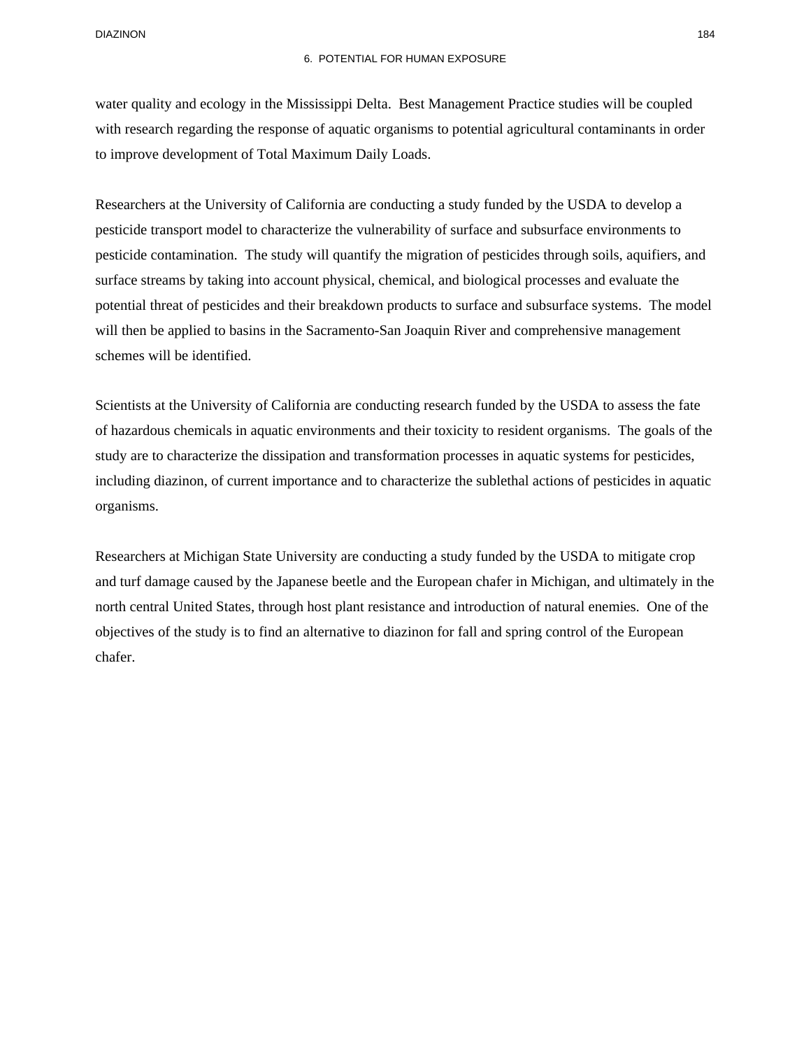water quality and ecology in the Mississippi Delta. Best Management Practice studies will be coupled with research regarding the response of aquatic organisms to potential agricultural contaminants in order to improve development of Total Maximum Daily Loads.

Researchers at the University of California are conducting a study funded by the USDA to develop a pesticide transport model to characterize the vulnerability of surface and subsurface environments to pesticide contamination. The study will quantify the migration of pesticides through soils, aquifiers, and surface streams by taking into account physical, chemical, and biological processes and evaluate the potential threat of pesticides and their breakdown products to surface and subsurface systems. The model will then be applied to basins in the Sacramento-San Joaquin River and comprehensive management schemes will be identified.

Scientists at the University of California are conducting research funded by the USDA to assess the fate of hazardous chemicals in aquatic environments and their toxicity to resident organisms. The goals of the study are to characterize the dissipation and transformation processes in aquatic systems for pesticides, including diazinon, of current importance and to characterize the sublethal actions of pesticides in aquatic organisms.

Researchers at Michigan State University are conducting a study funded by the USDA to mitigate crop and turf damage caused by the Japanese beetle and the European chafer in Michigan, and ultimately in the north central United States, through host plant resistance and introduction of natural enemies. One of the objectives of the study is to find an alternative to diazinon for fall and spring control of the European chafer.